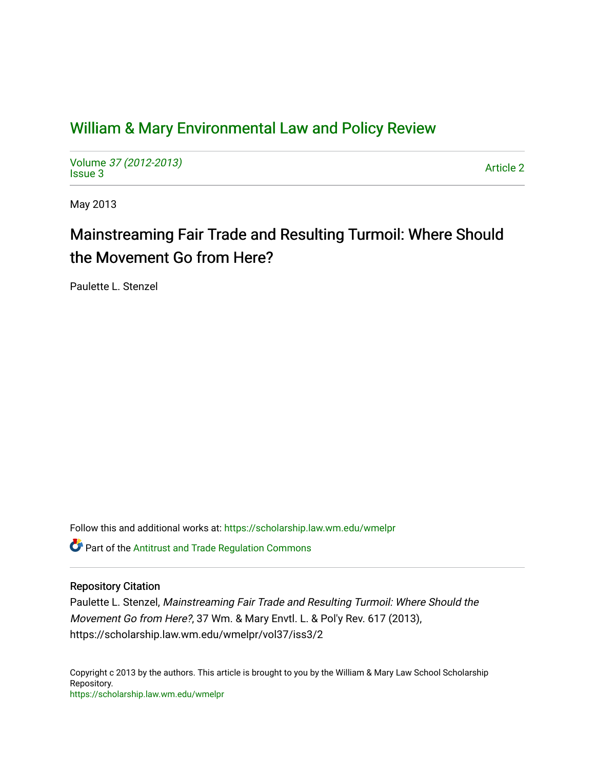# William & Mary Environmental Law and Policy Review

Volume 37 (2012-2013)
Issue 3

Article 2

May 2013

## Mainstreaming Fair Trade and Resulting Turmoil: Where Should the Movement Go from Here?

Paulette L. Stenzel

Follow this and additional works at: https://scholarship.law.wm.edu/wmelpr

Part of the Antitrust and Trade Regulation Commons

### Repository Citation

Paulette L. Stenzel, *Mainstreaming Fair Trade and Resulting Turmoil: Where Should the Movement Go from Here?*, 37 Wm. & Mary Envtl. L. & Pol'y Rev. 617 (2013), https://scholarship.law.wm.edu/wmelpr/vol37/iss3/2

Copyright c 2013 by the authors. This article is brought to you by the William & Mary Law School Scholarship Repository.
https://scholarship.law.wm.edu/wmelpr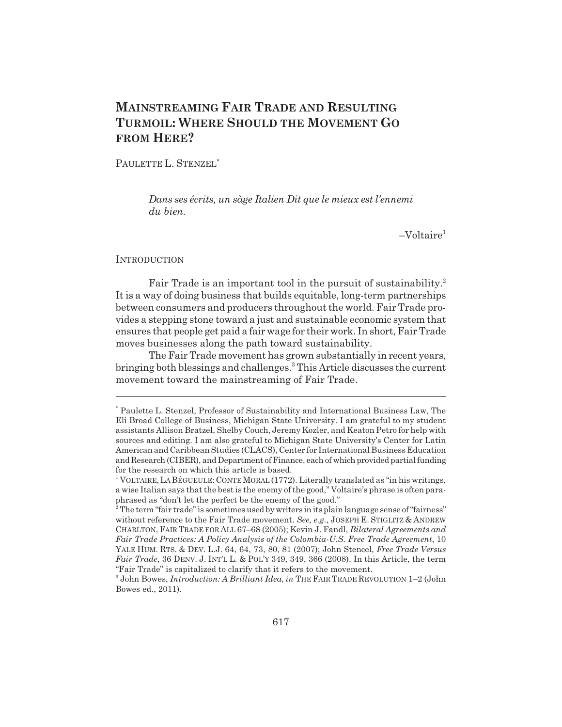# Mainstreaming Fair Trade and Resulting Turmoil: Where Should the Movement Go from Here?

Paulette L. Stenzel*

> *Dans ses écrits, un sàge Italien Dit que le mieux est l'ennemi du bien.*
>
> –Voltaire[1]

## Introduction

Fair Trade is an important tool in the pursuit of sustainability.[2] It is a way of doing business that builds equitable, long-term partnerships between consumers and producers throughout the world. Fair Trade provides a stepping stone toward a just and sustainable economic system that ensures that people get paid a fair wage for their work. In short, Fair Trade moves businesses along the path toward sustainability.

The Fair Trade movement has grown substantially in recent years, bringing both blessings and challenges.[3] This Article discusses the current movement toward the mainstreaming of Fair Trade.

---

* Paulette L. Stenzel, Professor of Sustainability and International Business Law, The Eli Broad College of Business, Michigan State University. I am grateful to my student assistants Allison Bratzel, Shelby Couch, Jeremy Kozler, and Keaton Petro for help with sources and editing. I am also grateful to Michigan State University's Center for Latin American and Caribbean Studies (CLACS), Center for International Business Education and Research (CIBER), and Department of Finance, each of which provided partial funding for the research on which this article is based.

[1] Voltaire, La Bégueule: Conte Moral (1772). Literally translated as "in his writings, a wise Italian says that the best is the enemy of the good," Voltaire's phrase is often paraphrased as "don't let the perfect be the enemy of the good."

[2] The term "fair trade" is sometimes used by writers in its plain language sense of "fairness" without reference to the Fair Trade movement. *See, e.g.*, Joseph E. Stiglitz & Andrew Charlton, Fair Trade for All 67–68 (2005); Kevin J. Fandl, *Bilateral Agreements and Fair Trade Practices: A Policy Analysis of the Colombia-U.S. Free Trade Agreement*, 10 Yale Hum. Rts. & Dev. L.J. 64, 64, 73, 80, 81 (2007); John Stencel, *Free Trade Versus Fair Trade*, 36 Denv. J. Int'l L. & Pol'y 349, 349, 366 (2008). In this Article, the term "Fair Trade" is capitalized to clarify that it refers to the movement.

[3] John Bowes, *Introduction: A Brilliant Idea*, *in* The Fair Trade Revolution 1–2 (John Bowes ed., 2011).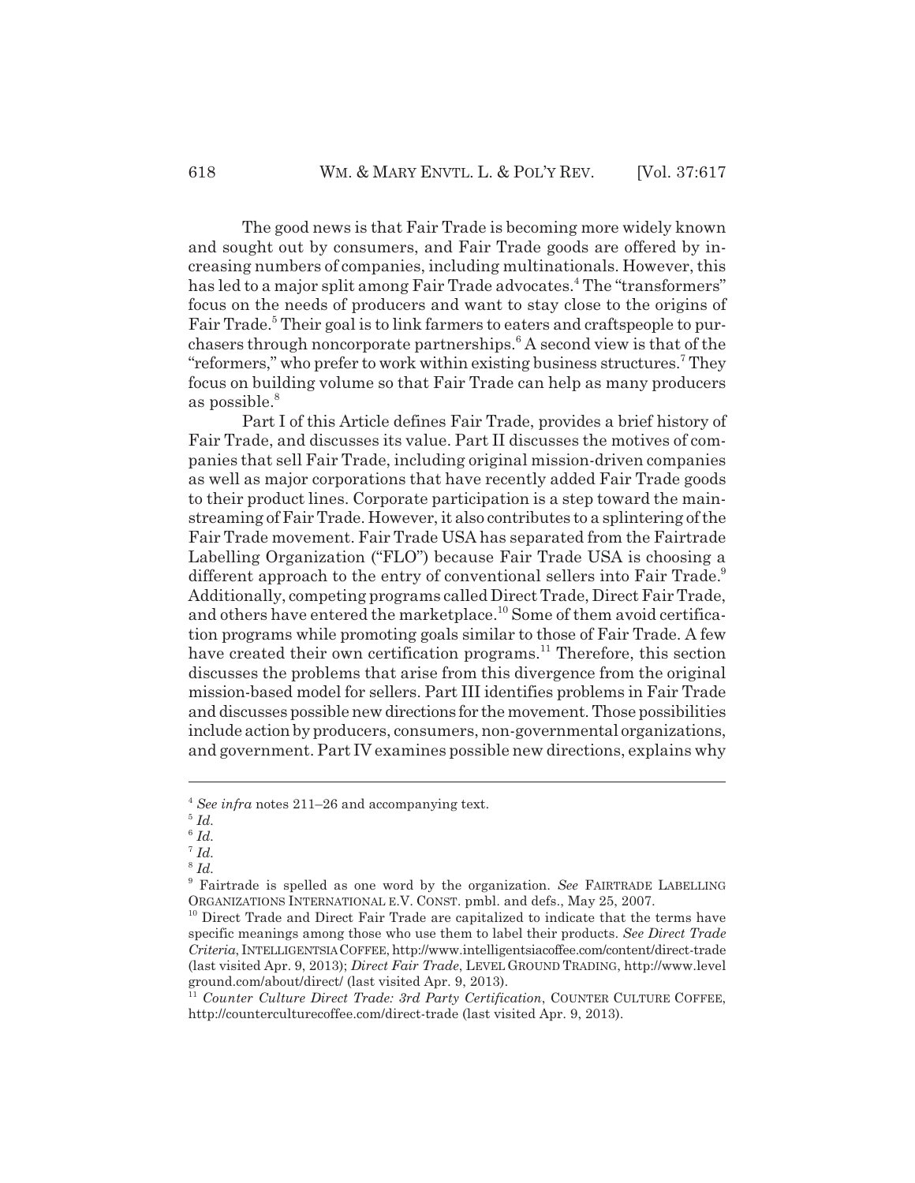The good news is that Fair Trade is becoming more widely known and sought out by consumers, and Fair Trade goods are offered by increasing numbers of companies, including multinationals. However, this has led to a major split among Fair Trade advocates.[4] The "transformers" focus on the needs of producers and want to stay close to the origins of Fair Trade.[5] Their goal is to link farmers to eaters and craftspeople to purchasers through noncorporate partnerships.[6] A second view is that of the "reformers," who prefer to work within existing business structures.[7] They focus on building volume so that Fair Trade can help as many producers as possible.[8]

Part I of this Article defines Fair Trade, provides a brief history of Fair Trade, and discusses its value. Part II discusses the motives of companies that sell Fair Trade, including original mission-driven companies as well as major corporations that have recently added Fair Trade goods to their product lines. Corporate participation is a step toward the mainstreaming of Fair Trade. However, it also contributes to a splintering of the Fair Trade movement. Fair Trade USA has separated from the Fairtrade Labelling Organization ("FLO") because Fair Trade USA is choosing a different approach to the entry of conventional sellers into Fair Trade.[9] Additionally, competing programs called Direct Trade, Direct Fair Trade, and others have entered the marketplace.[10] Some of them avoid certification programs while promoting goals similar to those of Fair Trade. A few have created their own certification programs.[11] Therefore, this section discusses the problems that arise from this divergence from the original mission-based model for sellers. Part III identifies problems in Fair Trade and discusses possible new directions for the movement. Those possibilities include action by producers, consumers, non-governmental organizations, and government. Part IV examines possible new directions, explains why

---

[4] *See infra* notes 211–26 and accompanying text.

[5] *Id.*

[6] *Id.*

[7] *Id.*

[8] *Id.*

[9] Fairtrade is spelled as one word by the organization. *See* FAIRTRADE LABELLING ORGANIZATIONS INTERNATIONAL E.V. CONST. pmbl. and defs., May 25, 2007.

[10] Direct Trade and Direct Fair Trade are capitalized to indicate that the terms have specific meanings among those who use them to label their products. *See Direct Trade Criteria*, INTELLIGENTSIA COFFEE, http://www.intelligentsiacoffee.com/content/direct-trade (last visited Apr. 9, 2013); *Direct Fair Trade*, LEVEL GROUND TRADING, http://www.levelground.com/about/direct/ (last visited Apr. 9, 2013).

[11] *Counter Culture Direct Trade: 3rd Party Certification*, COUNTER CULTURE COFFEE, http://counterculturecoffee.com/direct-trade (last visited Apr. 9, 2013).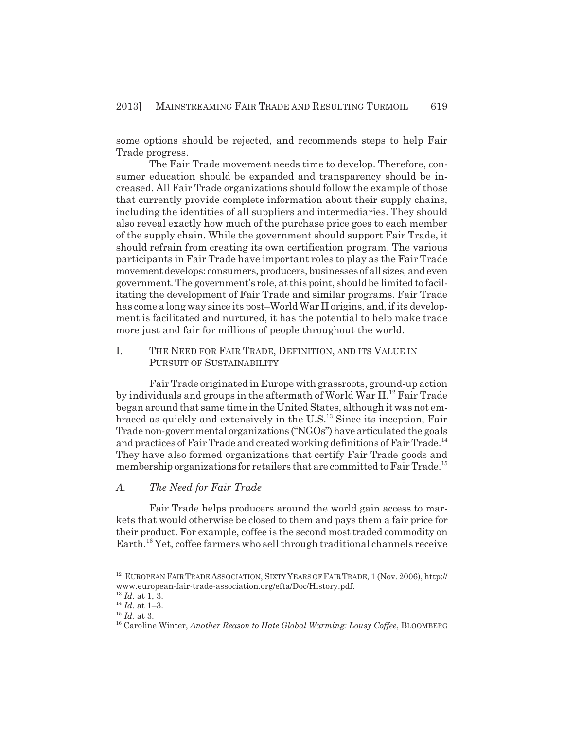some options should be rejected, and recommends steps to help Fair Trade progress.

The Fair Trade movement needs time to develop. Therefore, consumer education should be expanded and transparency should be increased. All Fair Trade organizations should follow the example of those that currently provide complete information about their supply chains, including the identities of all suppliers and intermediaries. They should also reveal exactly how much of the purchase price goes to each member of the supply chain. While the government should support Fair Trade, it should refrain from creating its own certification program. The various participants in Fair Trade have important roles to play as the Fair Trade movement develops: consumers, producers, businesses of all sizes, and even government. The government's role, at this point, should be limited to facilitating the development of Fair Trade and similar programs. Fair Trade has come a long way since its post–World War II origins, and, if its development is facilitated and nurtured, it has the potential to help make trade more just and fair for millions of people throughout the world.

## I. THE NEED FOR FAIR TRADE, DEFINITION, AND ITS VALUE IN PURSUIT OF SUSTAINABILITY

Fair Trade originated in Europe with grassroots, ground-up action by individuals and groups in the aftermath of World War II.[12] Fair Trade began around that same time in the United States, although it was not embraced as quickly and extensively in the U.S.[13] Since its inception, Fair Trade non-governmental organizations ("NGOs") have articulated the goals and practices of Fair Trade and created working definitions of Fair Trade.[14] They have also formed organizations that certify Fair Trade goods and membership organizations for retailers that are committed to Fair Trade.[15]

### *A. The Need for Fair Trade*

Fair Trade helps producers around the world gain access to markets that would otherwise be closed to them and pays them a fair price for their product. For example, coffee is the second most traded commodity on Earth.[16] Yet, coffee farmers who sell through traditional channels receive

---

[12] EUROPEAN FAIR TRADE ASSOCIATION, SIXTY YEARS OF FAIR TRADE, 1 (Nov. 2006), http://www.european-fair-trade-association.org/efta/Doc/History.pdf.

[13] *Id.* at 1, 3.

[14] *Id.* at 1–3.

[15] *Id.* at 3.

[16] Caroline Winter, *Another Reason to Hate Global Warming: Lousy Coffee*, BLOOMBERG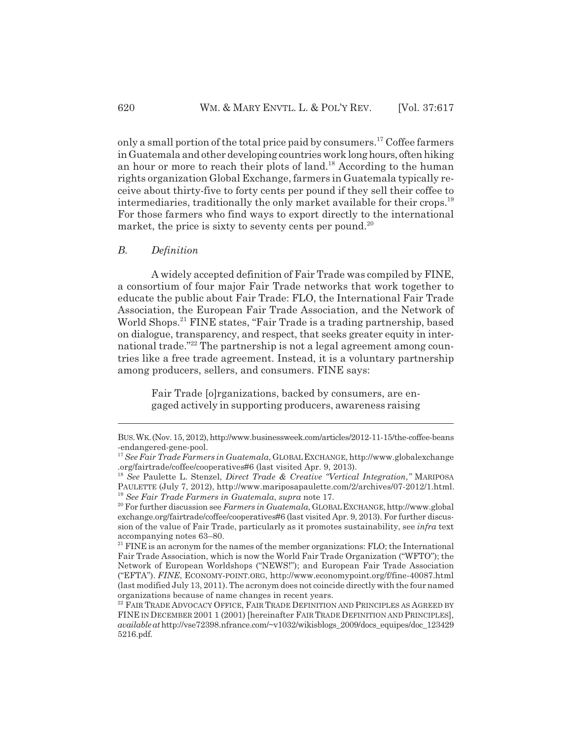only a small portion of the total price paid by consumers.[17] Coffee farmers in Guatemala and other developing countries work long hours, often hiking an hour or more to reach their plots of land.[18] According to the human rights organization Global Exchange, farmers in Guatemala typically receive about thirty-five to forty cents per pound if they sell their coffee to intermediaries, traditionally the only market available for their crops.[19] For those farmers who find ways to export directly to the international market, the price is sixty to seventy cents per pound.[20]

### *B. Definition*

A widely accepted definition of Fair Trade was compiled by FINE, a consortium of four major Fair Trade networks that work together to educate the public about Fair Trade: FLO, the International Fair Trade Association, the European Fair Trade Association, and the Network of World Shops.[21] FINE states, "Fair Trade is a trading partnership, based on dialogue, transparency, and respect, that seeks greater equity in international trade."[22] The partnership is not a legal agreement among countries like a free trade agreement. Instead, it is a voluntary partnership among producers, sellers, and consumers. FINE says:

> Fair Trade [o]rganizations, backed by consumers, are engaged actively in supporting producers, awareness raising

---

BUS. WK. (Nov. 15, 2012), http://www.businessweek.com/articles/2012-11-15/the-coffee-beans-endangered-gene-pool.

[17] *See Fair Trade Farmers in Guatemala*, GLOBAL EXCHANGE, http://www.globalexchange.org/fairtrade/coffee/cooperatives#6 (last visited Apr. 9, 2013).

[18] *See* Paulette L. Stenzel, *Direct Trade & Creative "Vertical Integration*,*"* MARIPOSA PAULETTE (July 7, 2012), http://www.mariposapaulette.com/2/archives/07-2012/1.html.

[19] *See Fair Trade Farmers in Guatemala*, *supra* note 17.

[20] For further discussion see *Farmers in Guatemala*, GLOBAL EXCHANGE, http://www.globalexchange.org/fairtrade/coffee/cooperatives#6 (last visited Apr. 9, 2013). For further discussion of the value of Fair Trade, particularly as it promotes sustainability, see *infra* text accompanying notes 63–80.

[21] FINE is an acronym for the names of the member organizations: FLO; the International Fair Trade Association, which is now the World Fair Trade Organization ("WFTO"); the Network of European Worldshops ("NEWS!"); and European Fair Trade Association ("EFTA"). *FINE*, ECONOMY-POINT.ORG, http://www.economypoint.org/f/fine-40087.html (last modified July 13, 2011). The acronym does not coincide directly with the four named organizations because of name changes in recent years.

[22] FAIR TRADE ADVOCACY OFFICE, FAIR TRADE DEFINITION AND PRINCIPLES AS AGREED BY FINE IN DECEMBER 2001 1 (2001) [hereinafter FAIR TRADE DEFINITION AND PRINCIPLES], *available at* http://vse72398.nfrance.com/~v1032/wikisblogs_2009/docs_equipes/doc_1234295216.pdf.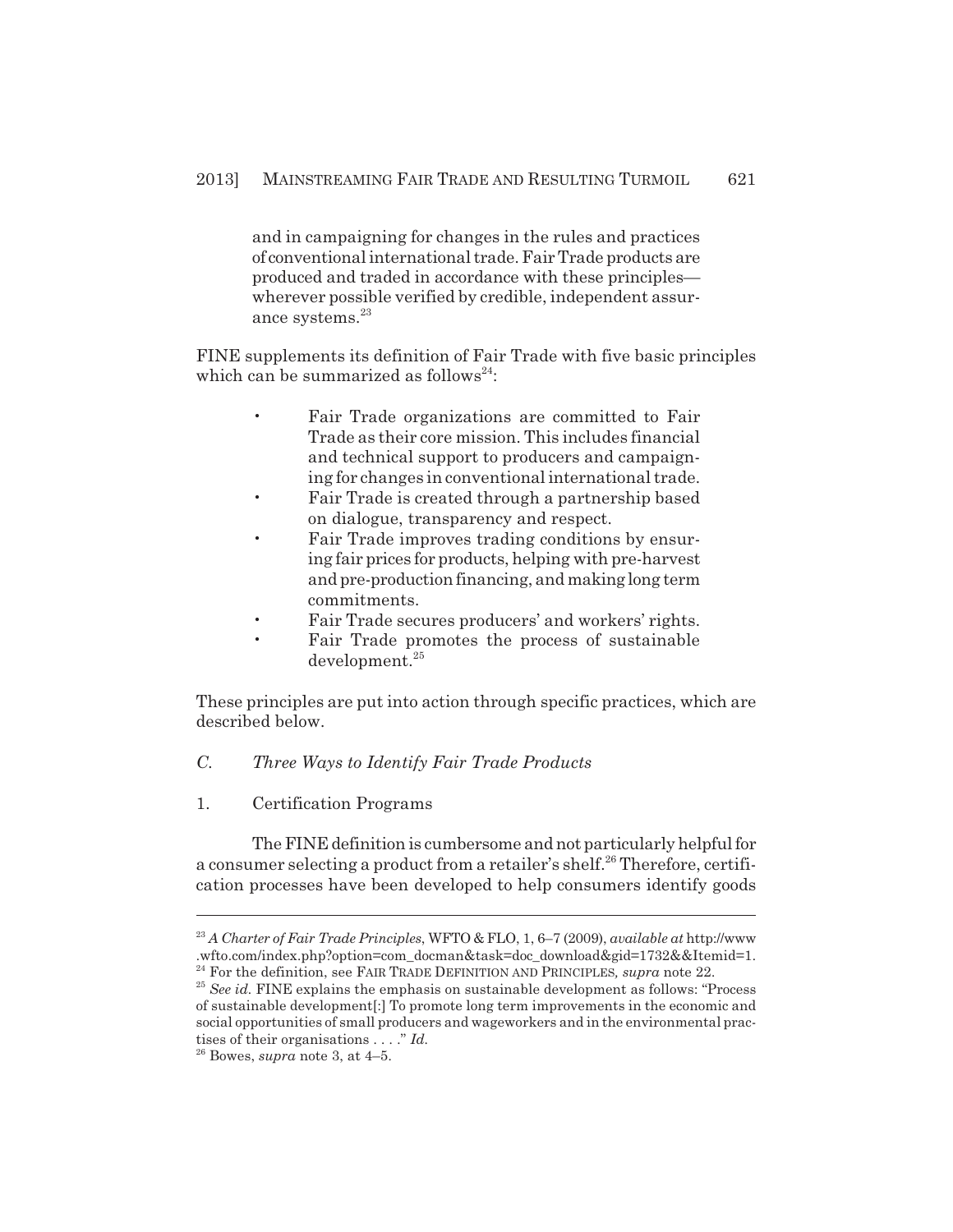> and in campaigning for changes in the rules and practices of conventional international trade. Fair Trade products are produced and traded in accordance with these principles—wherever possible verified by credible, independent assurance systems.[23]

FINE supplements its definition of Fair Trade with five basic principles which can be summarized as follows[24]:

- Fair Trade organizations are committed to Fair Trade as their core mission. This includes financial and technical support to producers and campaigning for changes in conventional international trade.
- Fair Trade is created through a partnership based on dialogue, transparency and respect.
- Fair Trade improves trading conditions by ensuring fair prices for products, helping with pre-harvest and pre-production financing, and making long term commitments.
- Fair Trade secures producers' and workers' rights.
- Fair Trade promotes the process of sustainable development.[25]

These principles are put into action through specific practices, which are described below.

### *C. Three Ways to Identify Fair Trade Products*

#### 1. Certification Programs

The FINE definition is cumbersome and not particularly helpful for a consumer selecting a product from a retailer's shelf.[26] Therefore, certification processes have been developed to help consumers identify goods

---

[23] *A Charter of Fair Trade Principles*, WFTO & FLO, 1, 6–7 (2009), *available at* http://www.wfto.com/index.php?option=com_docman&task=doc_download&gid=1732&&Itemid=1.

[24] For the definition, see FAIR TRADE DEFINITION AND PRINCIPLES, *supra* note 22.

[25] *See id.* FINE explains the emphasis on sustainable development as follows: "Process of sustainable development[:] To promote long term improvements in the economic and social opportunities of small producers and wageworkers and in the environmental practises of their organisations . . . ." *Id.*

[26] Bowes, *supra* note 3, at 4–5.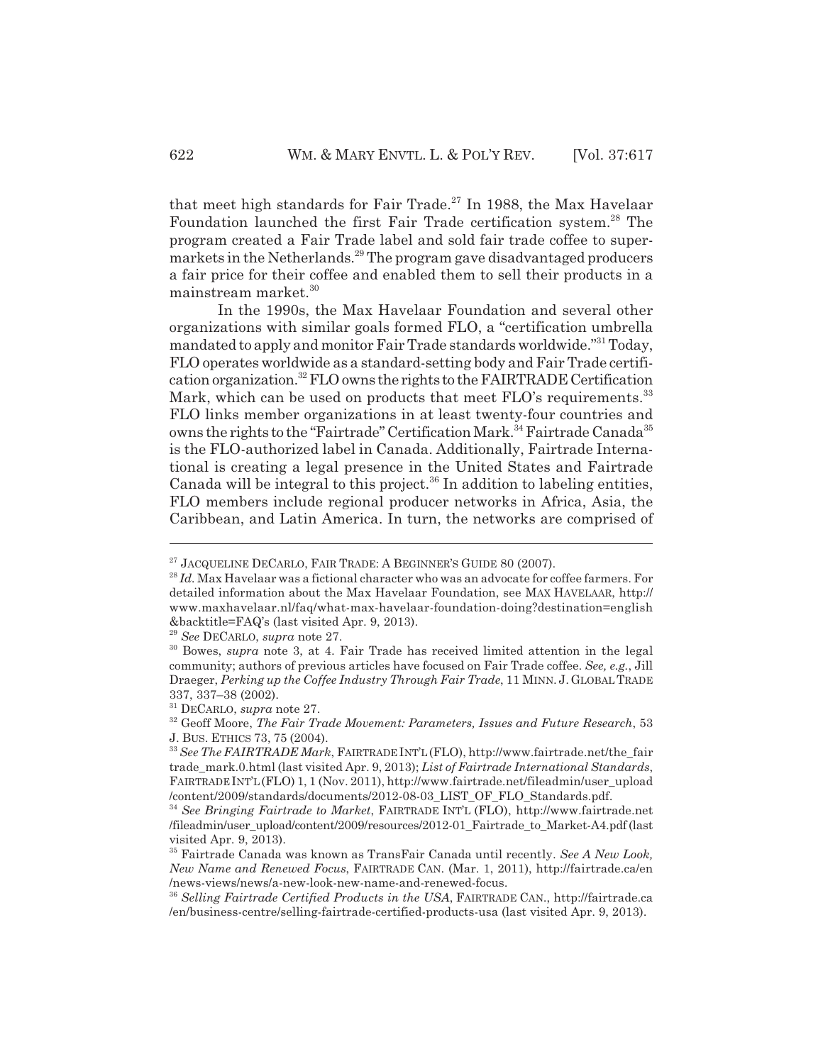that meet high standards for Fair Trade.[27] In 1988, the Max Havelaar Foundation launched the first Fair Trade certification system.[28] The program created a Fair Trade label and sold fair trade coffee to supermarkets in the Netherlands.[29] The program gave disadvantaged producers a fair price for their coffee and enabled them to sell their products in a mainstream market.[30]

In the 1990s, the Max Havelaar Foundation and several other organizations with similar goals formed FLO, a "certification umbrella mandated to apply and monitor Fair Trade standards worldwide."[31] Today, FLO operates worldwide as a standard-setting body and Fair Trade certification organization.[32] FLO owns the rights to the FAIRTRADE Certification Mark, which can be used on products that meet FLO's requirements.[33] FLO links member organizations in at least twenty-four countries and owns the rights to the "Fairtrade" Certification Mark.[34] Fairtrade Canada[35] is the FLO-authorized label in Canada. Additionally, Fairtrade International is creating a legal presence in the United States and Fairtrade Canada will be integral to this project.[36] In addition to labeling entities, FLO members include regional producer networks in Africa, Asia, the Caribbean, and Latin America. In turn, the networks are comprised of

---

[27] JACQUELINE DECARLO, FAIR TRADE: A BEGINNER'S GUIDE 80 (2007).

[28] *Id.* Max Havelaar was a fictional character who was an advocate for coffee farmers. For detailed information about the Max Havelaar Foundation, see MAX HAVELAAR, http://www.maxhavelaar.nl/faq/what-max-havelaar-foundation-doing?destination=english&backtitle=FAQ's (last visited Apr. 9, 2013).

[29] *See* DECARLO, *supra* note 27.

[30] Bowes, *supra* note 3, at 4. Fair Trade has received limited attention in the legal community; authors of previous articles have focused on Fair Trade coffee. *See, e.g.*, Jill Draeger, *Perking up the Coffee Industry Through Fair Trade*, 11 MINN. J. GLOBAL TRADE 337, 337–38 (2002).

[31] DECARLO, *supra* note 27.

[32] Geoff Moore, *The Fair Trade Movement: Parameters, Issues and Future Research*, 53 J. BUS. ETHICS 73, 75 (2004).

[33] *See The FAIRTRADE Mark*, FAIRTRADE INT'L (FLO), http://www.fairtrade.net/the_fairtrade_mark.0.html (last visited Apr. 9, 2013); *List of Fairtrade International Standards*, FAIRTRADE INT'L (FLO) 1, 1 (Nov. 2011), http://www.fairtrade.net/fileadmin/user_upload/content/2009/standards/documents/2012-08-03_LIST_OF_FLO_Standards.pdf.

[34] *See Bringing Fairtrade to Market*, FAIRTRADE INT'L (FLO), http://www.fairtrade.net/fileadmin/user_upload/content/2009/resources/2012-01_Fairtrade_to_Market-A4.pdf (last visited Apr. 9, 2013).

[35] Fairtrade Canada was known as TransFair Canada until recently. *See A New Look, New Name and Renewed Focus*, FAIRTRADE CAN. (Mar. 1, 2011), http://fairtrade.ca/en/news-views/news/a-new-look-new-name-and-renewed-focus.

[36] *Selling Fairtrade Certified Products in the USA*, FAIRTRADE CAN., http://fairtrade.ca/en/business-centre/selling-fairtrade-certified-products-usa (last visited Apr. 9, 2013).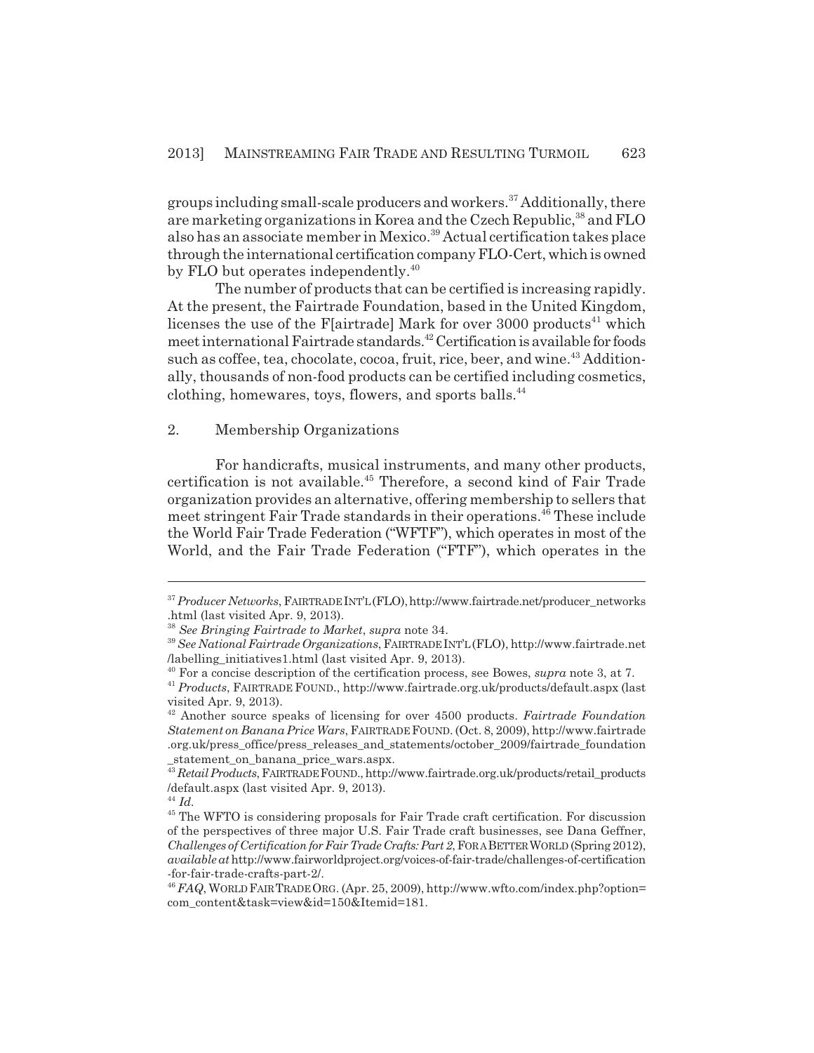groups including small-scale producers and workers.[37] Additionally, there are marketing organizations in Korea and the Czech Republic,[38] and FLO also has an associate member in Mexico.[39] Actual certification takes place through the international certification company FLO-Cert, which is owned by FLO but operates independently.[40]

The number of products that can be certified is increasing rapidly. At the present, the Fairtrade Foundation, based in the United Kingdom, licenses the use of the F[airtrade] Mark for over 3000 products[41] which meet international Fairtrade standards.[42] Certification is available for foods such as coffee, tea, chocolate, cocoa, fruit, rice, beer, and wine.[43] Additionally, thousands of non-food products can be certified including cosmetics, clothing, homewares, toys, flowers, and sports balls.[44]

### 2. Membership Organizations

For handicrafts, musical instruments, and many other products, certification is not available.[45] Therefore, a second kind of Fair Trade organization provides an alternative, offering membership to sellers that meet stringent Fair Trade standards in their operations.[46] These include the World Fair Trade Federation ("WFTF"), which operates in most of the World, and the Fair Trade Federation ("FTF"), which operates in the

---

[37] *Producer Networks*, FAIRTRADE INT'L (FLO), http://www.fairtrade.net/producer_networks.html (last visited Apr. 9, 2013).

[38] *See Bringing Fairtrade to Market*, *supra* note 34.

[39] *See National Fairtrade Organizations*, FAIRTRADE INT'L (FLO), http://www.fairtrade.net/labelling_initiatives1.html (last visited Apr. 9, 2013).

[40] For a concise description of the certification process, see Bowes, *supra* note 3, at 7.

[41] *Products*, FAIRTRADE FOUND., http://www.fairtrade.org.uk/products/default.aspx (last visited Apr. 9, 2013).

[42] Another source speaks of licensing for over 4500 products. *Fairtrade Foundation Statement on Banana Price Wars*, FAIRTRADE FOUND. (Oct. 8, 2009), http://www.fairtrade.org.uk/press_office/press_releases_and_statements/october_2009/fairtrade_foundation_statement_on_banana_price_wars.aspx.

[43] *Retail Products*, FAIRTRADE FOUND., http://www.fairtrade.org.uk/products/retail_products/default.aspx (last visited Apr. 9, 2013).

[44] *Id.*

[45] The WFTO is considering proposals for Fair Trade craft certification. For discussion of the perspectives of three major U.S. Fair Trade craft businesses, see Dana Geffner, *Challenges of Certification for Fair Trade Crafts: Part 2*, FOR A BETTER WORLD (Spring 2012), *available at* http://www.fairworldproject.org/voices-of-fair-trade/challenges-of-certification-for-fair-trade-crafts-part-2/.

[46] *FAQ*, WORLD FAIR TRADE ORG. (Apr. 25, 2009), http://www.wfto.com/index.php?option=com_content&task=view&id=150&Itemid=181.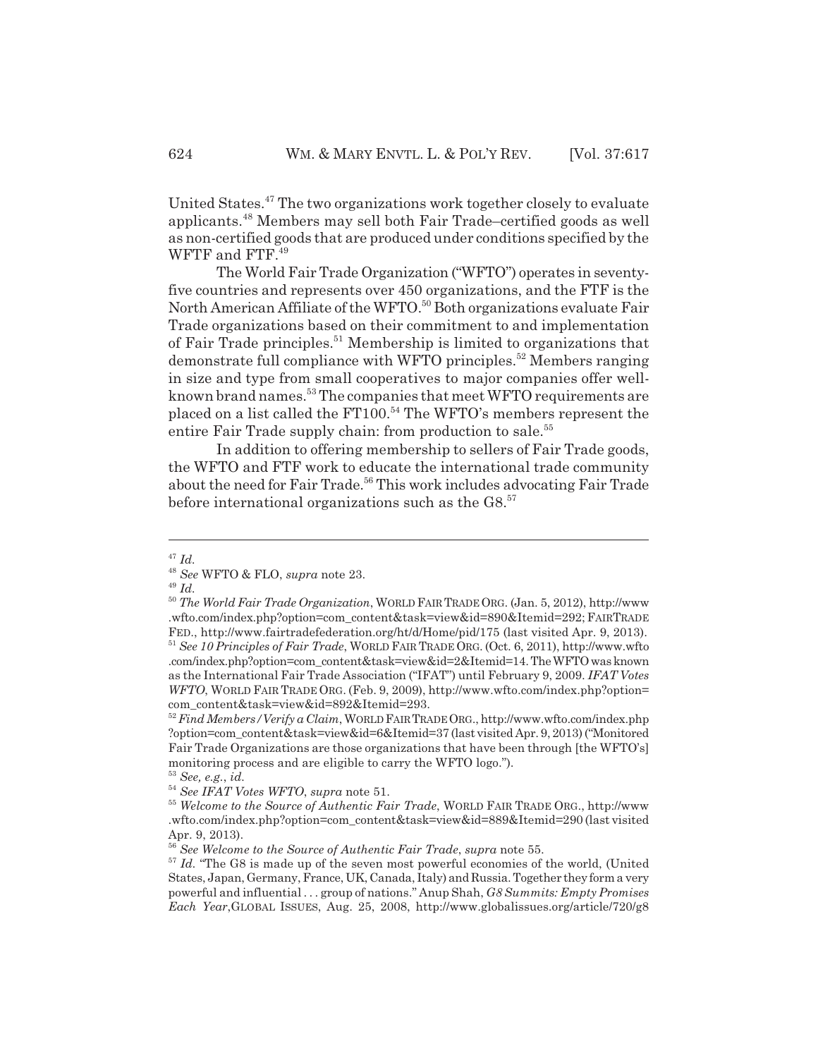United States.[47] The two organizations work together closely to evaluate applicants.[48] Members may sell both Fair Trade–certified goods as well as non-certified goods that are produced under conditions specified by the WFTF and FTF.[49]

The World Fair Trade Organization ("WFTO") operates in seventy-five countries and represents over 450 organizations, and the FTF is the North American Affiliate of the WFTO.[50] Both organizations evaluate Fair Trade organizations based on their commitment to and implementation of Fair Trade principles.[51] Membership is limited to organizations that demonstrate full compliance with WFTO principles.[52] Members ranging in size and type from small cooperatives to major companies offer well-known brand names.[53] The companies that meet WFTO requirements are placed on a list called the FT100.[54] The WFTO's members represent the entire Fair Trade supply chain: from production to sale.[55]

In addition to offering membership to sellers of Fair Trade goods, the WFTO and FTF work to educate the international trade community about the need for Fair Trade.[56] This work includes advocating Fair Trade before international organizations such as the G8.[57]

---

[47] *Id.*

[48] *See* WFTO & FLO, *supra* note 23.

[49] *Id.*

[50] *The World Fair Trade Organization*, WORLD FAIR TRADE ORG. (Jan. 5, 2012), http://www.wfto.com/index.php?option=com_content&task=view&id=890&Itemid=292; FAIRTRADE FED., http://www.fairtradefederation.org/ht/d/Home/pid/175 (last visited Apr. 9, 2013).

[51] *See 10 Principles of Fair Trade*, WORLD FAIR TRADE ORG. (Oct. 6, 2011), http://www.wfto.com/index.php?option=com_content&task=view&id=2&Itemid=14. The WFTO was known as the International Fair Trade Association ("IFAT") until February 9, 2009. *IFAT Votes WFTO*, WORLD FAIR TRADE ORG. (Feb. 9, 2009), http://www.wfto.com/index.php?option=com_content&task=view&id=892&Itemid=293.

[52] *Find Members / Verify a Claim*, WORLD FAIR TRADE ORG., http://www.wfto.com/index.php?option=com_content&task=view&id=6&Itemid=37 (last visited Apr. 9, 2013) ("Monitored Fair Trade Organizations are those organizations that have been through [the WFTO's] monitoring process and are eligible to carry the WFTO logo.").

[53] *See, e.g.*, *id.*

[54] *See IFAT Votes WFTO*, *supra* note 51.

[55] *Welcome to the Source of Authentic Fair Trade*, WORLD FAIR TRADE ORG., http://www.wfto.com/index.php?option=com_content&task=view&id=889&Itemid=290 (last visited Apr. 9, 2013).

[56] *See Welcome to the Source of Authentic Fair Trade*, *supra* note 55.

[57] *Id.* "The G8 is made up of the seven most powerful economies of the world, (United States, Japan, Germany, France, UK, Canada, Italy) and Russia. Together they form a very powerful and influential . . . group of nations." Anup Shah, *G8 Summits: Empty Promises Each Year*, GLOBAL ISSUES, Aug. 25, 2008, http://www.globalissues.org/article/720/g8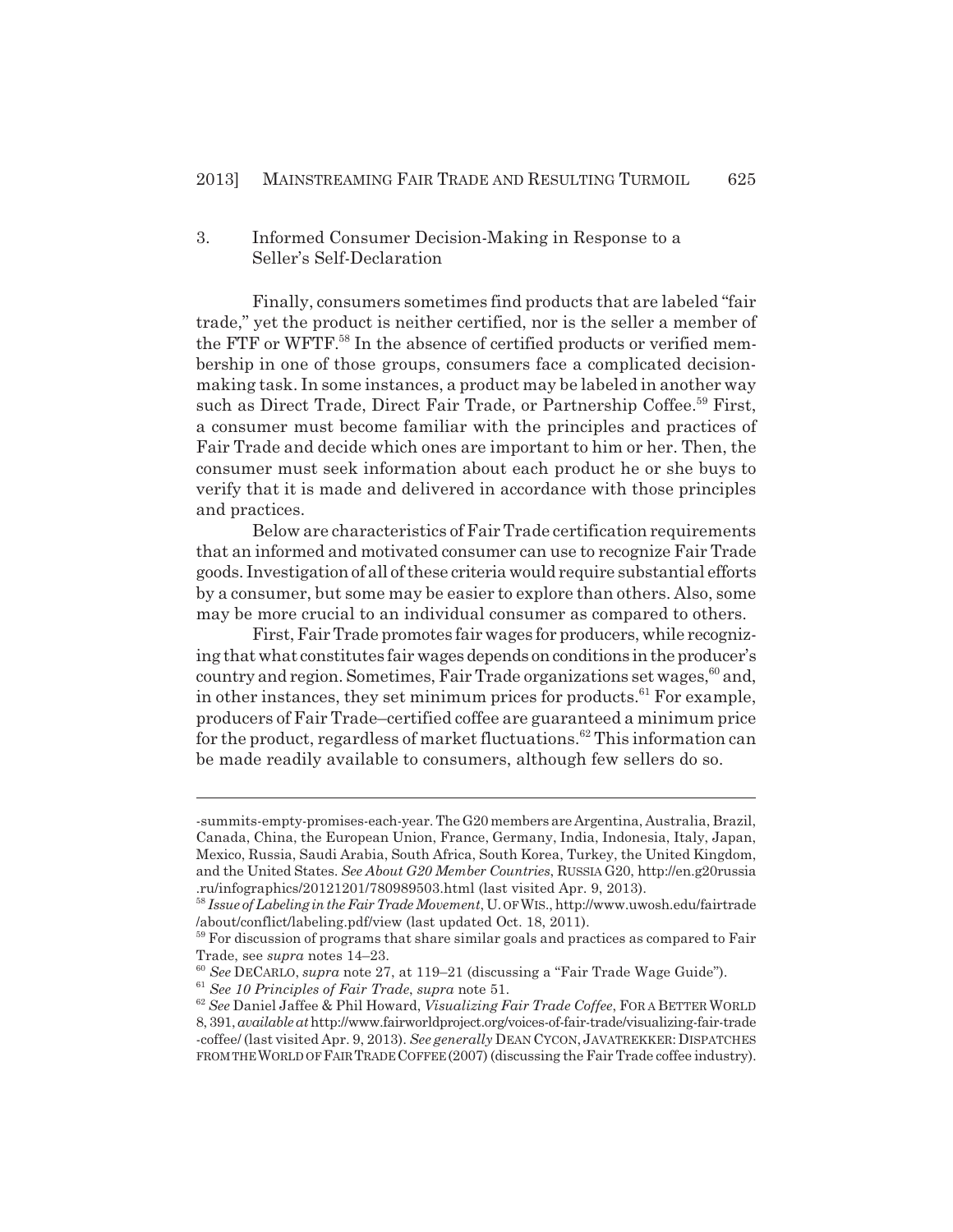### 3. Informed Consumer Decision-Making in Response to a Seller's Self-Declaration

Finally, consumers sometimes find products that are labeled "fair trade," yet the product is neither certified, nor is the seller a member of the FTF or WFTF.[58] In the absence of certified products or verified membership in one of those groups, consumers face a complicated decision-making task. In some instances, a product may be labeled in another way such as Direct Trade, Direct Fair Trade, or Partnership Coffee.[59] First, a consumer must become familiar with the principles and practices of Fair Trade and decide which ones are important to him or her. Then, the consumer must seek information about each product he or she buys to verify that it is made and delivered in accordance with those principles and practices.

Below are characteristics of Fair Trade certification requirements that an informed and motivated consumer can use to recognize Fair Trade goods. Investigation of all of these criteria would require substantial efforts by a consumer, but some may be easier to explore than others. Also, some may be more crucial to an individual consumer as compared to others.

First, Fair Trade promotes fair wages for producers, while recognizing that what constitutes fair wages depends on conditions in the producer's country and region. Sometimes, Fair Trade organizations set wages,[60] and, in other instances, they set minimum prices for products.[61] For example, producers of Fair Trade–certified coffee are guaranteed a minimum price for the product, regardless of market fluctuations.[62] This information can be made readily available to consumers, although few sellers do so.

---

-summits-empty-promises-each-year. The G20 members are Argentina, Australia, Brazil, Canada, China, the European Union, France, Germany, India, Indonesia, Italy, Japan, Mexico, Russia, Saudi Arabia, South Africa, South Korea, Turkey, the United Kingdom, and the United States. *See About G20 Member Countries*, RUSSIA G20, http://en.g20russia.ru/infographics/20121201/780989503.html (last visited Apr. 9, 2013).

[58] *Issue of Labeling in the Fair Trade Movement*, U. OF WIS., http://www.uwosh.edu/fairtrade/about/conflict/labeling.pdf/view (last updated Oct. 18, 2011).

[59] For discussion of programs that share similar goals and practices as compared to Fair Trade, see *supra* notes 14–23.

[60] *See* DECARLO, *supra* note 27, at 119–21 (discussing a "Fair Trade Wage Guide").

[61] *See 10 Principles of Fair Trade*, *supra* note 51.

[62] *See* Daniel Jaffee & Phil Howard, *Visualizing Fair Trade Coffee*, FOR A BETTER WORLD 8, 391, *available at* http://www.fairworldproject.org/voices-of-fair-trade/visualizing-fair-trade-coffee/ (last visited Apr. 9, 2013). *See generally* DEAN CYCON, JAVATREKKER: DISPATCHES FROM THE WORLD OF FAIR TRADE COFFEE (2007) (discussing the Fair Trade coffee industry).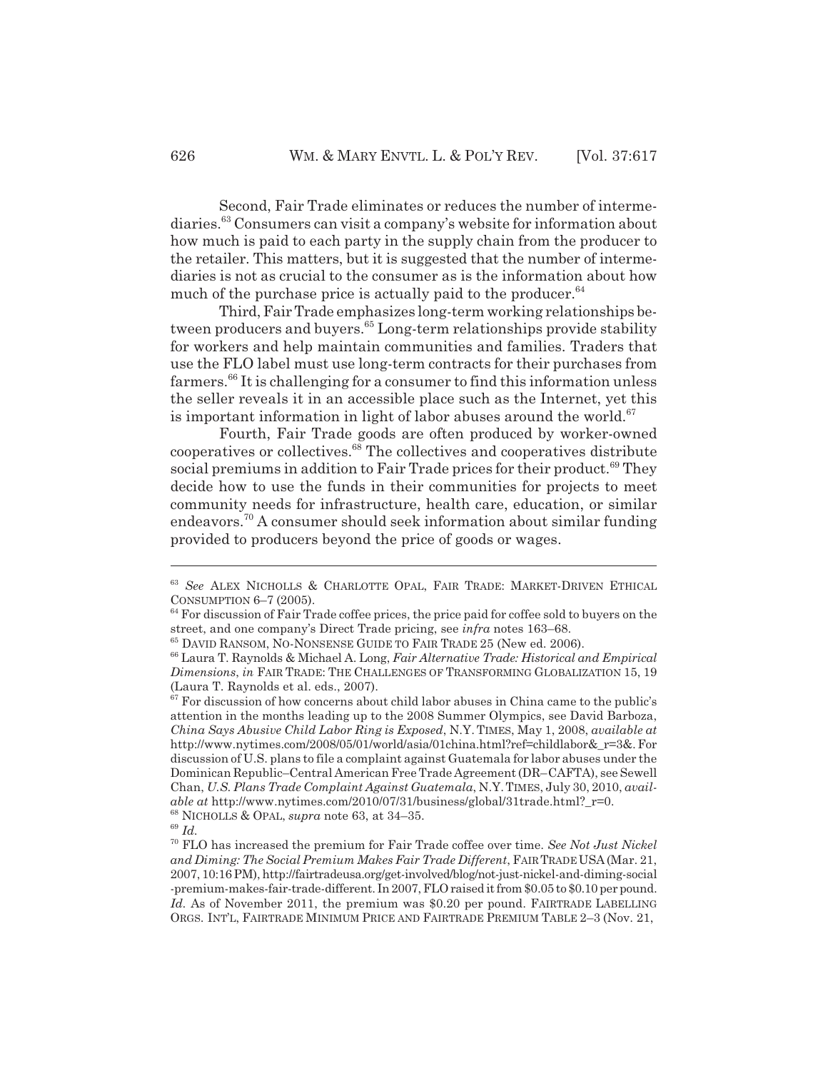Second, Fair Trade eliminates or reduces the number of intermediaries.[63] Consumers can visit a company's website for information about how much is paid to each party in the supply chain from the producer to the retailer. This matters, but it is suggested that the number of intermediaries is not as crucial to the consumer as is the information about how much of the purchase price is actually paid to the producer.[64]

Third, Fair Trade emphasizes long-term working relationships between producers and buyers.[65] Long-term relationships provide stability for workers and help maintain communities and families. Traders that use the FLO label must use long-term contracts for their purchases from farmers.[66] It is challenging for a consumer to find this information unless the seller reveals it in an accessible place such as the Internet, yet this is important information in light of labor abuses around the world.[67]

Fourth, Fair Trade goods are often produced by worker-owned cooperatives or collectives.[68] The collectives and cooperatives distribute social premiums in addition to Fair Trade prices for their product.[69] They decide how to use the funds in their communities for projects to meet community needs for infrastructure, health care, education, or similar endeavors.[70] A consumer should seek information about similar funding provided to producers beyond the price of goods or wages.

---

[63] *See* ALEX NICHOLLS & CHARLOTTE OPAL, FAIR TRADE: MARKET-DRIVEN ETHICAL CONSUMPTION 6–7 (2005).

[64] For discussion of Fair Trade coffee prices, the price paid for coffee sold to buyers on the street, and one company's Direct Trade pricing, see *infra* notes 163–68.

[65] DAVID RANSOM, NO-NONSENSE GUIDE TO FAIR TRADE 25 (New ed. 2006).

[66] Laura T. Raynolds & Michael A. Long, *Fair Alternative Trade: Historical and Empirical Dimensions*, *in* FAIR TRADE: THE CHALLENGES OF TRANSFORMING GLOBALIZATION 15, 19 (Laura T. Raynolds et al. eds., 2007).

[67] For discussion of how concerns about child labor abuses in China came to the public's attention in the months leading up to the 2008 Summer Olympics, see David Barboza, *China Says Abusive Child Labor Ring is Exposed*, N.Y. TIMES, May 1, 2008, *available at* http://www.nytimes.com/2008/05/01/world/asia/01china.html?ref=childlabor&_r=3&. For discussion of U.S. plans to file a complaint against Guatemala for labor abuses under the Dominican Republic–Central American Free Trade Agreement (DR–CAFTA), see Sewell Chan, *U.S. Plans Trade Complaint Against Guatemala*, N.Y. TIMES, July 30, 2010, *available at* http://www.nytimes.com/2010/07/31/business/global/31trade.html?_r=0.

[68] NICHOLLS & OPAL, *supra* note 63, at 34–35.

[69] *Id.*

[70] FLO has increased the premium for Fair Trade coffee over time. *See Not Just Nickel and Diming: The Social Premium Makes Fair Trade Different*, FAIR TRADE USA (Mar. 21, 2007, 10:16 PM), http://fairtradeusa.org/get-involved/blog/not-just-nickel-and-diming-social-premium-makes-fair-trade-different. In 2007, FLO raised it from $0.05 to $0.10 per pound. *Id.* As of November 2011, the premium was $0.20 per pound. FAIRTRADE LABELLING ORGS. INT'L, FAIRTRADE MINIMUM PRICE AND FAIRTRADE PREMIUM TABLE 2–3 (Nov. 21,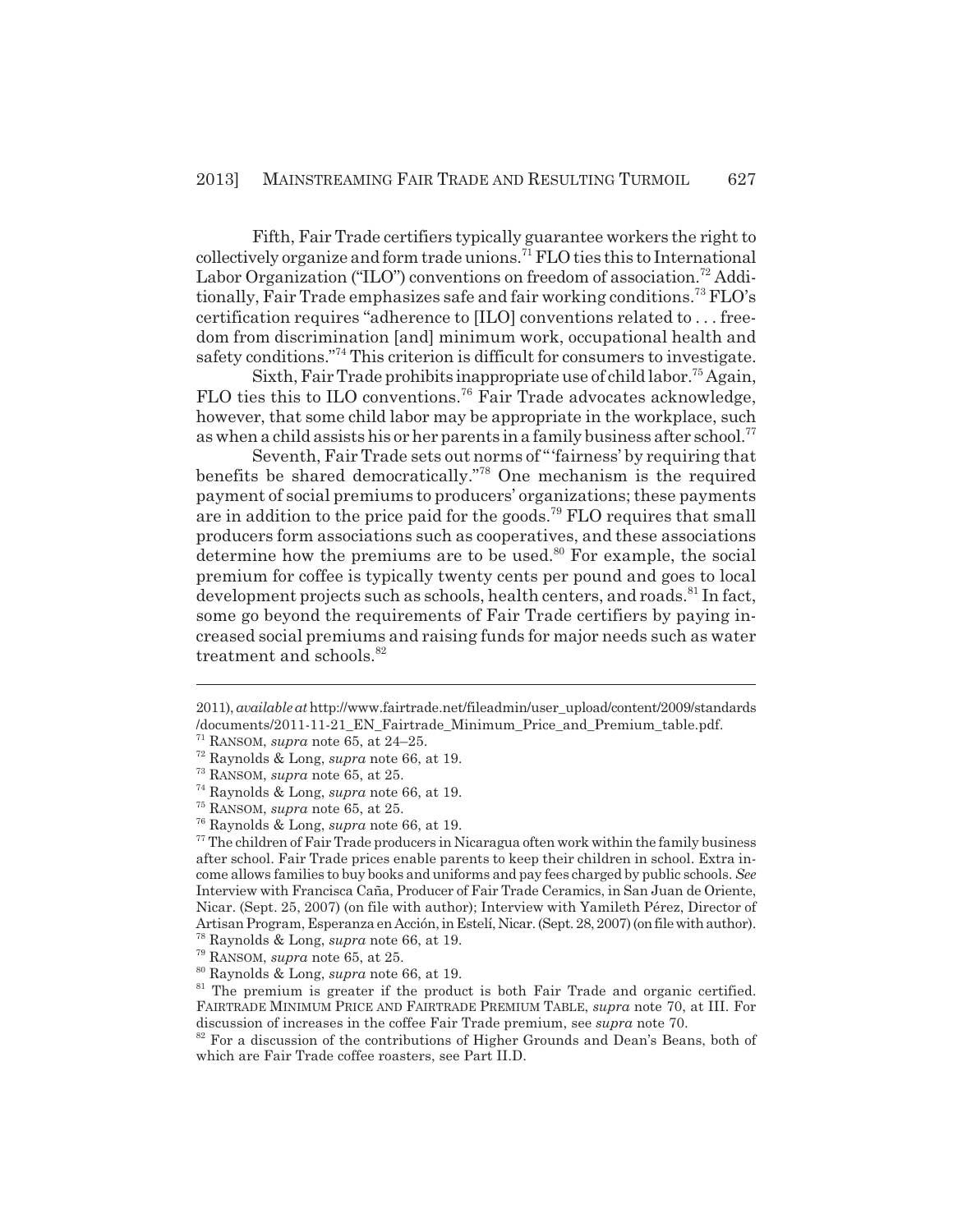Fifth, Fair Trade certifiers typically guarantee workers the right to collectively organize and form trade unions.[71] FLO ties this to International Labor Organization ("ILO") conventions on freedom of association.[72] Additionally, Fair Trade emphasizes safe and fair working conditions.[73] FLO's certification requires "adherence to [ILO] conventions related to . . . freedom from discrimination [and] minimum work, occupational health and safety conditions."[74] This criterion is difficult for consumers to investigate.

Sixth, Fair Trade prohibits inappropriate use of child labor.[75] Again, FLO ties this to ILO conventions.[76] Fair Trade advocates acknowledge, however, that some child labor may be appropriate in the workplace, such as when a child assists his or her parents in a family business after school.[77]

Seventh, Fair Trade sets out norms of "'fairness' by requiring that benefits be shared democratically."[78] One mechanism is the required payment of social premiums to producers' organizations; these payments are in addition to the price paid for the goods.[79] FLO requires that small producers form associations such as cooperatives, and these associations determine how the premiums are to be used.[80] For example, the social premium for coffee is typically twenty cents per pound and goes to local development projects such as schools, health centers, and roads.[81] In fact, some go beyond the requirements of Fair Trade certifiers by paying increased social premiums and raising funds for major needs such as water treatment and schools.[82]

---

2011), *available at* http://www.fairtrade.net/fileadmin/user_upload/content/2009/standards/documents/2011-11-21_EN_Fairtrade_Minimum_Price_and_Premium_table.pdf.

[71] RANSOM, *supra* note 65, at 24–25.

[72] Raynolds & Long, *supra* note 66, at 19.

[73] RANSOM, *supra* note 65, at 25.

[74] Raynolds & Long, *supra* note 66, at 19.

[75] RANSOM, *supra* note 65, at 25.

[76] Raynolds & Long, *supra* note 66, at 19.

[77] The children of Fair Trade producers in Nicaragua often work within the family business after school. Fair Trade prices enable parents to keep their children in school. Extra income allows families to buy books and uniforms and pay fees charged by public schools. *See* Interview with Francisca Caña, Producer of Fair Trade Ceramics, in San Juan de Oriente, Nicar. (Sept. 25, 2007) (on file with author); Interview with Yamileth Pérez, Director of Artisan Program, Esperanza en Acción, in Estelí, Nicar. (Sept. 28, 2007) (on file with author).

[78] Raynolds & Long, *supra* note 66, at 19.

[79] RANSOM, *supra* note 65, at 25.

[80] Raynolds & Long, *supra* note 66, at 19.

[81] The premium is greater if the product is both Fair Trade and organic certified. FAIRTRADE MINIMUM PRICE AND FAIRTRADE PREMIUM TABLE, *supra* note 70, at III. For discussion of increases in the coffee Fair Trade premium, see *supra* note 70.

[82] For a discussion of the contributions of Higher Grounds and Dean's Beans, both of which are Fair Trade coffee roasters, see Part II.D.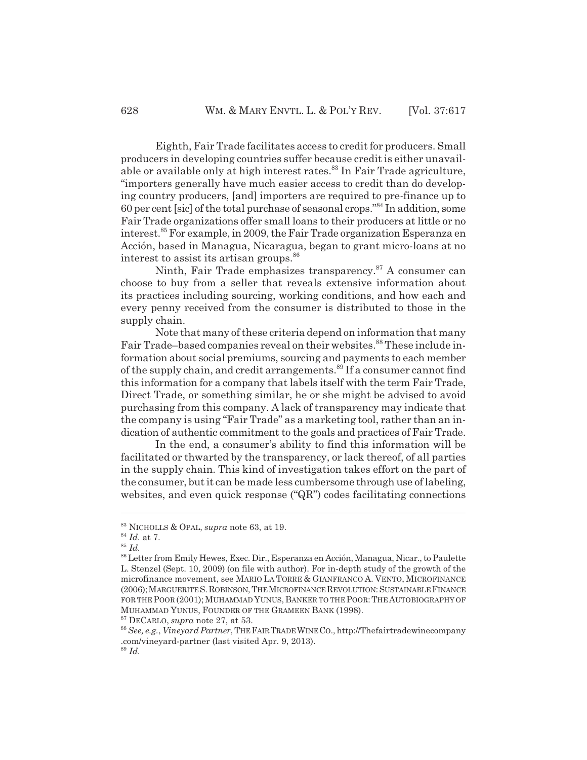Eighth, Fair Trade facilitates access to credit for producers. Small producers in developing countries suffer because credit is either unavailable or available only at high interest rates.[83] In Fair Trade agriculture, "importers generally have much easier access to credit than do developing country producers, [and] importers are required to pre-finance up to 60 per cent [sic] of the total purchase of seasonal crops."[84] In addition, some Fair Trade organizations offer small loans to their producers at little or no interest.[85] For example, in 2009, the Fair Trade organization Esperanza en Acción, based in Managua, Nicaragua, began to grant micro-loans at no interest to assist its artisan groups.[86]

Ninth, Fair Trade emphasizes transparency.[87] A consumer can choose to buy from a seller that reveals extensive information about its practices including sourcing, working conditions, and how each and every penny received from the consumer is distributed to those in the supply chain.

Note that many of these criteria depend on information that many Fair Trade–based companies reveal on their websites.[88] These include information about social premiums, sourcing and payments to each member of the supply chain, and credit arrangements.[89] If a consumer cannot find this information for a company that labels itself with the term Fair Trade, Direct Trade, or something similar, he or she might be advised to avoid purchasing from this company. A lack of transparency may indicate that the company is using "Fair Trade" as a marketing tool, rather than an indication of authentic commitment to the goals and practices of Fair Trade.

In the end, a consumer's ability to find this information will be facilitated or thwarted by the transparency, or lack thereof, of all parties in the supply chain. This kind of investigation takes effort on the part of the consumer, but it can be made less cumbersome through use of labeling, websites, and even quick response ("QR") codes facilitating connections

---

[83] NICHOLLS & OPAL, *supra* note 63, at 19.

[84] *Id.* at 7.

[85] *Id.*

[86] Letter from Emily Hewes, Exec. Dir., Esperanza en Acción, Managua, Nicar., to Paulette L. Stenzel (Sept. 10, 2009) (on file with author). For in-depth study of the growth of the microfinance movement, see MARIO LA TORRE & GIANFRANCO A. VENTO, MICROFINANCE (2006); MARGUERITE S. ROBINSON, THE MICROFINANCE REVOLUTION: SUSTAINABLE FINANCE FOR THE POOR (2001); MUHAMMAD YUNUS, BANKER TO THE POOR: THE AUTOBIOGRAPHY OF MUHAMMAD YUNUS, FOUNDER OF THE GRAMEEN BANK (1998).

[87] DECARLO, *supra* note 27, at 53.

[88] *See, e.g.*, *Vineyard Partner*, THE FAIR TRADE WINE CO., http://Thefairtradewinecompany.com/vineyard-partner (last visited Apr. 9, 2013).

[89] *Id.*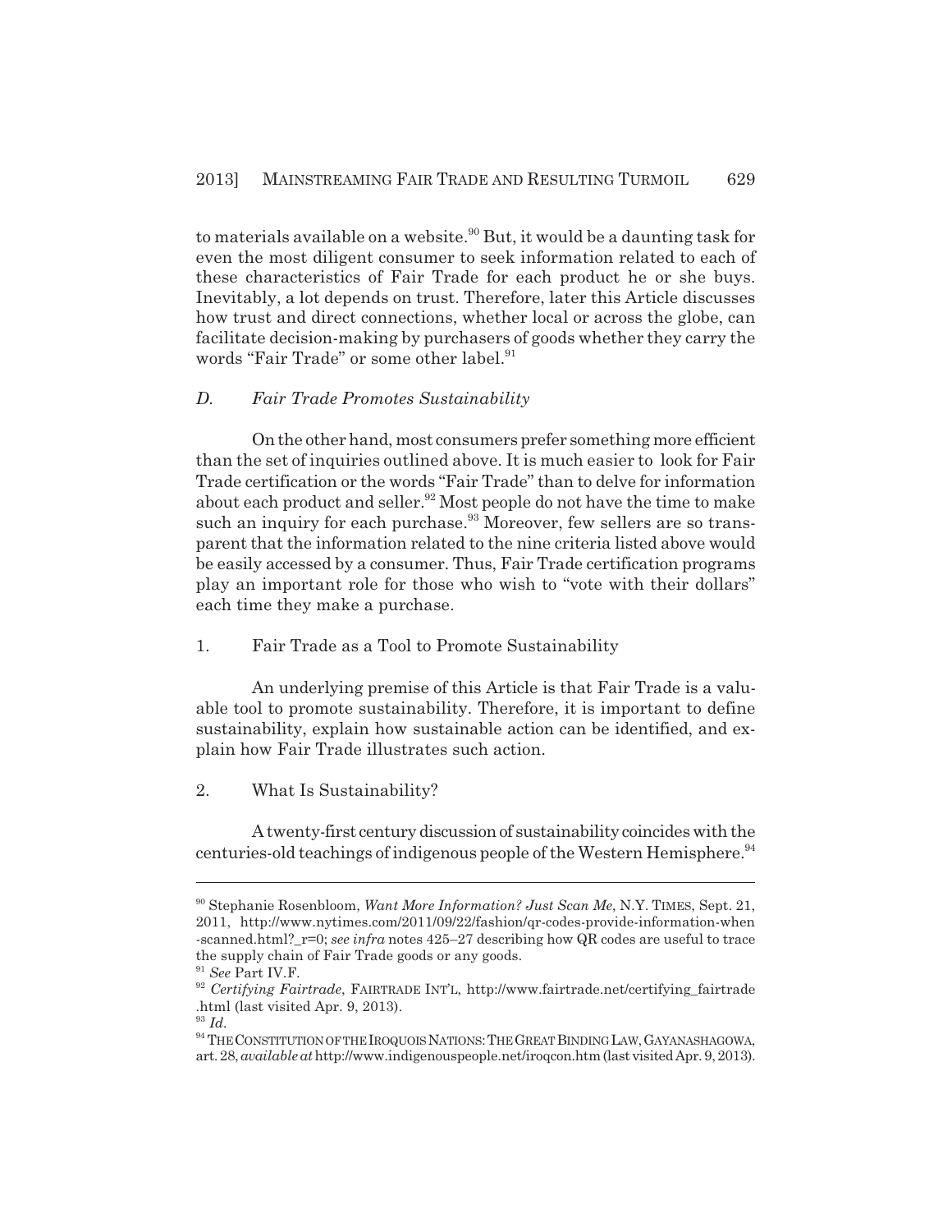to materials available on a website.[90] But, it would be a daunting task for even the most diligent consumer to seek information related to each of these characteristics of Fair Trade for each product he or she buys. Inevitably, a lot depends on trust. Therefore, later this Article discusses how trust and direct connections, whether local or across the globe, can facilitate decision-making by purchasers of goods whether they carry the words "Fair Trade" or some other label.[91]

### *D. Fair Trade Promotes Sustainability*

On the other hand, most consumers prefer something more efficient than the set of inquiries outlined above. It is much easier to look for Fair Trade certification or the words "Fair Trade" than to delve for information about each product and seller.[92] Most people do not have the time to make such an inquiry for each purchase.[93] Moreover, few sellers are so transparent that the information related to the nine criteria listed above would be easily accessed by a consumer. Thus, Fair Trade certification programs play an important role for those who wish to "vote with their dollars" each time they make a purchase.

#### 1. Fair Trade as a Tool to Promote Sustainability

An underlying premise of this Article is that Fair Trade is a valuable tool to promote sustainability. Therefore, it is important to define sustainability, explain how sustainable action can be identified, and explain how Fair Trade illustrates such action.

#### 2. What Is Sustainability?

A twenty-first century discussion of sustainability coincides with the centuries-old teachings of indigenous people of the Western Hemisphere.[94]

---

[90] Stephanie Rosenbloom, *Want More Information? Just Scan Me*, N.Y. TIMES, Sept. 21, 2011, http://www.nytimes.com/2011/09/22/fashion/qr-codes-provide-information-when-scanned.html?_r=0; *see infra* notes 425–27 describing how QR codes are useful to trace the supply chain of Fair Trade goods or any goods.

[91] *See* Part IV.F.

[92] *Certifying Fairtrade*, FAIRTRADE INT'L, http://www.fairtrade.net/certifying_fairtrade.html (last visited Apr. 9, 2013).

[93] *Id.*

[94] THE CONSTITUTION OF THE IROQUOIS NATIONS: THE GREAT BINDING LAW, GAYANASHAGOWA, art. 28, *available at* http://www.indigenouspeople.net/iroqcon.htm (last visited Apr. 9, 2013).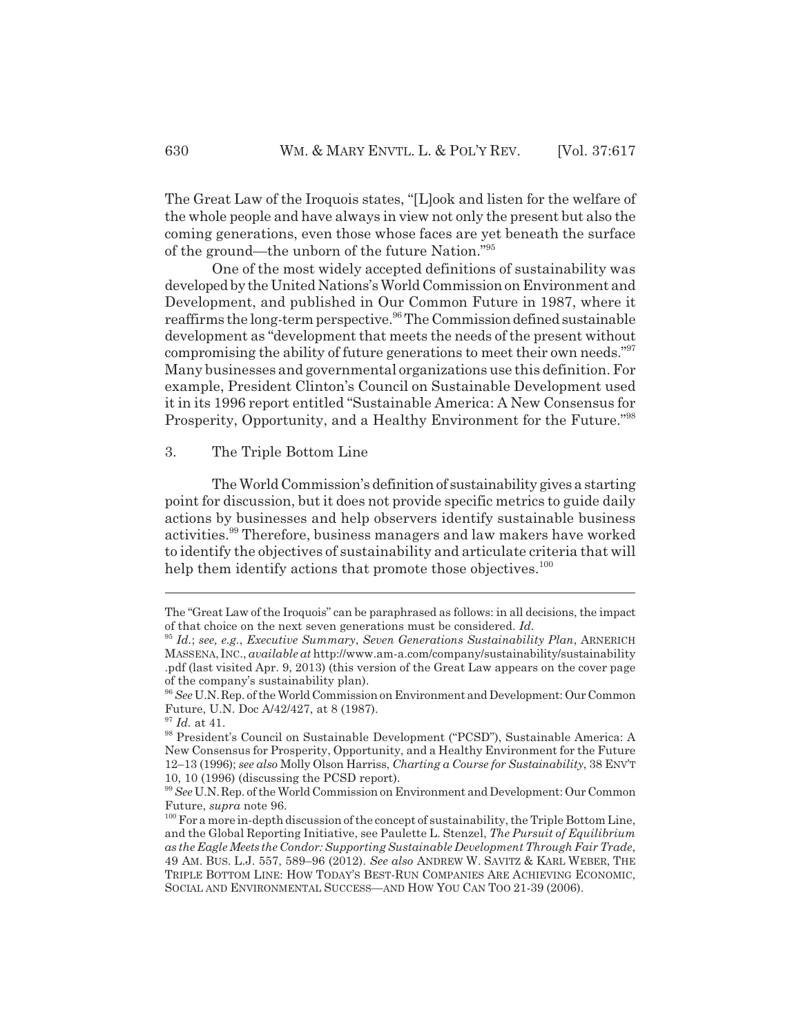The Great Law of the Iroquois states, "[L]ook and listen for the welfare of the whole people and have always in view not only the present but also the coming generations, even those whose faces are yet beneath the surface of the ground—the unborn of the future Nation."[95]

One of the most widely accepted definitions of sustainability was developed by the United Nations's World Commission on Environment and Development, and published in Our Common Future in 1987, where it reaffirms the long-term perspective.[96] The Commission defined sustainable development as "development that meets the needs of the present without compromising the ability of future generations to meet their own needs."[97] Many businesses and governmental organizations use this definition. For example, President Clinton's Council on Sustainable Development used it in its 1996 report entitled "Sustainable America: A New Consensus for Prosperity, Opportunity, and a Healthy Environment for the Future."[98]

### 3. The Triple Bottom Line

The World Commission's definition of sustainability gives a starting point for discussion, but it does not provide specific metrics to guide daily actions by businesses and help observers identify sustainable business activities.[99] Therefore, business managers and law makers have worked to identify the objectives of sustainability and articulate criteria that will help them identify actions that promote those objectives.[100]

---

The "Great Law of the Iroquois" can be paraphrased as follows: in all decisions, the impact of that choice on the next seven generations must be considered. *Id.*

[95] *Id.*; *see, e.g.*, *Executive Summary*, *Seven Generations Sustainability Plan*, ARNERICH MASSENA, INC., *available at* http://www.am-a.com/company/sustainability/sustainability.pdf (last visited Apr. 9, 2013) (this version of the Great Law appears on the cover page of the company's sustainability plan).

[96] *See* U.N. Rep. of the World Commission on Environment and Development: Our Common Future, U.N. Doc A/42/427, at 8 (1987).

[97] *Id.* at 41.

[98] President's Council on Sustainable Development ("PCSD"), Sustainable America: A New Consensus for Prosperity, Opportunity, and a Healthy Environment for the Future 12–13 (1996); *see also* Molly Olson Harriss, *Charting a Course for Sustainability*, 38 ENV'T 10, 10 (1996) (discussing the PCSD report).

[99] *See* U.N. Rep. of the World Commission on Environment and Development: Our Common Future, *supra* note 96.

[100] For a more in-depth discussion of the concept of sustainability, the Triple Bottom Line, and the Global Reporting Initiative, see Paulette L. Stenzel, *The Pursuit of Equilibrium as the Eagle Meets the Condor: Supporting Sustainable Development Through Fair Trade*, 49 AM. BUS. L.J. 557, 589–96 (2012). *See also* ANDREW W. SAVITZ & KARL WEBER, THE TRIPLE BOTTOM LINE: HOW TODAY'S BEST-RUN COMPANIES ARE ACHIEVING ECONOMIC, SOCIAL AND ENVIRONMENTAL SUCCESS—AND HOW YOU CAN TOO 21-39 (2006).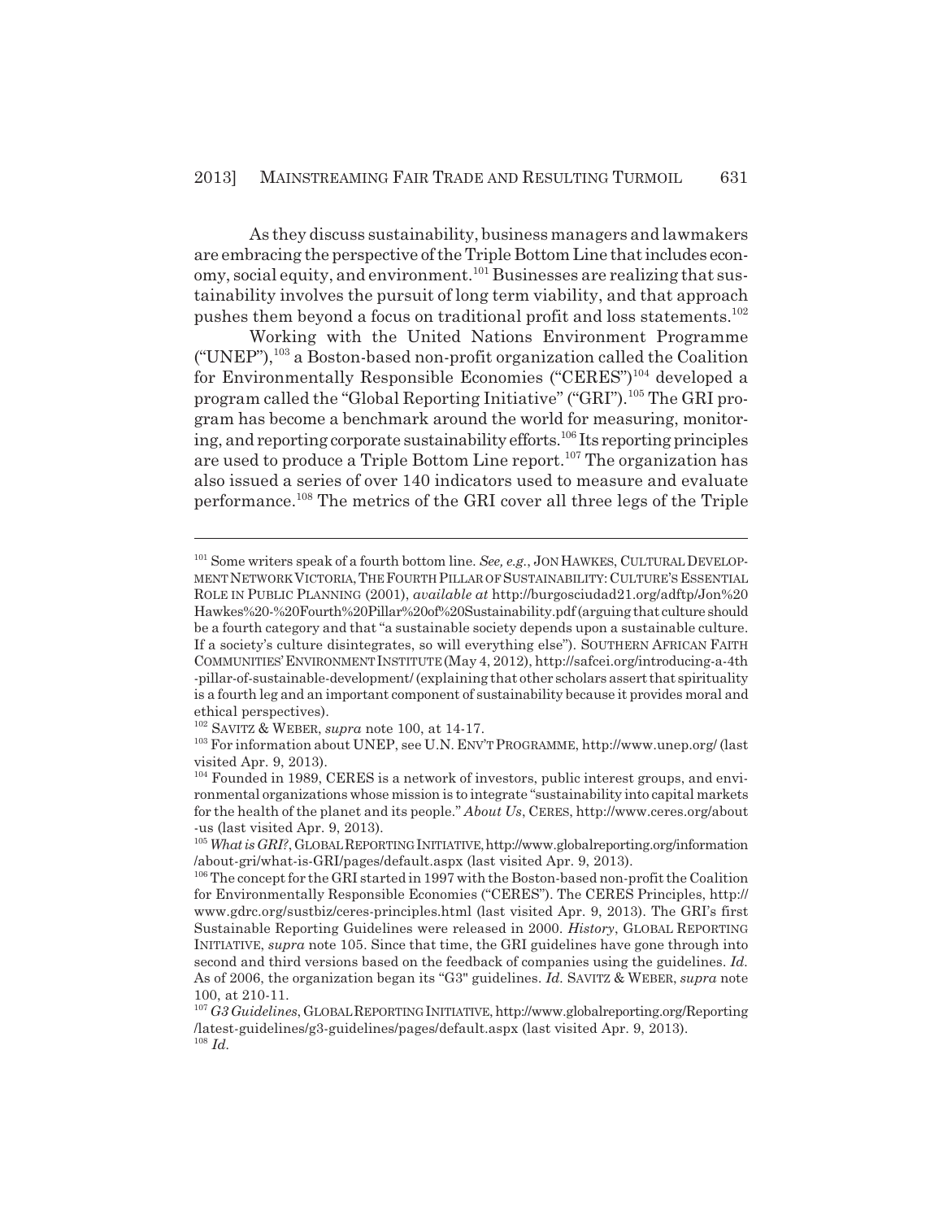As they discuss sustainability, business managers and lawmakers are embracing the perspective of the Triple Bottom Line that includes economy, social equity, and environment.[101] Businesses are realizing that sustainability involves the pursuit of long term viability, and that approach pushes them beyond a focus on traditional profit and loss statements.[102]

Working with the United Nations Environment Programme ("UNEP"),[103] a Boston-based non-profit organization called the Coalition for Environmentally Responsible Economies ("CERES")[104] developed a program called the "Global Reporting Initiative" ("GRI").[105] The GRI program has become a benchmark around the world for measuring, monitoring, and reporting corporate sustainability efforts.[106] Its reporting principles are used to produce a Triple Bottom Line report.[107] The organization has also issued a series of over 140 indicators used to measure and evaluate performance.[108] The metrics of the GRI cover all three legs of the Triple

---

[101] Some writers speak of a fourth bottom line. *See, e.g.*, JON HAWKES, CULTURAL DEVELOPMENT NETWORK VICTORIA, THE FOURTH PILLAR OF SUSTAINABILITY: CULTURE'S ESSENTIAL ROLE IN PUBLIC PLANNING (2001), *available at* http://burgosciudad21.org/adftp/Jon%20Hawkes%20-%20Fourth%20Pillar%20of%20Sustainability.pdf (arguing that culture should be a fourth category and that "a sustainable society depends upon a sustainable culture. If a society's culture disintegrates, so will everything else"). SOUTHERN AFRICAN FAITH COMMUNITIES' ENVIRONMENT INSTITUTE (May 4, 2012), http://safcei.org/introducing-a-4th-pillar-of-sustainable-development/ (explaining that other scholars assert that spirituality is a fourth leg and an important component of sustainability because it provides moral and ethical perspectives).

[102] SAVITZ & WEBER, *supra* note 100, at 14-17.

[103] For information about UNEP, see U.N. ENV'T PROGRAMME, http://www.unep.org/ (last visited Apr. 9, 2013).

[104] Founded in 1989, CERES is a network of investors, public interest groups, and environmental organizations whose mission is to integrate "sustainability into capital markets for the health of the planet and its people." *About Us*, CERES, http://www.ceres.org/about-us (last visited Apr. 9, 2013).

[105] *What is GRI?*, GLOBAL REPORTING INITIATIVE, http://www.globalreporting.org/information/about-gri/what-is-GRI/pages/default.aspx (last visited Apr. 9, 2013).

[106] The concept for the GRI started in 1997 with the Boston-based non-profit the Coalition for Environmentally Responsible Economies ("CERES"). The CERES Principles, http://www.gdrc.org/sustbiz/ceres-principles.html (last visited Apr. 9, 2013). The GRI's first Sustainable Reporting Guidelines were released in 2000. *History*, GLOBAL REPORTING INITIATIVE, *supra* note 105. Since that time, the GRI guidelines have gone through into second and third versions based on the feedback of companies using the guidelines. *Id.* As of 2006, the organization began its "G3" guidelines. *Id.* SAVITZ & WEBER, *supra* note 100, at 210-11.

[107] *G3 Guidelines*, GLOBAL REPORTING INITIATIVE, http://www.globalreporting.org/Reporting/latest-guidelines/g3-guidelines/pages/default.aspx (last visited Apr. 9, 2013).

[108] *Id.*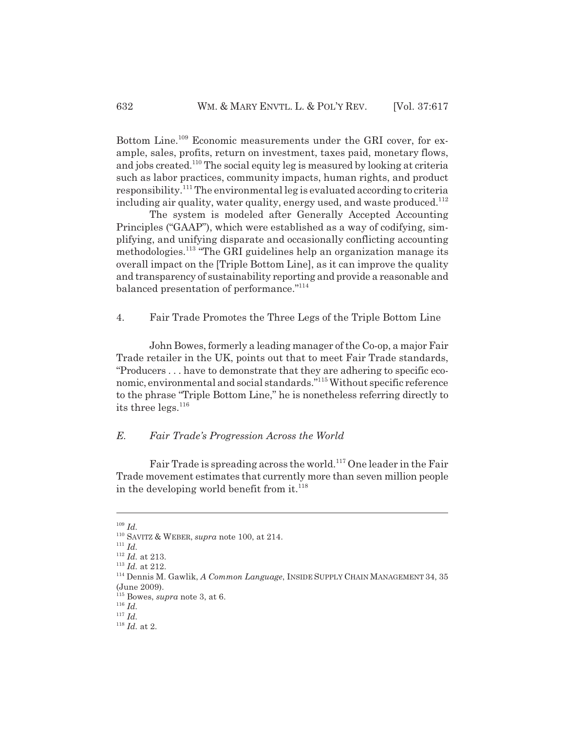Bottom Line.[109] Economic measurements under the GRI cover, for example, sales, profits, return on investment, taxes paid, monetary flows, and jobs created.[110] The social equity leg is measured by looking at criteria such as labor practices, community impacts, human rights, and product responsibility.[111] The environmental leg is evaluated according to criteria including air quality, water quality, energy used, and waste produced.[112]

The system is modeled after Generally Accepted Accounting Principles ("GAAP"), which were established as a way of codifying, simplifying, and unifying disparate and occasionally conflicting accounting methodologies.[113] "The GRI guidelines help an organization manage its overall impact on the [Triple Bottom Line], as it can improve the quality and transparency of sustainability reporting and provide a reasonable and balanced presentation of performance."[114]

#### 4. Fair Trade Promotes the Three Legs of the Triple Bottom Line

John Bowes, formerly a leading manager of the Co-op, a major Fair Trade retailer in the UK, points out that to meet Fair Trade standards, "Producers . . . have to demonstrate that they are adhering to specific economic, environmental and social standards."[115] Without specific reference to the phrase "Triple Bottom Line," he is nonetheless referring directly to its three legs.[116]

### *E. Fair Trade's Progression Across the World*

Fair Trade is spreading across the world.[117] One leader in the Fair Trade movement estimates that currently more than seven million people in the developing world benefit from it.[118]

---

[109] *Id.*

[110] SAVITZ & WEBER, *supra* note 100, at 214.

[111] *Id.*

[112] *Id.* at 213.

[113] *Id.* at 212.

[114] Dennis M. Gawlik, *A Common Language*, INSIDE SUPPLY CHAIN MANAGEMENT 34, 35 (June 2009).

[115] Bowes, *supra* note 3, at 6.

[116] *Id.*

[117] *Id.*

[118] *Id.* at 2.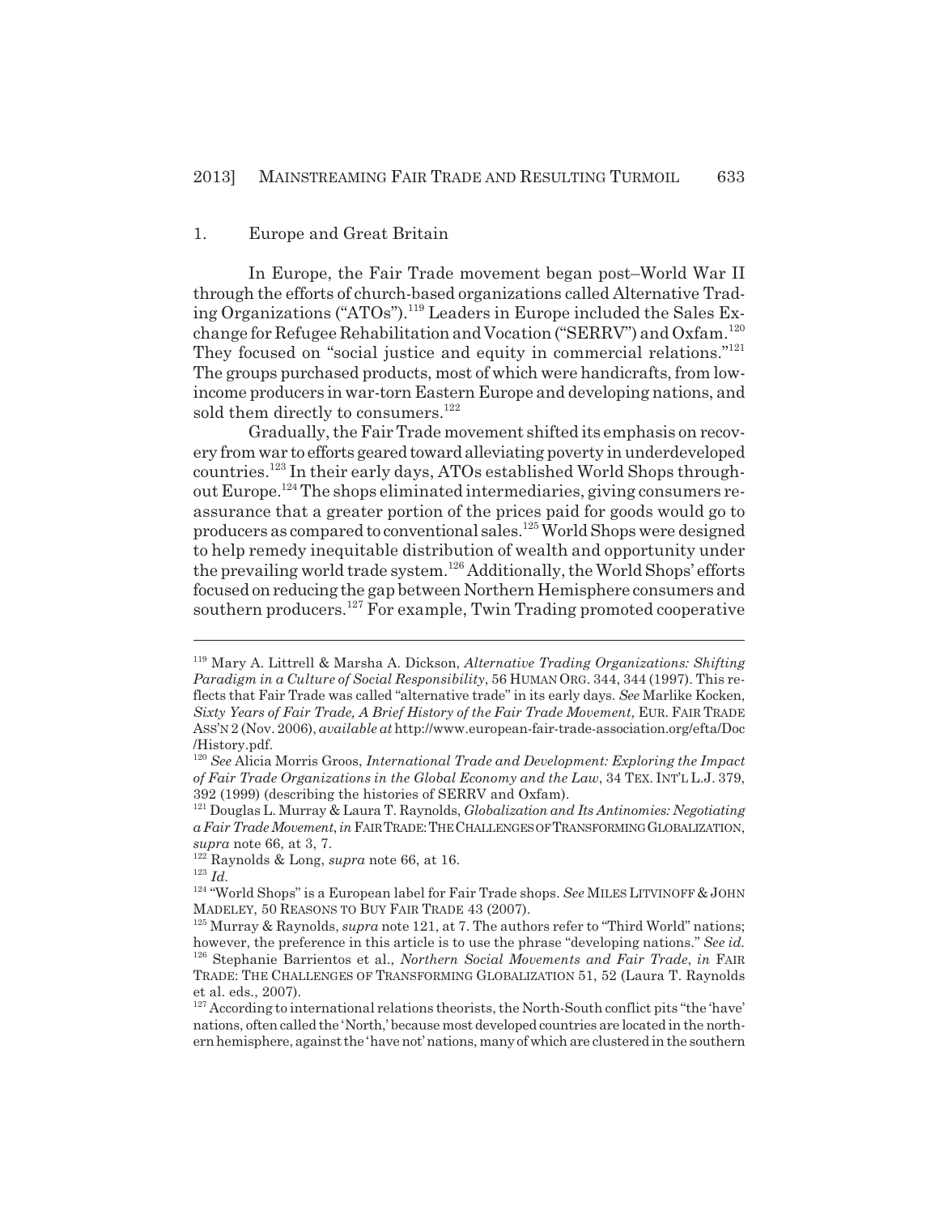### 1. Europe and Great Britain

In Europe, the Fair Trade movement began post–World War II through the efforts of church-based organizations called Alternative Trading Organizations ("ATOs").[119] Leaders in Europe included the Sales Exchange for Refugee Rehabilitation and Vocation ("SERRV") and Oxfam.[120] They focused on "social justice and equity in commercial relations."[121] The groups purchased products, most of which were handicrafts, from low-income producers in war-torn Eastern Europe and developing nations, and sold them directly to consumers.[122]

Gradually, the Fair Trade movement shifted its emphasis on recovery from war to efforts geared toward alleviating poverty in underdeveloped countries.[123] In their early days, ATOs established World Shops throughout Europe.[124] The shops eliminated intermediaries, giving consumers reassurance that a greater portion of the prices paid for goods would go to producers as compared to conventional sales.[125] World Shops were designed to help remedy inequitable distribution of wealth and opportunity under the prevailing world trade system.[126] Additionally, the World Shops' efforts focused on reducing the gap between Northern Hemisphere consumers and southern producers.[127] For example, Twin Trading promoted cooperative

---

[119] Mary A. Littrell & Marsha A. Dickson, *Alternative Trading Organizations: Shifting Paradigm in a Culture of Social Responsibility*, 56 HUMAN ORG. 344, 344 (1997). This reflects that Fair Trade was called "alternative trade" in its early days. *See* Marlike Kocken, *Sixty Years of Fair Trade, A Brief History of the Fair Trade Movement*, EUR. FAIR TRADE ASS'N 2 (Nov. 2006), *available at* http://www.european-fair-trade-association.org/efta/Doc/History.pdf.

[120] *See* Alicia Morris Groos, *International Trade and Development: Exploring the Impact of Fair Trade Organizations in the Global Economy and the Law*, 34 TEX. INT'L L.J. 379, 392 (1999) (describing the histories of SERRV and Oxfam).

[121] Douglas L. Murray & Laura T. Raynolds, *Globalization and Its Antinomies: Negotiating a Fair Trade Movement*, *in* FAIR TRADE: THE CHALLENGES OF TRANSFORMING GLOBALIZATION, *supra* note 66, at 3, 7.

[122] Raynolds & Long, *supra* note 66, at 16.

[123] *Id.*

[124] "World Shops" is a European label for Fair Trade shops. *See* MILES LITVINOFF & JOHN MADELEY, 50 REASONS TO BUY FAIR TRADE 43 (2007).

[125] Murray & Raynolds, *supra* note 121, at 7. The authors refer to "Third World" nations; however, the preference in this article is to use the phrase "developing nations." *See id.*

[126] Stephanie Barrientos et al., *Northern Social Movements and Fair Trade*, *in* FAIR TRADE: THE CHALLENGES OF TRANSFORMING GLOBALIZATION 51, 52 (Laura T. Raynolds et al. eds., 2007).

[127] According to international relations theorists, the North-South conflict pits "the 'have' nations, often called the 'North,' because most developed countries are located in the northern hemisphere, against the 'have not' nations, many of which are clustered in the southern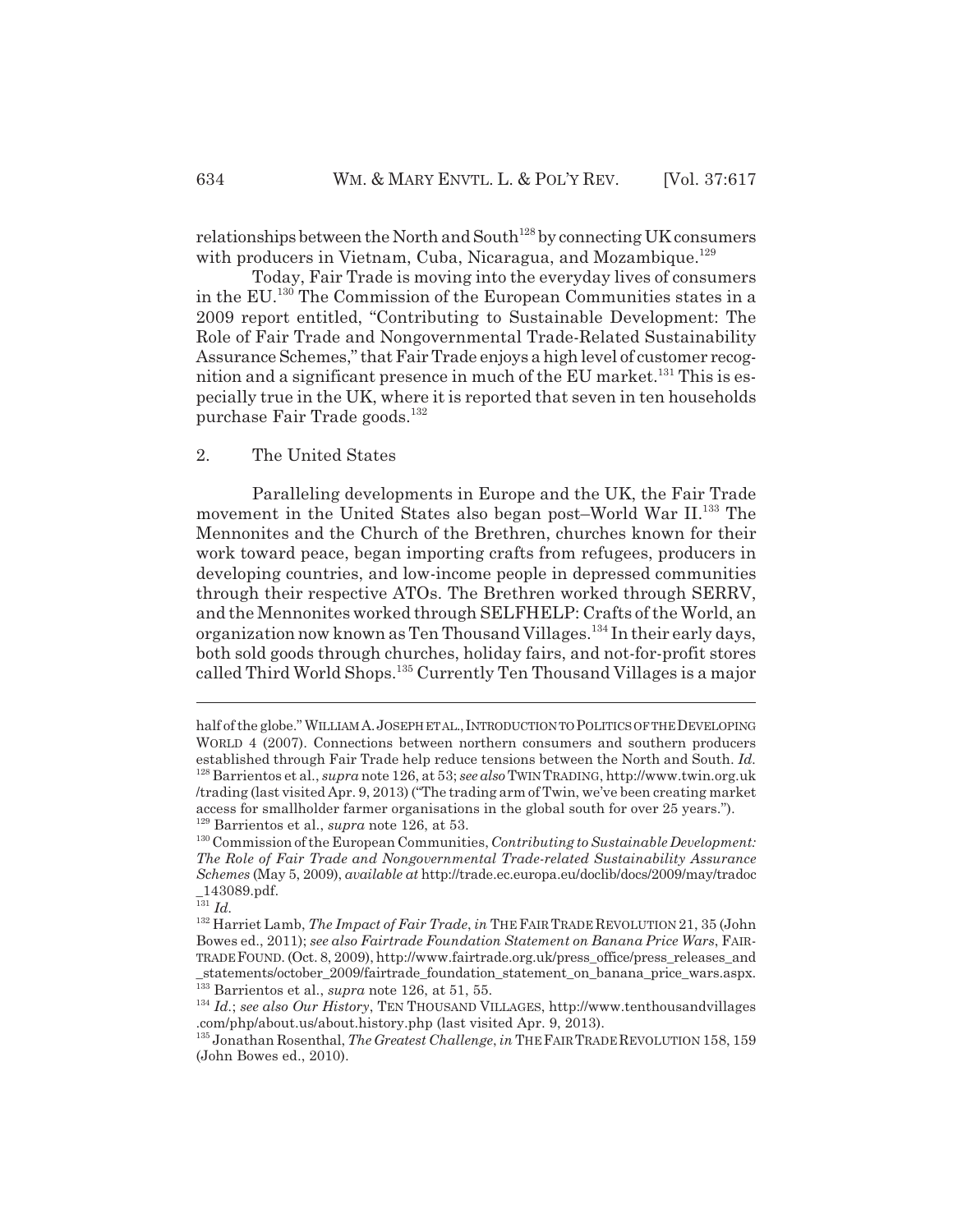relationships between the North and South[128] by connecting UK consumers with producers in Vietnam, Cuba, Nicaragua, and Mozambique.[129]

Today, Fair Trade is moving into the everyday lives of consumers in the EU.[130] The Commission of the European Communities states in a 2009 report entitled, "Contributing to Sustainable Development: The Role of Fair Trade and Nongovernmental Trade-Related Sustainability Assurance Schemes," that Fair Trade enjoys a high level of customer recognition and a significant presence in much of the EU market.[131] This is especially true in the UK, where it is reported that seven in ten households purchase Fair Trade goods.[132]

## 2. The United States

Paralleling developments in Europe and the UK, the Fair Trade movement in the United States also began post–World War II.[133] The Mennonites and the Church of the Brethren, churches known for their work toward peace, began importing crafts from refugees, producers in developing countries, and low-income people in depressed communities through their respective ATOs. The Brethren worked through SERRV, and the Mennonites worked through SELFHELP: Crafts of the World, an organization now known as Ten Thousand Villages.[134] In their early days, both sold goods through churches, holiday fairs, and not-for-profit stores called Third World Shops.[135] Currently Ten Thousand Villages is a major

---

half of the globe." WILLIAM A. JOSEPH ET AL., INTRODUCTION TO POLITICS OF THE DEVELOPING WORLD 4 (2007). Connections between northern consumers and southern producers established through Fair Trade help reduce tensions between the North and South. *Id.*

[128] Barrientos et al., *supra* note 126, at 53; *see also* TWIN TRADING, http://www.twin.org.uk/trading (last visited Apr. 9, 2013) ("The trading arm of Twin, we've been creating market access for smallholder farmer organisations in the global south for over 25 years.").

[129] Barrientos et al., *supra* note 126, at 53.

[130] Commission of the European Communities, *Contributing to Sustainable Development: The Role of Fair Trade and Nongovernmental Trade-related Sustainability Assurance Schemes* (May 5, 2009), *available at* http://trade.ec.europa.eu/doclib/docs/2009/may/tradoc_143089.pdf.

[131] *Id.*

[132] Harriet Lamb, *The Impact of Fair Trade*, *in* THE FAIR TRADE REVOLUTION 21, 35 (John Bowes ed., 2011); *see also Fairtrade Foundation Statement on Banana Price Wars*, FAIRTRADE FOUND. (Oct. 8, 2009), http://www.fairtrade.org.uk/press_office/press_releases_and_statements/october_2009/fairtrade_foundation_statement_on_banana_price_wars.aspx.

[133] Barrientos et al., *supra* note 126, at 51, 55.

[134] *Id.*; *see also Our History*, TEN THOUSAND VILLAGES, http://www.tenthousandvillages.com/php/about.us/about.history.php (last visited Apr. 9, 2013).

[135] Jonathan Rosenthal, *The Greatest Challenge*, *in* THE FAIR TRADE REVOLUTION 158, 159 (John Bowes ed., 2010).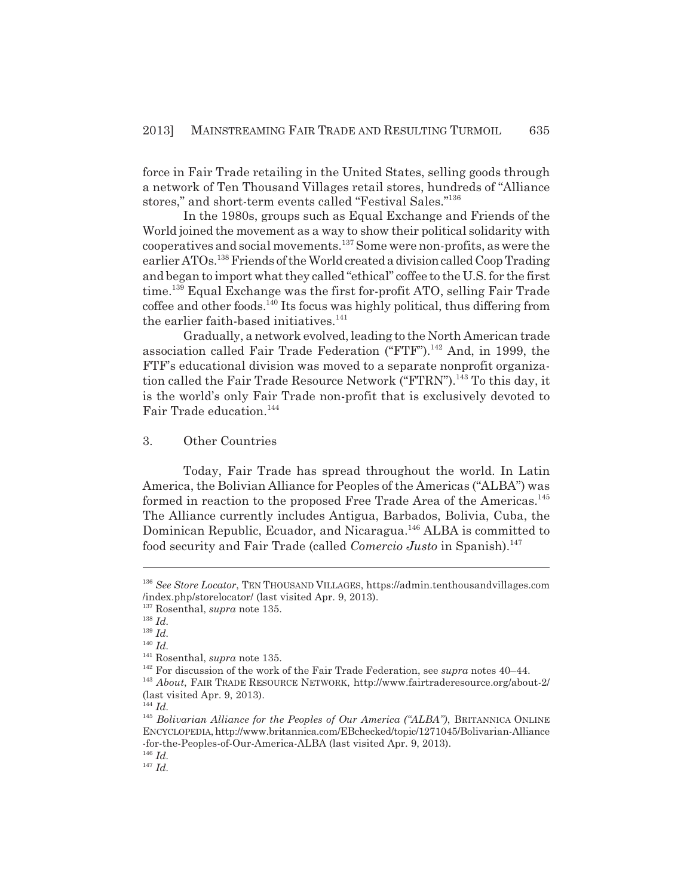force in Fair Trade retailing in the United States, selling goods through a network of Ten Thousand Villages retail stores, hundreds of "Alliance stores," and short-term events called "Festival Sales."[136]

In the 1980s, groups such as Equal Exchange and Friends of the World joined the movement as a way to show their political solidarity with cooperatives and social movements.[137] Some were non-profits, as were the earlier ATOs.[138] Friends of the World created a division called Coop Trading and began to import what they called "ethical" coffee to the U.S. for the first time.[139] Equal Exchange was the first for-profit ATO, selling Fair Trade coffee and other foods.[140] Its focus was highly political, thus differing from the earlier faith-based initiatives.[141]

Gradually, a network evolved, leading to the North American trade association called Fair Trade Federation ("FTF").[142] And, in 1999, the FTF's educational division was moved to a separate nonprofit organization called the Fair Trade Resource Network ("FTRN").[143] To this day, it is the world's only Fair Trade non-profit that is exclusively devoted to Fair Trade education.[144]

### 3. Other Countries

Today, Fair Trade has spread throughout the world. In Latin America, the Bolivian Alliance for Peoples of the Americas ("ALBA") was formed in reaction to the proposed Free Trade Area of the Americas.[145] The Alliance currently includes Antigua, Barbados, Bolivia, Cuba, the Dominican Republic, Ecuador, and Nicaragua.[146] ALBA is committed to food security and Fair Trade (called *Comercio Justo* in Spanish).[147]

---

[136] *See Store Locator*, TEN THOUSAND VILLAGES, https://admin.tenthousandvillages.com/index.php/storelocator/ (last visited Apr. 9, 2013).

[137] Rosenthal, *supra* note 135.

[138] *Id.*

[139] *Id.*

[140] *Id.*

[141] Rosenthal, *supra* note 135.

[142] For discussion of the work of the Fair Trade Federation, see *supra* notes 40–44.

[143] *About*, FAIR TRADE RESOURCE NETWORK, http://www.fairtraderesource.org/about-2/ (last visited Apr. 9, 2013).

[144] *Id.*

[145] *Bolivarian Alliance for the Peoples of Our America ("ALBA")*, BRITANNICA ONLINE ENCYCLOPEDIA, http://www.britannica.com/EBchecked/topic/1271045/Bolivarian-Alliance-for-the-Peoples-of-Our-America-ALBA (last visited Apr. 9, 2013).

[146] *Id.*

[147] *Id.*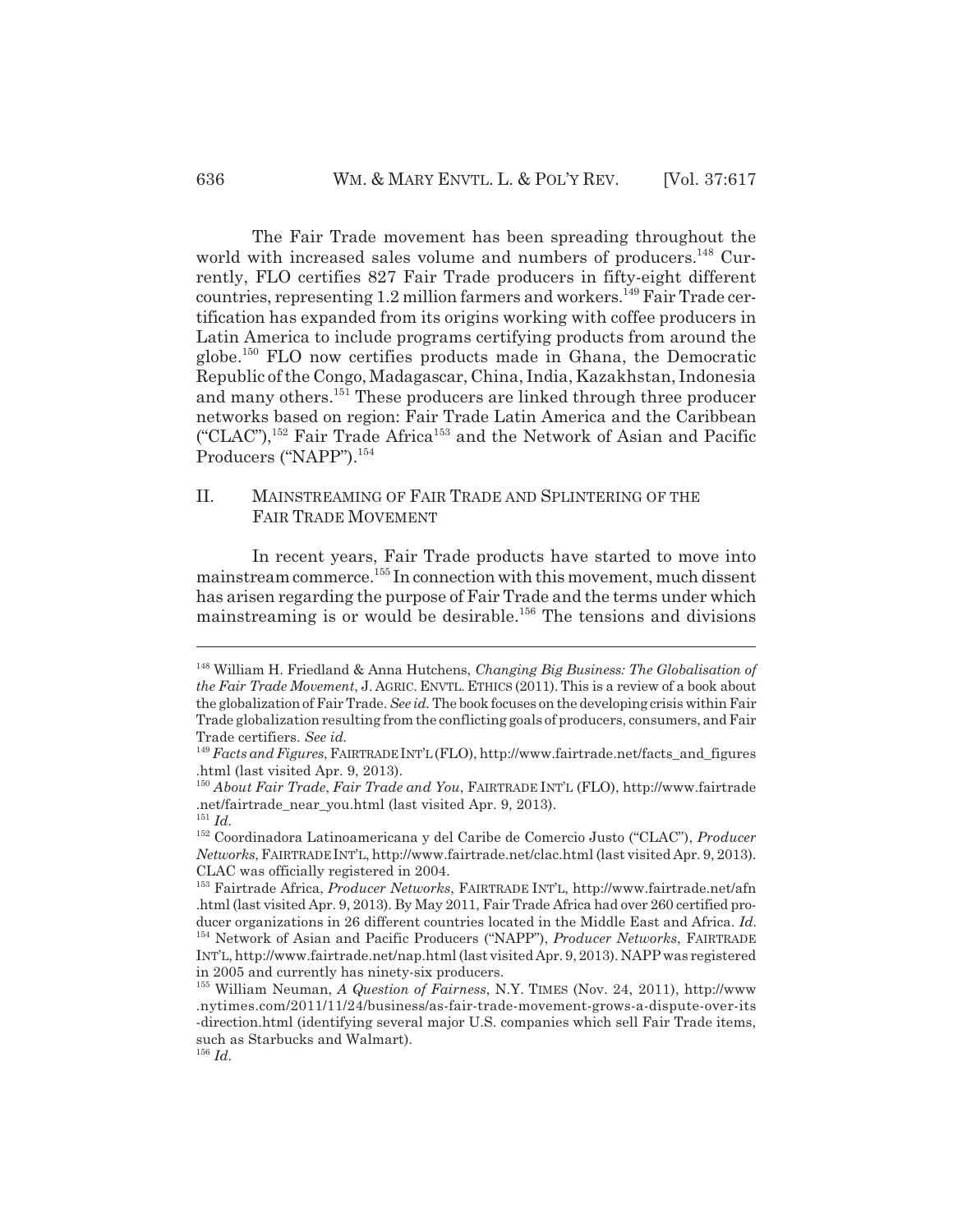The Fair Trade movement has been spreading throughout the world with increased sales volume and numbers of producers.[148] Currently, FLO certifies 827 Fair Trade producers in fifty-eight different countries, representing 1.2 million farmers and workers.[149] Fair Trade certification has expanded from its origins working with coffee producers in Latin America to include programs certifying products from around the globe.[150] FLO now certifies products made in Ghana, the Democratic Republic of the Congo, Madagascar, China, India, Kazakhstan, Indonesia and many others.[151] These producers are linked through three producer networks based on region: Fair Trade Latin America and the Caribbean ("CLAC"),[152] Fair Trade Africa[153] and the Network of Asian and Pacific Producers ("NAPP").[154]

## II. MAINSTREAMING OF FAIR TRADE AND SPLINTERING OF THE FAIR TRADE MOVEMENT

In recent years, Fair Trade products have started to move into mainstream commerce.[155] In connection with this movement, much dissent has arisen regarding the purpose of Fair Trade and the terms under which mainstreaming is or would be desirable.[156] The tensions and divisions

---

[148] William H. Friedland & Anna Hutchens, *Changing Big Business: The Globalisation of the Fair Trade Movement*, J. AGRIC. ENVTL. ETHICS (2011). This is a review of a book about the globalization of Fair Trade. *See id.* The book focuses on the developing crisis within Fair Trade globalization resulting from the conflicting goals of producers, consumers, and Fair Trade certifiers. *See id.*

[149] *Facts and Figures*, FAIRTRADE INT'L (FLO), http://www.fairtrade.net/facts_and_figures.html (last visited Apr. 9, 2013).

[150] *About Fair Trade*, *Fair Trade and You*, FAIRTRADE INT'L (FLO), http://www.fairtrade.net/fairtrade_near_you.html (last visited Apr. 9, 2013).

[151] *Id.*

[152] Coordinadora Latinoamericana y del Caribe de Comercio Justo ("CLAC"), *Producer Networks*, FAIRTRADE INT'L, http://www.fairtrade.net/clac.html (last visited Apr. 9, 2013). CLAC was officially registered in 2004.

[153] Fairtrade Africa, *Producer Networks*, FAIRTRADE INT'L, http://www.fairtrade.net/afn.html (last visited Apr. 9, 2013). By May 2011, Fair Trade Africa had over 260 certified producer organizations in 26 different countries located in the Middle East and Africa. *Id.*

[154] Network of Asian and Pacific Producers ("NAPP"), *Producer Networks*, FAIRTRADE INT'L, http://www.fairtrade.net/nap.html (last visited Apr. 9, 2013). NAPP was registered in 2005 and currently has ninety-six producers.

[155] William Neuman, *A Question of Fairness*, N.Y. TIMES (Nov. 24, 2011), http://www.nytimes.com/2011/11/24/business/as-fair-trade-movement-grows-a-dispute-over-its-direction.html (identifying several major U.S. companies which sell Fair Trade items, such as Starbucks and Walmart).

[156] *Id.*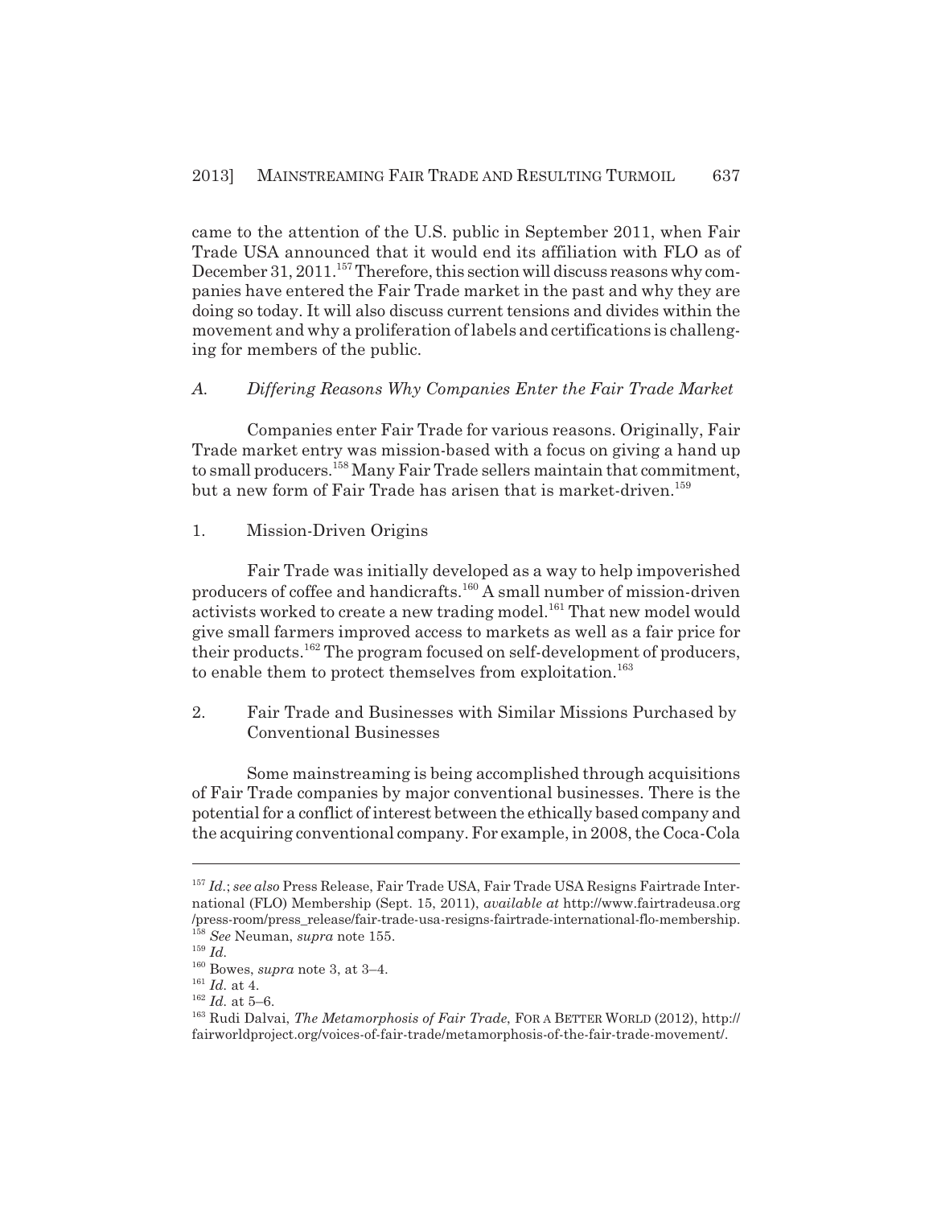came to the attention of the U.S. public in September 2011, when Fair Trade USA announced that it would end its affiliation with FLO as of December 31, 2011.[157] Therefore, this section will discuss reasons why companies have entered the Fair Trade market in the past and why they are doing so today. It will also discuss current tensions and divides within the movement and why a proliferation of labels and certifications is challenging for members of the public.

### *A. Differing Reasons Why Companies Enter the Fair Trade Market*

Companies enter Fair Trade for various reasons. Originally, Fair Trade market entry was mission-based with a focus on giving a hand up to small producers.[158] Many Fair Trade sellers maintain that commitment, but a new form of Fair Trade has arisen that is market-driven.[159]

#### 1. Mission-Driven Origins

Fair Trade was initially developed as a way to help impoverished producers of coffee and handicrafts.[160] A small number of mission-driven activists worked to create a new trading model.[161] That new model would give small farmers improved access to markets as well as a fair price for their products.[162] The program focused on self-development of producers, to enable them to protect themselves from exploitation.[163]

#### 2. Fair Trade and Businesses with Similar Missions Purchased by Conventional Businesses

Some mainstreaming is being accomplished through acquisitions of Fair Trade companies by major conventional businesses. There is the potential for a conflict of interest between the ethically based company and the acquiring conventional company. For example, in 2008, the Coca-Cola

---

[157] *Id.*; *see also* Press Release, Fair Trade USA, Fair Trade USA Resigns Fairtrade International (FLO) Membership (Sept. 15, 2011), *available at* http://www.fairtradeusa.org/press-room/press_release/fair-trade-usa-resigns-fairtrade-international-flo-membership.

[158] *See* Neuman, *supra* note 155.

[159] *Id.*

[160] Bowes, *supra* note 3, at 3–4.

[161] *Id.* at 4.

[162] *Id.* at 5–6.

[163] Rudi Dalvai, *The Metamorphosis of Fair Trade*, FOR A BETTER WORLD (2012), http://fairworldproject.org/voices-of-fair-trade/metamorphosis-of-the-fair-trade-movement/.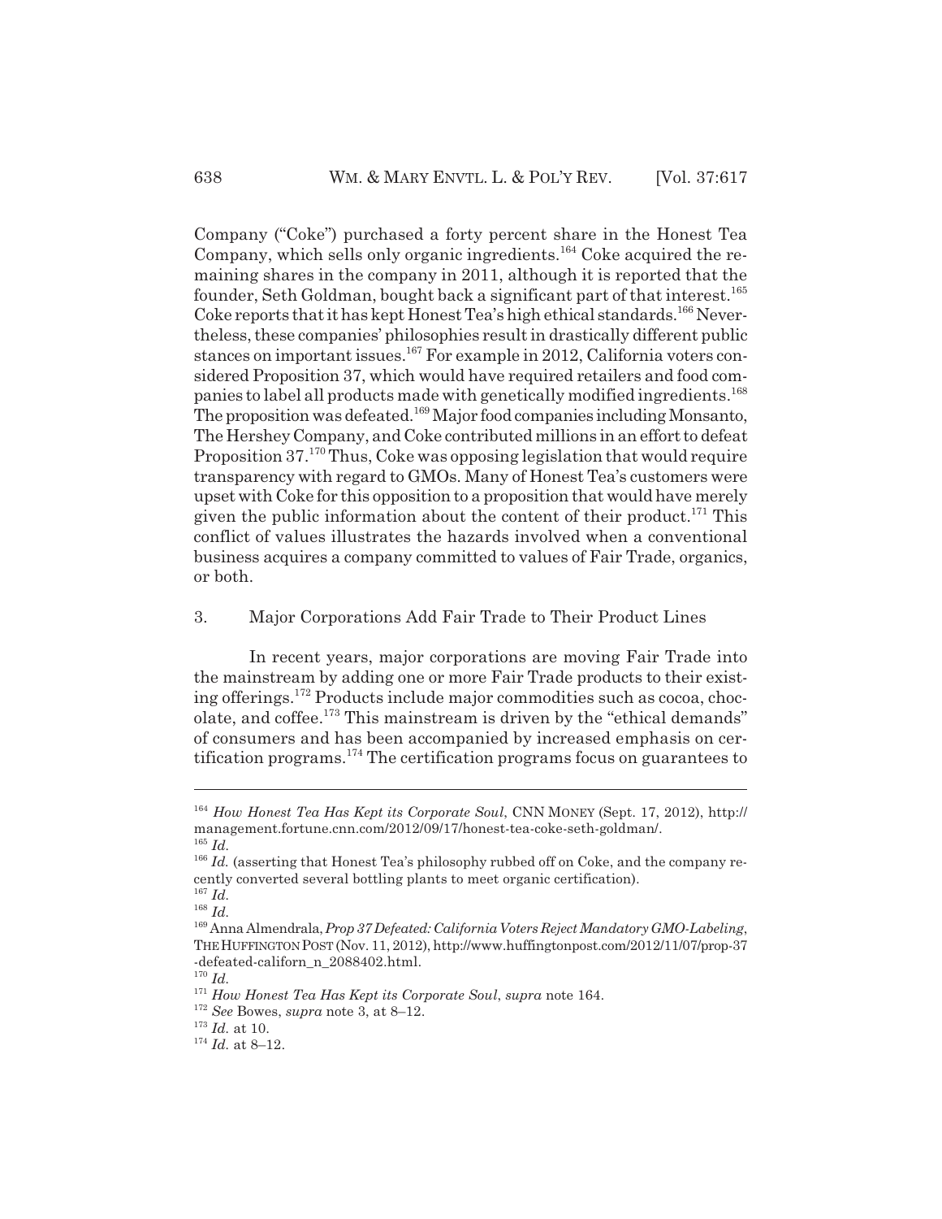Company ("Coke") purchased a forty percent share in the Honest Tea Company, which sells only organic ingredients.[164] Coke acquired the remaining shares in the company in 2011, although it is reported that the founder, Seth Goldman, bought back a significant part of that interest.[165] Coke reports that it has kept Honest Tea's high ethical standards.[166] Nevertheless, these companies' philosophies result in drastically different public stances on important issues.[167] For example in 2012, California voters considered Proposition 37, which would have required retailers and food companies to label all products made with genetically modified ingredients.[168] The proposition was defeated.[169] Major food companies including Monsanto, The Hershey Company, and Coke contributed millions in an effort to defeat Proposition 37.[170] Thus, Coke was opposing legislation that would require transparency with regard to GMOs. Many of Honest Tea's customers were upset with Coke for this opposition to a proposition that would have merely given the public information about the content of their product.[171] This conflict of values illustrates the hazards involved when a conventional business acquires a company committed to values of Fair Trade, organics, or both.

### 3. Major Corporations Add Fair Trade to Their Product Lines

In recent years, major corporations are moving Fair Trade into the mainstream by adding one or more Fair Trade products to their existing offerings.[172] Products include major commodities such as cocoa, chocolate, and coffee.[173] This mainstream is driven by the "ethical demands" of consumers and has been accompanied by increased emphasis on certification programs.[174] The certification programs focus on guarantees to

---

[164] *How Honest Tea Has Kept its Corporate Soul*, CNN MONEY (Sept. 17, 2012), http://management.fortune.cnn.com/2012/09/17/honest-tea-coke-seth-goldman/.

[165] *Id.*

[166] *Id.* (asserting that Honest Tea's philosophy rubbed off on Coke, and the company recently converted several bottling plants to meet organic certification).

[167] *Id.*

[168] *Id.*

[169] Anna Almendrala, *Prop 37 Defeated: California Voters Reject Mandatory GMO-Labeling*, THE HUFFINGTON POST (Nov. 11, 2012), http://www.huffingtonpost.com/2012/11/07/prop-37-defeated-californ_n_2088402.html.

[170] *Id.*

[171] *How Honest Tea Has Kept its Corporate Soul*, *supra* note 164.

[172] *See* Bowes, *supra* note 3, at 8–12.

[173] *Id.* at 10.

[174] *Id.* at 8–12.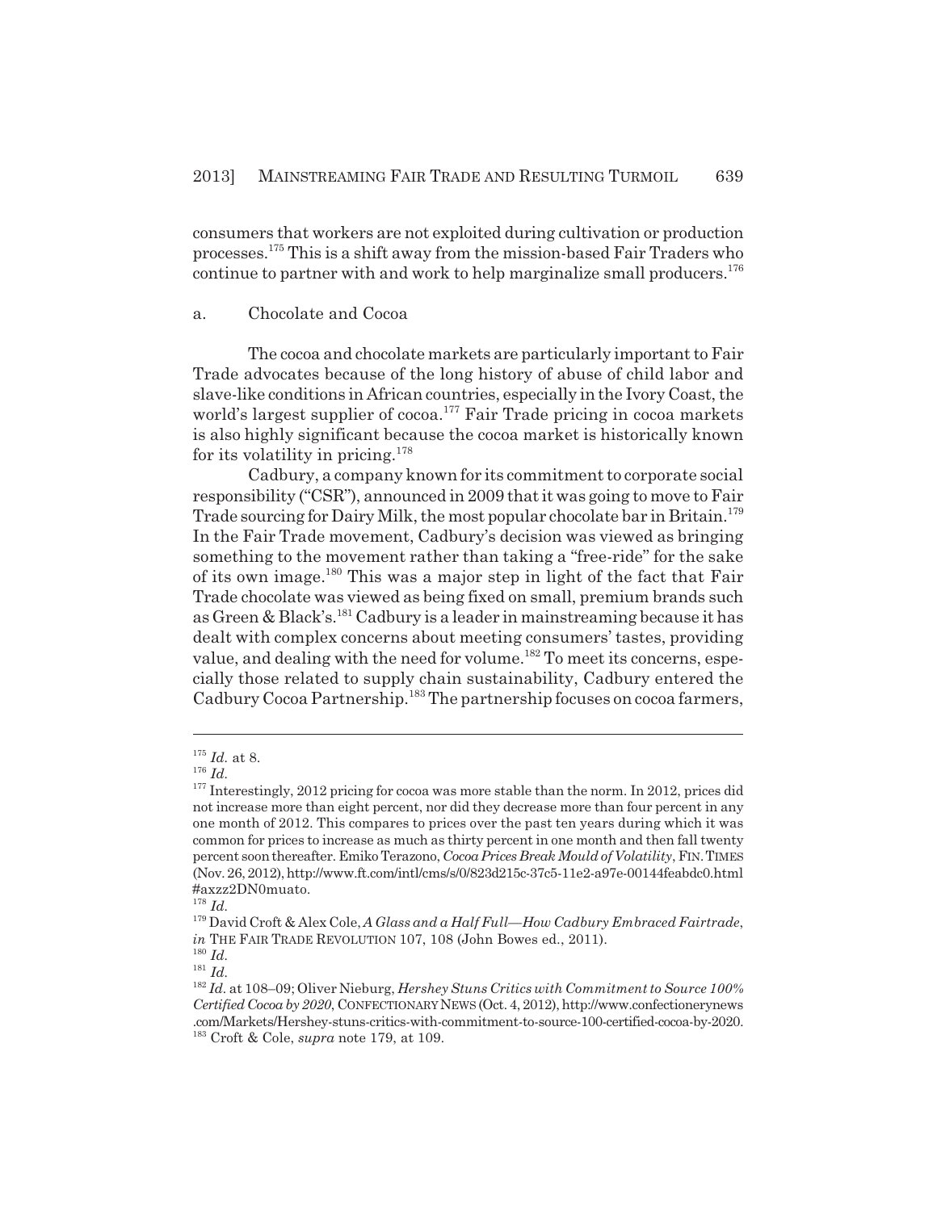consumers that workers are not exploited during cultivation or production processes.[175] This is a shift away from the mission-based Fair Traders who continue to partner with and work to help marginalize small producers.[176]

a. Chocolate and Cocoa

The cocoa and chocolate markets are particularly important to Fair Trade advocates because of the long history of abuse of child labor and slave-like conditions in African countries, especially in the Ivory Coast, the world's largest supplier of cocoa.[177] Fair Trade pricing in cocoa markets is also highly significant because the cocoa market is historically known for its volatility in pricing.[178]

Cadbury, a company known for its commitment to corporate social responsibility ("CSR"), announced in 2009 that it was going to move to Fair Trade sourcing for Dairy Milk, the most popular chocolate bar in Britain.[179] In the Fair Trade movement, Cadbury's decision was viewed as bringing something to the movement rather than taking a "free-ride" for the sake of its own image.[180] This was a major step in light of the fact that Fair Trade chocolate was viewed as being fixed on small, premium brands such as Green & Black's.[181] Cadbury is a leader in mainstreaming because it has dealt with complex concerns about meeting consumers' tastes, providing value, and dealing with the need for volume.[182] To meet its concerns, especially those related to supply chain sustainability, Cadbury entered the Cadbury Cocoa Partnership.[183] The partnership focuses on cocoa farmers,

---

[175] *Id.* at 8.

[176] *Id.*

[177] Interestingly, 2012 pricing for cocoa was more stable than the norm. In 2012, prices did not increase more than eight percent, nor did they decrease more than four percent in any one month of 2012. This compares to prices over the past ten years during which it was common for prices to increase as much as thirty percent in one month and then fall twenty percent soon thereafter. Emiko Terazono, *Cocoa Prices Break Mould of Volatility*, FIN. TIMES (Nov. 26, 2012), http://www.ft.com/intl/cms/s/0/823d215c-37c5-11e2-a97e-00144feabdc0.html #axzz2DN0muato.

[178] *Id.*

[179] David Croft & Alex Cole, *A Glass and a Half Full—How Cadbury Embraced Fairtrade*, *in* THE FAIR TRADE REVOLUTION 107, 108 (John Bowes ed., 2011).

[180] *Id.*

[181] *Id.*

[182] *Id.* at 108–09; Oliver Nieburg, *Hershey Stuns Critics with Commitment to Source 100% Certified Cocoa by 2020*, CONFECTIONARY NEWS (Oct. 4, 2012), http://www.confectionerynews .com/Markets/Hershey-stuns-critics-with-commitment-to-source-100-certified-cocoa-by-2020.

[183] Croft & Cole, *supra* note 179, at 109.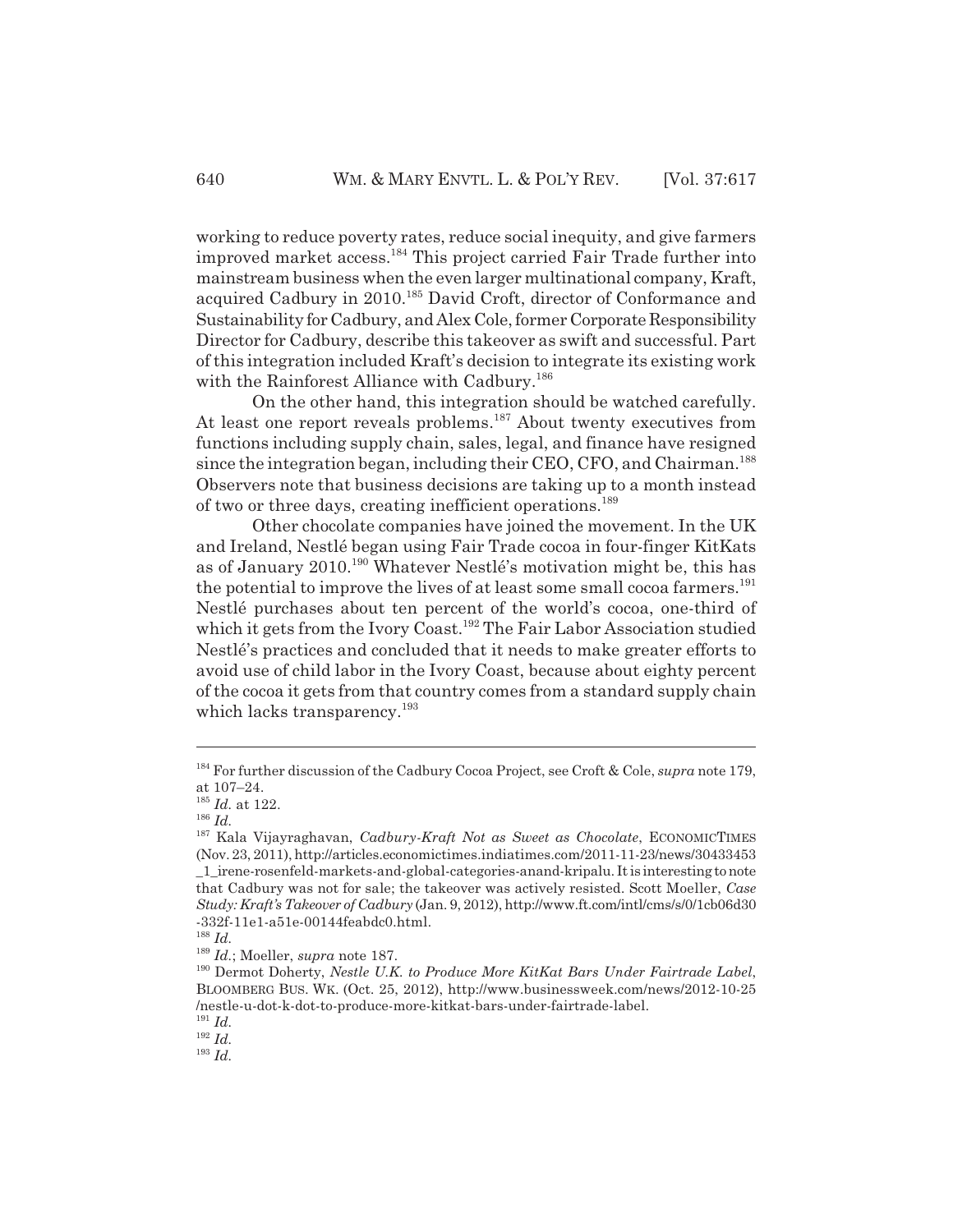working to reduce poverty rates, reduce social inequity, and give farmers improved market access.[184] This project carried Fair Trade further into mainstream business when the even larger multinational company, Kraft, acquired Cadbury in 2010.[185] David Croft, director of Conformance and Sustainability for Cadbury, and Alex Cole, former Corporate Responsibility Director for Cadbury, describe this takeover as swift and successful. Part of this integration included Kraft's decision to integrate its existing work with the Rainforest Alliance with Cadbury.[186]

On the other hand, this integration should be watched carefully. At least one report reveals problems.[187] About twenty executives from functions including supply chain, sales, legal, and finance have resigned since the integration began, including their CEO, CFO, and Chairman.[188] Observers note that business decisions are taking up to a month instead of two or three days, creating inefficient operations.[189]

Other chocolate companies have joined the movement. In the UK and Ireland, Nestlé began using Fair Trade cocoa in four-finger KitKats as of January 2010.[190] Whatever Nestlé's motivation might be, this has the potential to improve the lives of at least some small cocoa farmers.[191] Nestlé purchases about ten percent of the world's cocoa, one-third of which it gets from the Ivory Coast.[192] The Fair Labor Association studied Nestlé's practices and concluded that it needs to make greater efforts to avoid use of child labor in the Ivory Coast, because about eighty percent of the cocoa it gets from that country comes from a standard supply chain which lacks transparency.[193]

---

[184] For further discussion of the Cadbury Cocoa Project, see Croft & Cole, *supra* note 179, at 107–24.

[185] *Id.* at 122.

[186] *Id.*

[187] Kala Vijayraghavan, *Cadbury-Kraft Not as Sweet as Chocolate*, ECONOMICTIMES (Nov. 23, 2011), http://articles.economictimes.indiatimes.com/2011-11-23/news/30433453_1_irene-rosenfeld-markets-and-global-categories-anand-kripalu. It is interesting to note that Cadbury was not for sale; the takeover was actively resisted. Scott Moeller, *Case Study: Kraft's Takeover of Cadbury* (Jan. 9, 2012), http://www.ft.com/intl/cms/s/0/1cb06d30-332f-11e1-a51e-00144feabdc0.html.

[188] *Id.*

[189] *Id.*; Moeller, *supra* note 187.

[190] Dermot Doherty, *Nestle U.K. to Produce More KitKat Bars Under Fairtrade Label*, BLOOMBERG BUS. WK. (Oct. 25, 2012), http://www.businessweek.com/news/2012-10-25/nestle-u-dot-k-dot-to-produce-more-kitkat-bars-under-fairtrade-label.

[191] *Id.*

[192] *Id.*

[193] *Id.*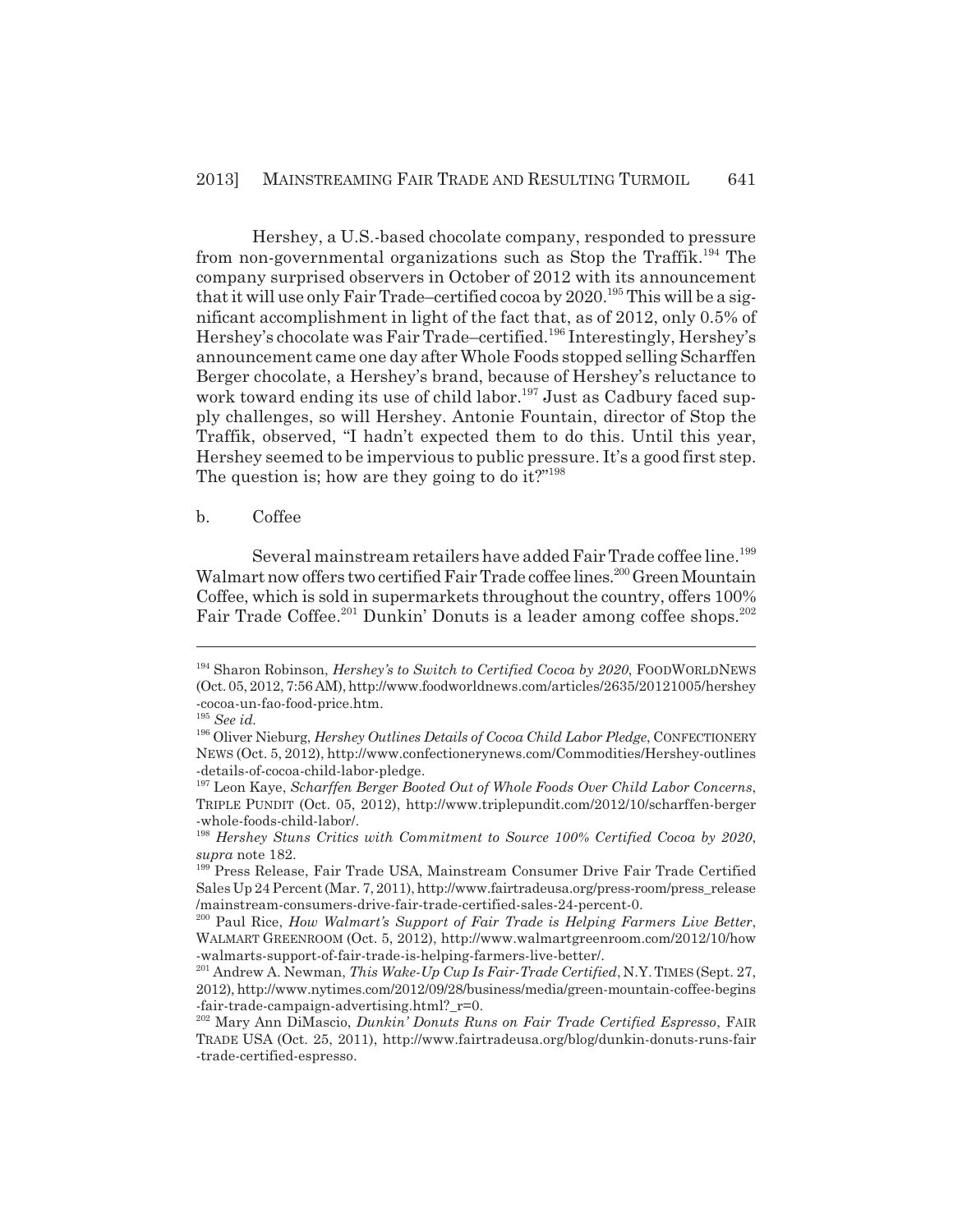Hershey, a U.S.-based chocolate company, responded to pressure from non-governmental organizations such as Stop the Traffik.[194] The company surprised observers in October of 2012 with its announcement that it will use only Fair Trade–certified cocoa by 2020.[195] This will be a significant accomplishment in light of the fact that, as of 2012, only 0.5% of Hershey's chocolate was Fair Trade–certified.[196] Interestingly, Hershey's announcement came one day after Whole Foods stopped selling Scharffen Berger chocolate, a Hershey's brand, because of Hershey's reluctance to work toward ending its use of child labor.[197] Just as Cadbury faced supply challenges, so will Hershey. Antonie Fountain, director of Stop the Traffik, observed, "I hadn't expected them to do this. Until this year, Hershey seemed to be impervious to public pressure. It's a good first step. The question is; how are they going to do it?"[198]

b. Coffee

Several mainstream retailers have added Fair Trade coffee line.[199] Walmart now offers two certified Fair Trade coffee lines.[200] Green Mountain Coffee, which is sold in supermarkets throughout the country, offers 100% Fair Trade Coffee.[201] Dunkin' Donuts is a leader among coffee shops.[202]

---

[194] Sharon Robinson, *Hershey's to Switch to Certified Cocoa by 2020*, FOODWORLDNEWS (Oct. 05, 2012, 7:56 AM), http://www.foodworldnews.com/articles/2635/20121005/hershey-cocoa-un-fao-food-price.htm.

[195] *See id.*

[196] Oliver Nieburg, *Hershey Outlines Details of Cocoa Child Labor Pledge*, CONFECTIONERY NEWS (Oct. 5, 2012), http://www.confectionerynews.com/Commodities/Hershey-outlines-details-of-cocoa-child-labor-pledge.

[197] Leon Kaye, *Scharffen Berger Booted Out of Whole Foods Over Child Labor Concerns*, TRIPLE PUNDIT (Oct. 05, 2012), http://www.triplepundit.com/2012/10/scharffen-berger-whole-foods-child-labor/.

[198] *Hershey Stuns Critics with Commitment to Source 100% Certified Cocoa by 2020*, *supra* note 182.

[199] Press Release, Fair Trade USA, Mainstream Consumer Drive Fair Trade Certified Sales Up 24 Percent (Mar. 7, 2011), http://www.fairtradeusa.org/press-room/press_release/mainstream-consumers-drive-fair-trade-certified-sales-24-percent-0.

[200] Paul Rice, *How Walmart's Support of Fair Trade is Helping Farmers Live Better*, WALMART GREENROOM (Oct. 5, 2012), http://www.walmartgreenroom.com/2012/10/how-walmarts-support-of-fair-trade-is-helping-farmers-live-better/.

[201] Andrew A. Newman, *This Wake-Up Cup Is Fair-Trade Certified*, N.Y. TIMES (Sept. 27, 2012), http://www.nytimes.com/2012/09/28/business/media/green-mountain-coffee-begins-fair-trade-campaign-advertising.html?_r=0.

[202] Mary Ann DiMascio, *Dunkin' Donuts Runs on Fair Trade Certified Espresso*, FAIR TRADE USA (Oct. 25, 2011), http://www.fairtradeusa.org/blog/dunkin-donuts-runs-fair-trade-certified-espresso.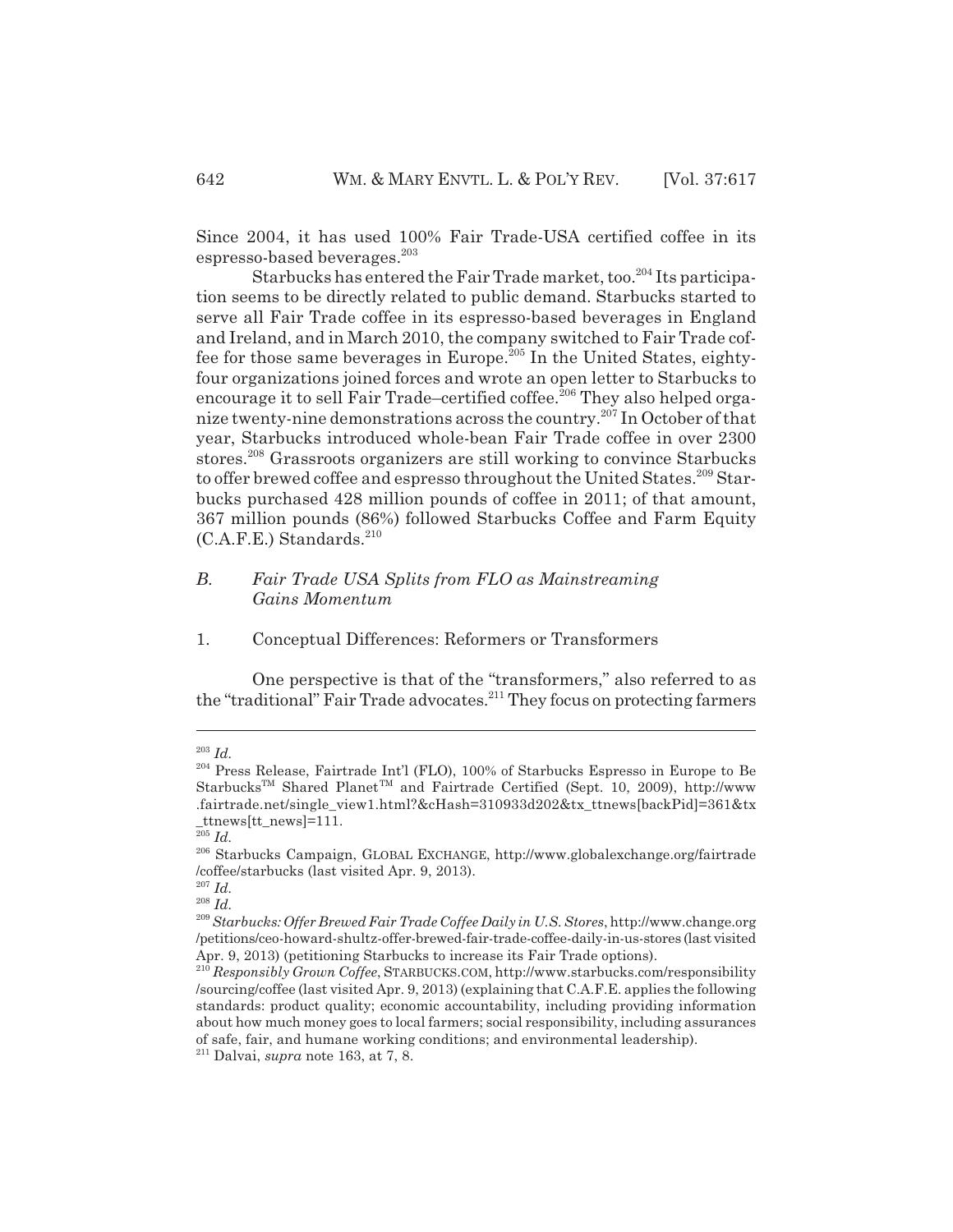Since 2004, it has used 100% Fair Trade-USA certified coffee in its espresso-based beverages.[203]

Starbucks has entered the Fair Trade market, too.[204] Its participation seems to be directly related to public demand. Starbucks started to serve all Fair Trade coffee in its espresso-based beverages in England and Ireland, and in March 2010, the company switched to Fair Trade coffee for those same beverages in Europe.[205] In the United States, eighty-four organizations joined forces and wrote an open letter to Starbucks to encourage it to sell Fair Trade–certified coffee.[206] They also helped organize twenty-nine demonstrations across the country.[207] In October of that year, Starbucks introduced whole-bean Fair Trade coffee in over 2300 stores.[208] Grassroots organizers are still working to convince Starbucks to offer brewed coffee and espresso throughout the United States.[209] Starbucks purchased 428 million pounds of coffee in 2011; of that amount, 367 million pounds (86%) followed Starbucks Coffee and Farm Equity (C.A.F.E.) Standards.[210]

### *B. Fair Trade USA Splits from FLO as Mainstreaming Gains Momentum*

#### 1. Conceptual Differences: Reformers or Transformers

One perspective is that of the "transformers," also referred to as the "traditional" Fair Trade advocates.[211] They focus on protecting farmers

---

[203] *Id.*

[204] Press Release, Fairtrade Int'l (FLO), 100% of Starbucks Espresso in Europe to Be Starbucks™ Shared Planet™ and Fairtrade Certified (Sept. 10, 2009), http://www.fairtrade.net/single_view1.html?&cHash=310933d202&tx_ttnews[backPid]=361&tx_ttnews[tt_news]=111.

[205] *Id.*

[206] Starbucks Campaign, GLOBAL EXCHANGE, http://www.globalexchange.org/fairtrade/coffee/starbucks (last visited Apr. 9, 2013).

[207] *Id.*

[208] *Id.*

[209] *Starbucks: Offer Brewed Fair Trade Coffee Daily in U.S. Stores*, http://www.change.org/petitions/ceo-howard-shultz-offer-brewed-fair-trade-coffee-daily-in-us-stores (last visited Apr. 9, 2013) (petitioning Starbucks to increase its Fair Trade options).

[210] *Responsibly Grown Coffee*, STARBUCKS.COM, http://www.starbucks.com/responsibility/sourcing/coffee (last visited Apr. 9, 2013) (explaining that C.A.F.E. applies the following standards: product quality; economic accountability, including providing information about how much money goes to local farmers; social responsibility, including assurances of safe, fair, and humane working conditions; and environmental leadership).

[211] Dalvai, *supra* note 163, at 7, 8.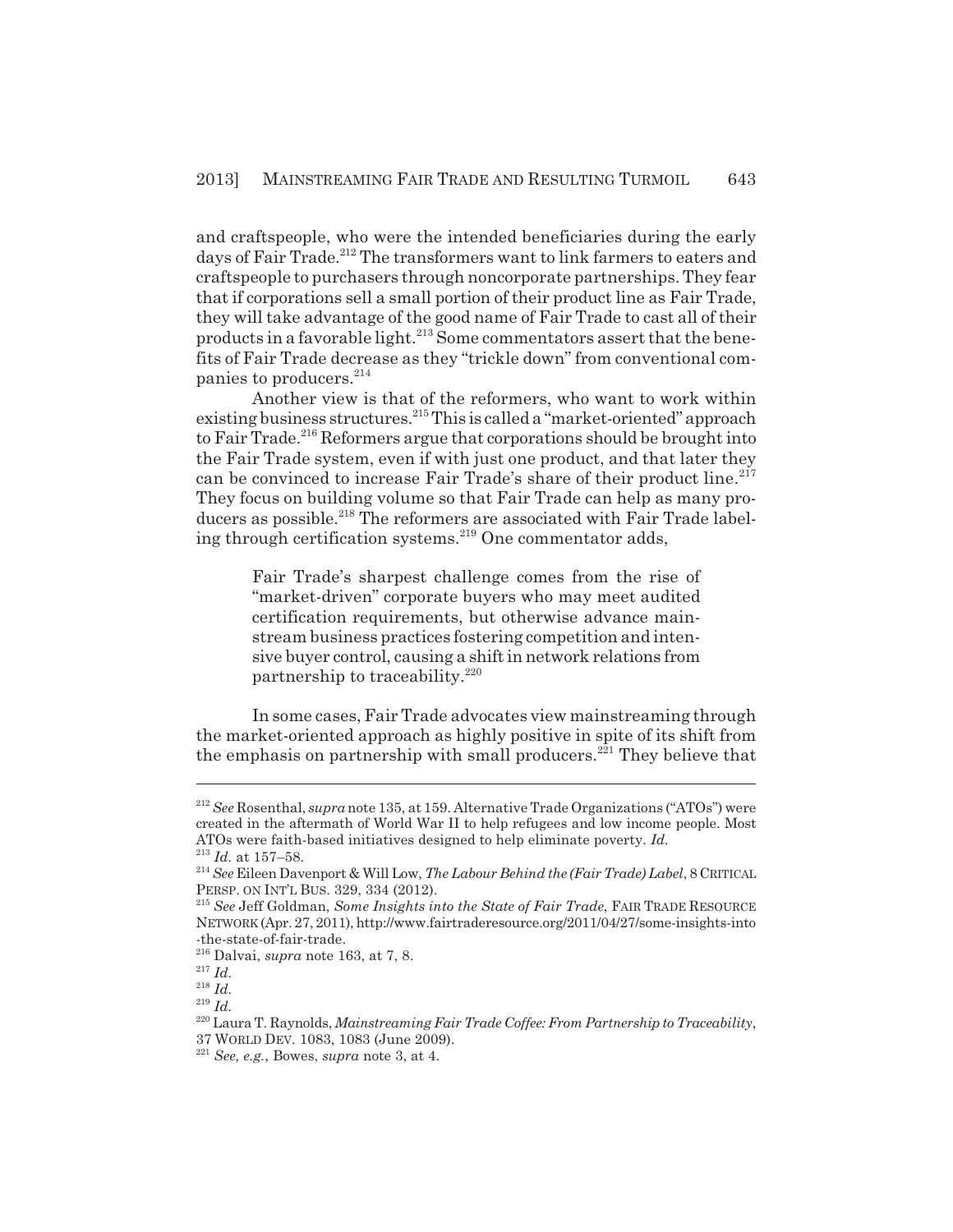and craftspeople, who were the intended beneficiaries during the early days of Fair Trade.[212] The transformers want to link farmers to eaters and craftspeople to purchasers through noncorporate partnerships. They fear that if corporations sell a small portion of their product line as Fair Trade, they will take advantage of the good name of Fair Trade to cast all of their products in a favorable light.[213] Some commentators assert that the benefits of Fair Trade decrease as they "trickle down" from conventional companies to producers.[214]

Another view is that of the reformers, who want to work within existing business structures.[215] This is called a "market-oriented" approach to Fair Trade.[216] Reformers argue that corporations should be brought into the Fair Trade system, even if with just one product, and that later they can be convinced to increase Fair Trade's share of their product line.[217] They focus on building volume so that Fair Trade can help as many producers as possible.[218] The reformers are associated with Fair Trade labeling through certification systems.[219] One commentator adds,

> Fair Trade's sharpest challenge comes from the rise of "market-driven" corporate buyers who may meet audited certification requirements, but otherwise advance mainstream business practices fostering competition and intensive buyer control, causing a shift in network relations from partnership to traceability.[220]

In some cases, Fair Trade advocates view mainstreaming through the market-oriented approach as highly positive in spite of its shift from the emphasis on partnership with small producers.[221] They believe that

---

[212] *See* Rosenthal, *supra* note 135, at 159. Alternative Trade Organizations ("ATOs") were created in the aftermath of World War II to help refugees and low income people. Most ATOs were faith-based initiatives designed to help eliminate poverty. *Id.*

[213] *Id.* at 157–58.

[214] *See* Eileen Davenport & Will Low, *The Labour Behind the (Fair Trade) Label*, 8 CRITICAL PERSP. ON INT'L BUS. 329, 334 (2012).

[215] *See* Jeff Goldman, *Some Insights into the State of Fair Trade*, FAIR TRADE RESOURCE NETWORK (Apr. 27, 2011), http://www.fairtraderesource.org/2011/04/27/some-insights-into-the-state-of-fair-trade.

[216] Dalvai, *supra* note 163, at 7, 8.

[217] *Id.*

[218] *Id.*

[219] *Id.*

[220] Laura T. Raynolds, *Mainstreaming Fair Trade Coffee: From Partnership to Traceability*, 37 WORLD DEV. 1083, 1083 (June 2009).

[221] *See, e.g.*, Bowes, *supra* note 3, at 4.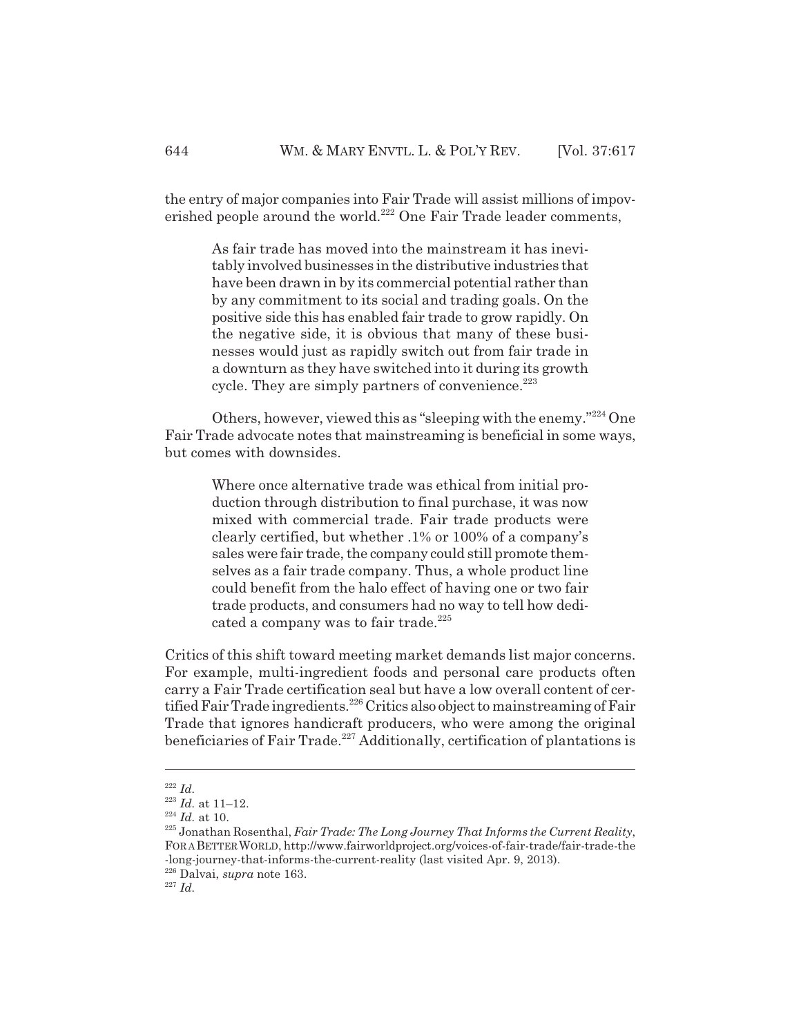the entry of major companies into Fair Trade will assist millions of impoverished people around the world.[222] One Fair Trade leader comments,

> As fair trade has moved into the mainstream it has inevitably involved businesses in the distributive industries that have been drawn in by its commercial potential rather than by any commitment to its social and trading goals. On the positive side this has enabled fair trade to grow rapidly. On the negative side, it is obvious that many of these businesses would just as rapidly switch out from fair trade in a downturn as they have switched into it during its growth cycle. They are simply partners of convenience.[223]

Others, however, viewed this as "sleeping with the enemy."[224] One Fair Trade advocate notes that mainstreaming is beneficial in some ways, but comes with downsides.

> Where once alternative trade was ethical from initial production through distribution to final purchase, it was now mixed with commercial trade. Fair trade products were clearly certified, but whether .1% or 100% of a company's sales were fair trade, the company could still promote themselves as a fair trade company. Thus, a whole product line could benefit from the halo effect of having one or two fair trade products, and consumers had no way to tell how dedicated a company was to fair trade.[225]

Critics of this shift toward meeting market demands list major concerns. For example, multi-ingredient foods and personal care products often carry a Fair Trade certification seal but have a low overall content of certified Fair Trade ingredients.[226] Critics also object to mainstreaming of Fair Trade that ignores handicraft producers, who were among the original beneficiaries of Fair Trade.[227] Additionally, certification of plantations is

---

[222] *Id.*

[223] *Id.* at 11–12.

[224] *Id.* at 10.

[225] Jonathan Rosenthal, *Fair Trade: The Long Journey That Informs the Current Reality*, FOR A BETTER WORLD, http://www.fairworldproject.org/voices-of-fair-trade/fair-trade-the-long-journey-that-informs-the-current-reality (last visited Apr. 9, 2013).

[226] Dalvai, *supra* note 163.

[227] *Id.*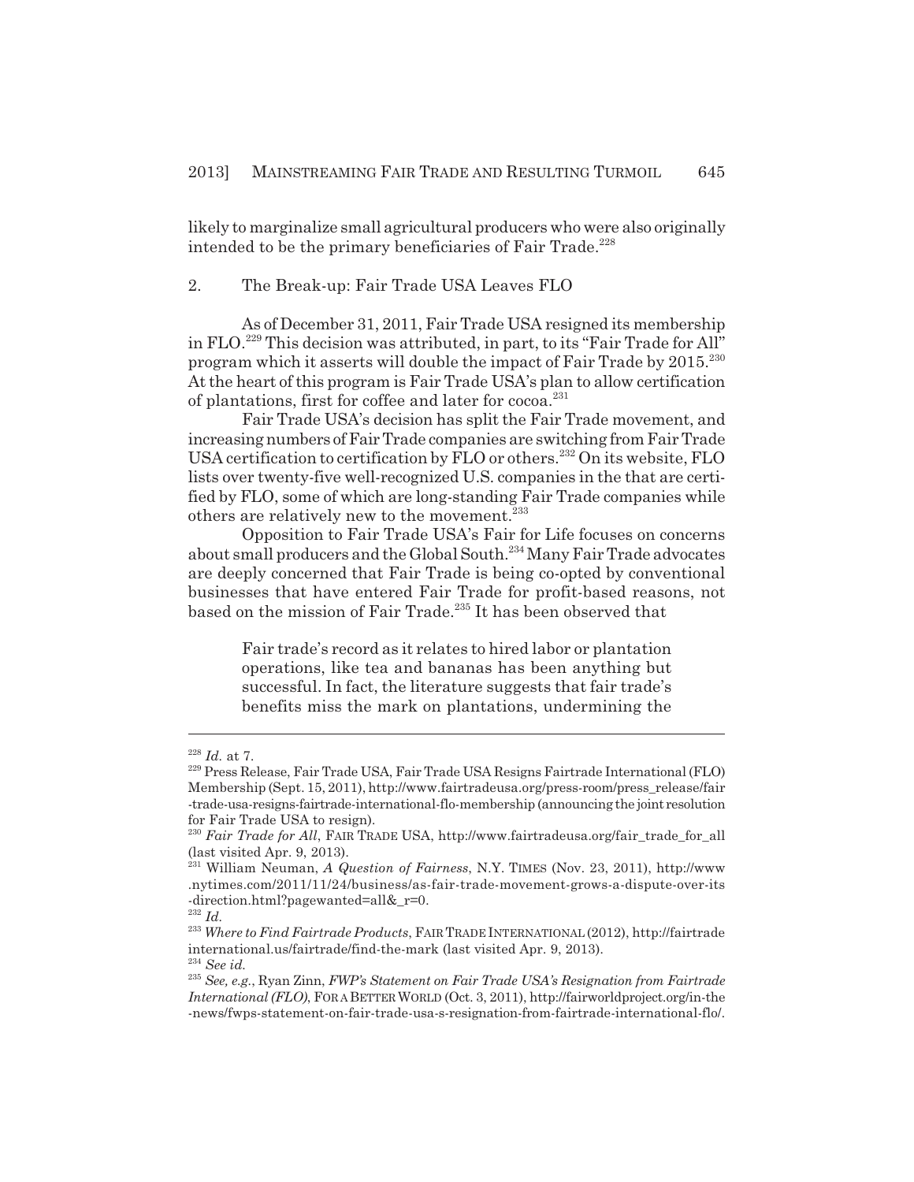likely to marginalize small agricultural producers who were also originally intended to be the primary beneficiaries of Fair Trade.[228]

2. The Break-up: Fair Trade USA Leaves FLO

As of December 31, 2011, Fair Trade USA resigned its membership in FLO.[229] This decision was attributed, in part, to its "Fair Trade for All" program which it asserts will double the impact of Fair Trade by 2015.[230] At the heart of this program is Fair Trade USA's plan to allow certification of plantations, first for coffee and later for cocoa.[231]

Fair Trade USA's decision has split the Fair Trade movement, and increasing numbers of Fair Trade companies are switching from Fair Trade USA certification to certification by FLO or others.[232] On its website, FLO lists over twenty-five well-recognized U.S. companies in the that are certified by FLO, some of which are long-standing Fair Trade companies while others are relatively new to the movement.[233]

Opposition to Fair Trade USA's Fair for Life focuses on concerns about small producers and the Global South.[234] Many Fair Trade advocates are deeply concerned that Fair Trade is being co-opted by conventional businesses that have entered Fair Trade for profit-based reasons, not based on the mission of Fair Trade.[235] It has been observed that

> Fair trade's record as it relates to hired labor or plantation operations, like tea and bananas has been anything but successful. In fact, the literature suggests that fair trade's benefits miss the mark on plantations, undermining the

---

[228] *Id.* at 7.

[229] Press Release, Fair Trade USA, Fair Trade USA Resigns Fairtrade International (FLO) Membership (Sept. 15, 2011), http://www.fairtradeusa.org/press-room/press_release/fair-trade-usa-resigns-fairtrade-international-flo-membership (announcing the joint resolution for Fair Trade USA to resign).

[230] *Fair Trade for All*, FAIR TRADE USA, http://www.fairtradeusa.org/fair_trade_for_all (last visited Apr. 9, 2013).

[231] William Neuman, *A Question of Fairness*, N.Y. TIMES (Nov. 23, 2011), http://www.nytimes.com/2011/11/24/business/as-fair-trade-movement-grows-a-dispute-over-its-direction.html?pagewanted=all&_r=0.

[232] *Id.*

[233] *Where to Find Fairtrade Products*, FAIR TRADE INTERNATIONAL (2012), http://fairtradeinternational.us/fairtrade/find-the-mark (last visited Apr. 9, 2013).

[234] *See id.*

[235] *See, e.g.*, Ryan Zinn, *FWP's Statement on Fair Trade USA's Resignation from Fairtrade International (FLO)*, FOR A BETTER WORLD (Oct. 3, 2011), http://fairworldproject.org/in-the-news/fwps-statement-on-fair-trade-usa-s-resignation-from-fairtrade-international-flo/.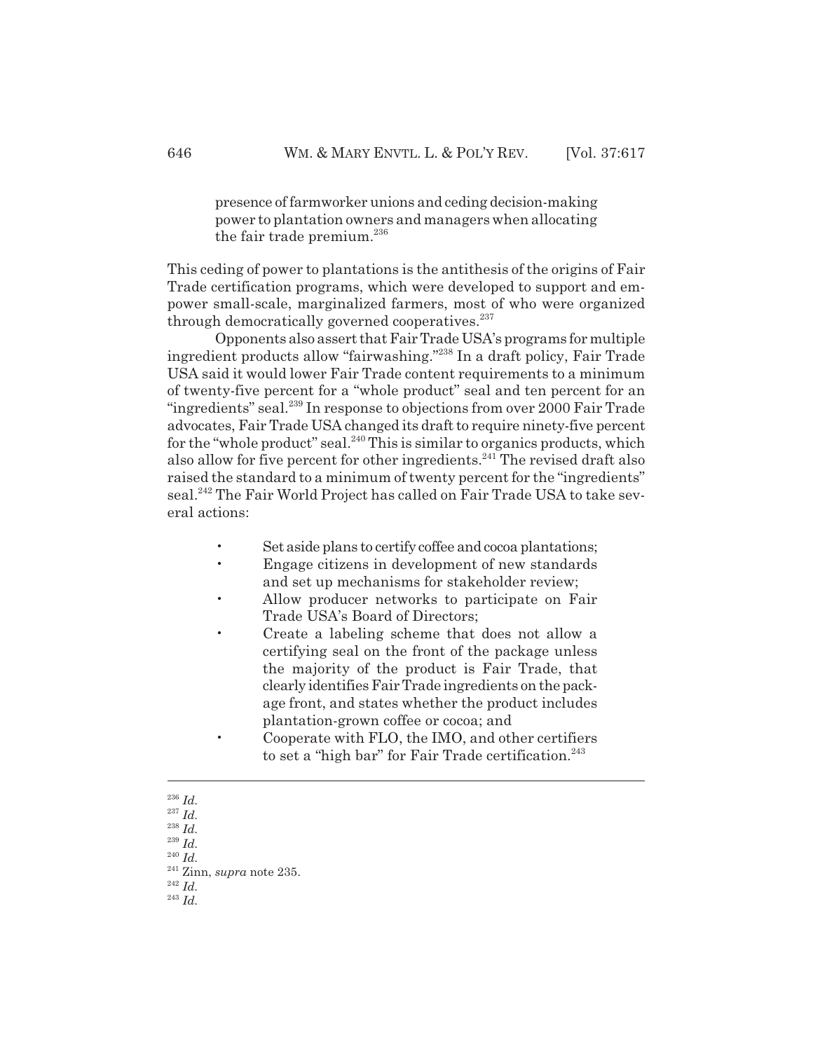> presence of farmworker unions and ceding decision-making power to plantation owners and managers when allocating the fair trade premium.[236]

This ceding of power to plantations is the antithesis of the origins of Fair Trade certification programs, which were developed to support and empower small-scale, marginalized farmers, most of who were organized through democratically governed cooperatives.[237]

Opponents also assert that Fair Trade USA's programs for multiple ingredient products allow "fairwashing."[238] In a draft policy, Fair Trade USA said it would lower Fair Trade content requirements to a minimum of twenty-five percent for a "whole product" seal and ten percent for an "ingredients" seal.[239] In response to objections from over 2000 Fair Trade advocates, Fair Trade USA changed its draft to require ninety-five percent for the "whole product" seal.[240] This is similar to organics products, which also allow for five percent for other ingredients.[241] The revised draft also raised the standard to a minimum of twenty percent for the "ingredients" seal.[242] The Fair World Project has called on Fair Trade USA to take several actions:

- Set aside plans to certify coffee and cocoa plantations;
- Engage citizens in development of new standards and set up mechanisms for stakeholder review;
- Allow producer networks to participate on Fair Trade USA's Board of Directors;
- Create a labeling scheme that does not allow a certifying seal on the front of the package unless the majority of the product is Fair Trade, that clearly identifies Fair Trade ingredients on the package front, and states whether the product includes plantation-grown coffee or cocoa; and
- Cooperate with FLO, the IMO, and other certifiers to set a "high bar" for Fair Trade certification.[243]

---

[236] *Id.*
[237] *Id.*
[238] *Id.*
[239] *Id.*
[240] *Id.*
[241] Zinn, *supra* note 235.
[242] *Id.*
[243] *Id.*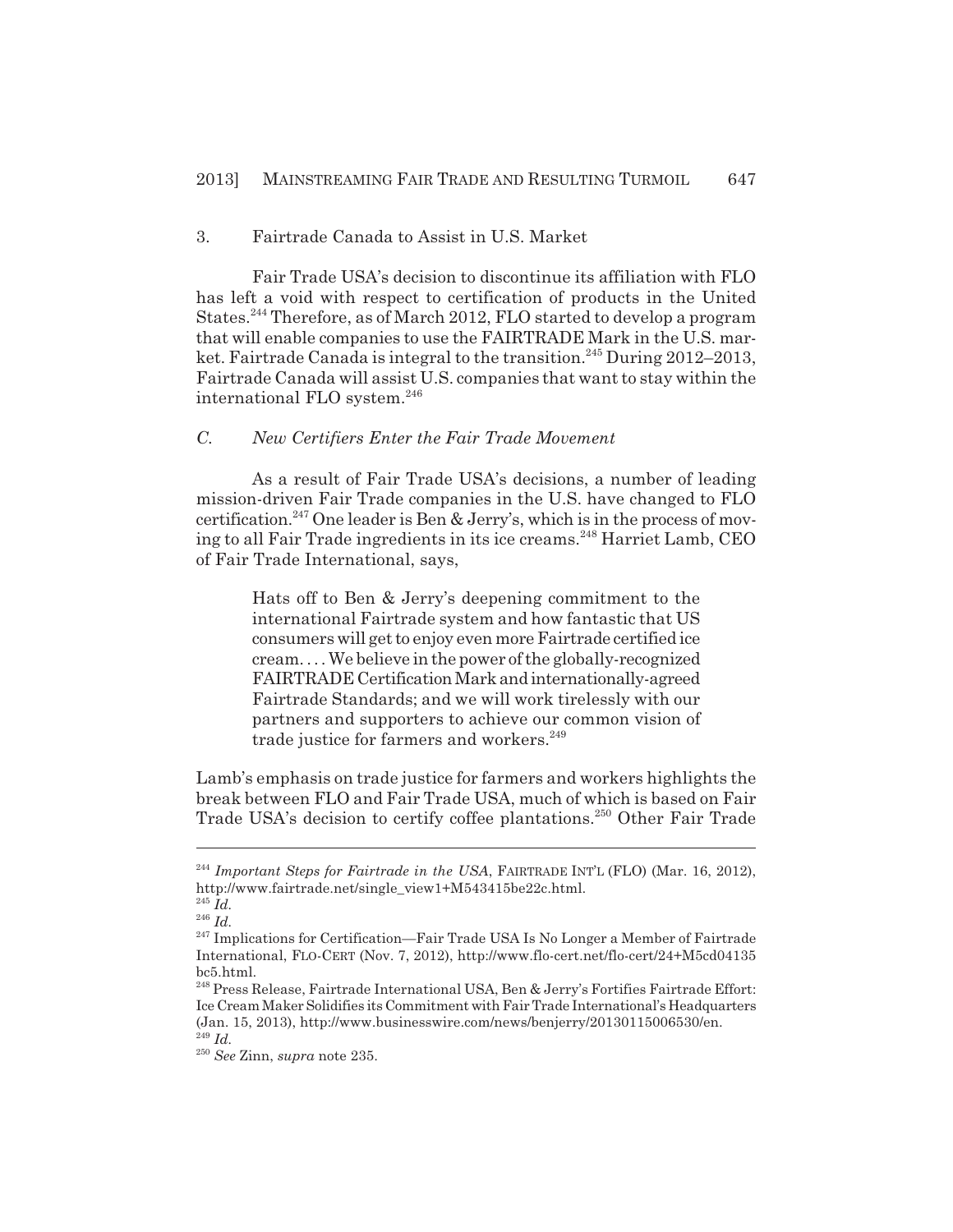### 3. Fairtrade Canada to Assist in U.S. Market

Fair Trade USA's decision to discontinue its affiliation with FLO has left a void with respect to certification of products in the United States.[244] Therefore, as of March 2012, FLO started to develop a program that will enable companies to use the FAIRTRADE Mark in the U.S. market. Fairtrade Canada is integral to the transition.[245] During 2012–2013, Fairtrade Canada will assist U.S. companies that want to stay within the international FLO system.[246]

## *C. New Certifiers Enter the Fair Trade Movement*

As a result of Fair Trade USA's decisions, a number of leading mission-driven Fair Trade companies in the U.S. have changed to FLO certification.[247] One leader is Ben & Jerry's, which is in the process of moving to all Fair Trade ingredients in its ice creams.[248] Harriet Lamb, CEO of Fair Trade International, says,

> Hats off to Ben & Jerry's deepening commitment to the international Fairtrade system and how fantastic that US consumers will get to enjoy even more Fairtrade certified ice cream. . . . We believe in the power of the globally-recognized FAIRTRADE Certification Mark and internationally-agreed Fairtrade Standards; and we will work tirelessly with our partners and supporters to achieve our common vision of trade justice for farmers and workers.[249]

Lamb's emphasis on trade justice for farmers and workers highlights the break between FLO and Fair Trade USA, much of which is based on Fair Trade USA's decision to certify coffee plantations.[250] Other Fair Trade

---

[244] *Important Steps for Fairtrade in the USA*, FAIRTRADE INT'L (FLO) (Mar. 16, 2012), http://www.fairtrade.net/single_view1+M543415be22c.html.

[245] *Id.*

[246] *Id.*

[247] Implications for Certification—Fair Trade USA Is No Longer a Member of Fairtrade International, FLO-CERT (Nov. 7, 2012), http://www.flo-cert.net/flo-cert/24+M5cd04135bc5.html.

[248] Press Release, Fairtrade International USA, Ben & Jerry's Fortifies Fairtrade Effort: Ice Cream Maker Solidifies its Commitment with Fair Trade International's Headquarters (Jan. 15, 2013), http://www.businesswire.com/news/benjerry/20130115006530/en.

[249] *Id.*

[250] *See* Zinn, *supra* note 235.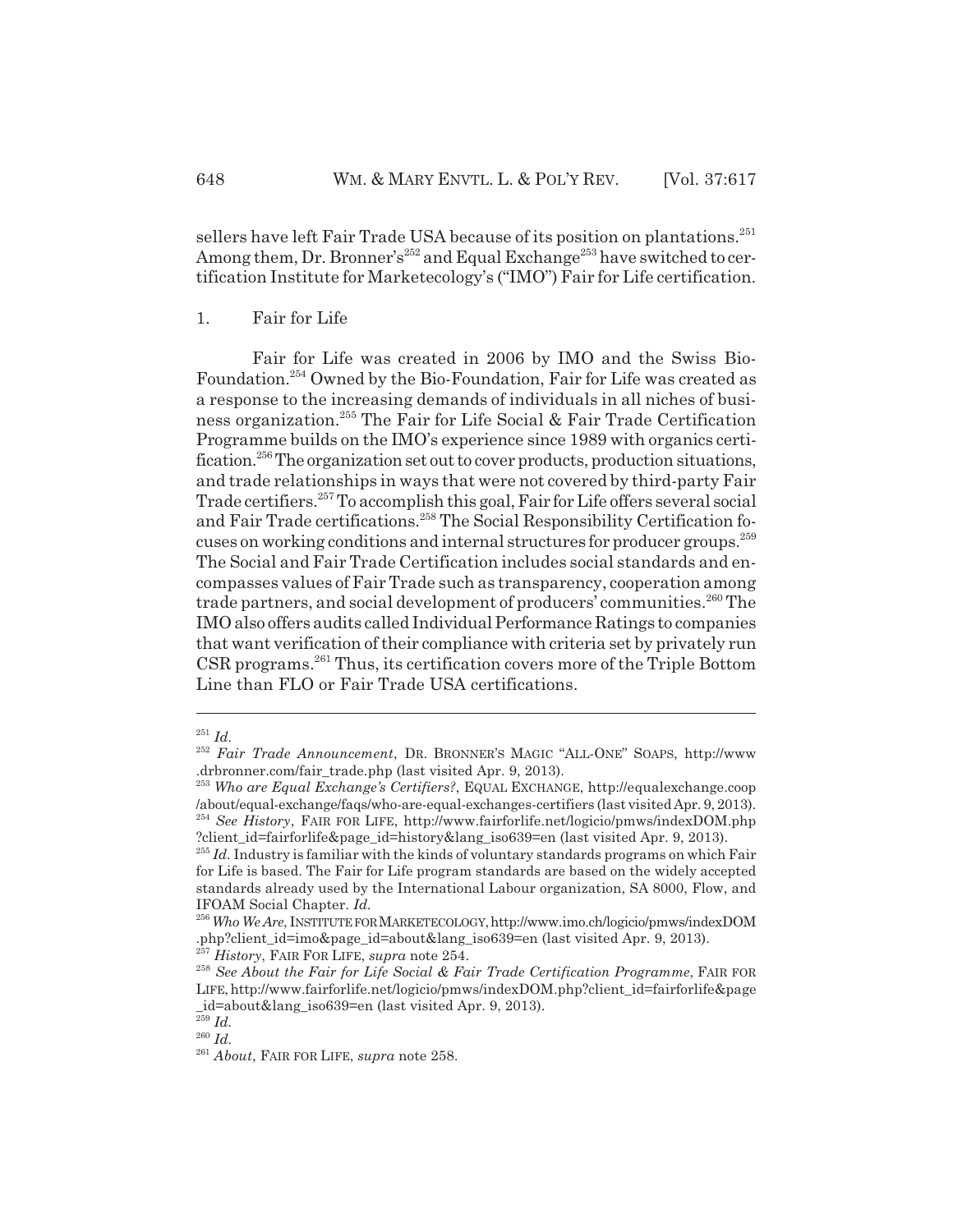sellers have left Fair Trade USA because of its position on plantations.[251] Among them, Dr. Bronner's[252] and Equal Exchange[253] have switched to certification Institute for Marketecology's ("IMO") Fair for Life certification.

1. Fair for Life

Fair for Life was created in 2006 by IMO and the Swiss Bio-Foundation.[254] Owned by the Bio-Foundation, Fair for Life was created as a response to the increasing demands of individuals in all niches of business organization.[255] The Fair for Life Social & Fair Trade Certification Programme builds on the IMO's experience since 1989 with organics certification.[256] The organization set out to cover products, production situations, and trade relationships in ways that were not covered by third-party Fair Trade certifiers.[257] To accomplish this goal, Fair for Life offers several social and Fair Trade certifications.[258] The Social Responsibility Certification focuses on working conditions and internal structures for producer groups.[259] The Social and Fair Trade Certification includes social standards and encompasses values of Fair Trade such as transparency, cooperation among trade partners, and social development of producers' communities.[260] The IMO also offers audits called Individual Performance Ratings to companies that want verification of their compliance with criteria set by privately run CSR programs.[261] Thus, its certification covers more of the Triple Bottom Line than FLO or Fair Trade USA certifications.

---

[251] *Id.*

[252] *Fair Trade Announcement*, DR. BRONNER'S MAGIC "ALL-ONE" SOAPS, http://www.drbronner.com/fair_trade.php (last visited Apr. 9, 2013).

[253] *Who are Equal Exchange's Certifiers?*, EQUAL EXCHANGE, http://equalexchange.coop/about/equal-exchange/faqs/who-are-equal-exchanges-certifiers (last visited Apr. 9, 2013).

[254] *See History*, FAIR FOR LIFE, http://www.fairforlife.net/logicio/pmws/indexDOM.php?client_id=fairforlife&page_id=history&lang_iso639=en (last visited Apr. 9, 2013).

[255] *Id.* Industry is familiar with the kinds of voluntary standards programs on which Fair for Life is based. The Fair for Life program standards are based on the widely accepted standards already used by the International Labour organization, SA 8000, Flow, and IFOAM Social Chapter. *Id.*

[256] *Who We Are*, INSTITUTE FOR MARKETECOLOGY, http://www.imo.ch/logicio/pmws/indexDOM.php?client_id=imo&page_id=about&lang_iso639=en (last visited Apr. 9, 2013).

[257] *History*, FAIR FOR LIFE, *supra* note 254.

[258] *See About the Fair for Life Social & Fair Trade Certification Programme*, FAIR FOR LIFE, http://www.fairforlife.net/logicio/pmws/indexDOM.php?client_id=fairforlife&page_id=about&lang_iso639=en (last visited Apr. 9, 2013).

[259] *Id.*

[260] *Id.*

[261] *About*, FAIR FOR LIFE, *supra* note 258.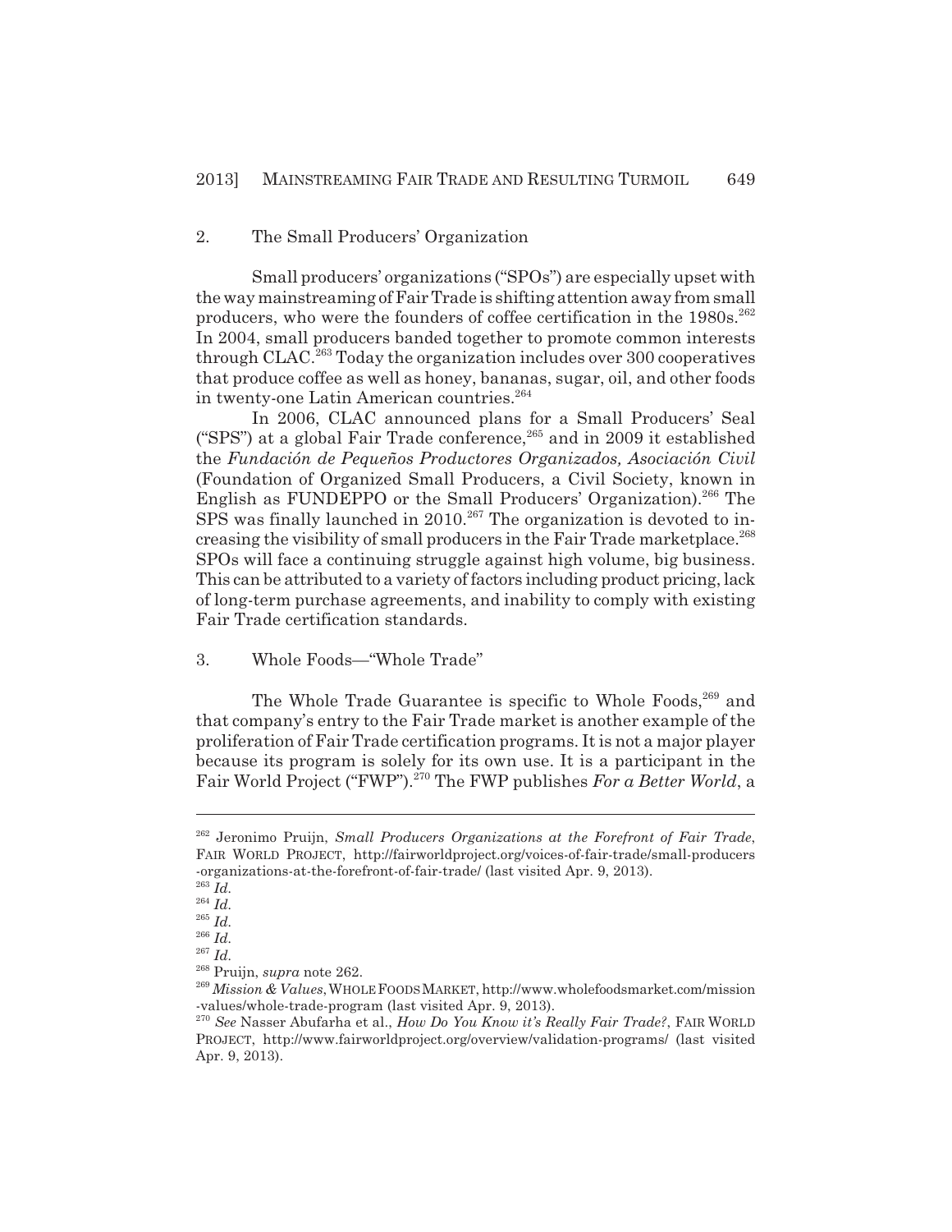### 2. The Small Producers' Organization

Small producers' organizations ("SPOs") are especially upset with the way mainstreaming of Fair Trade is shifting attention away from small producers, who were the founders of coffee certification in the 1980s.[262] In 2004, small producers banded together to promote common interests through CLAC.[263] Today the organization includes over 300 cooperatives that produce coffee as well as honey, bananas, sugar, oil, and other foods in twenty-one Latin American countries.[264]

In 2006, CLAC announced plans for a Small Producers' Seal ("SPS") at a global Fair Trade conference,[265] and in 2009 it established the *Fundación de Pequeños Productores Organizados, Asociación Civil* (Foundation of Organized Small Producers, a Civil Society, known in English as FUNDEPPO or the Small Producers' Organization).[266] The SPS was finally launched in 2010.[267] The organization is devoted to increasing the visibility of small producers in the Fair Trade marketplace.[268] SPOs will face a continuing struggle against high volume, big business. This can be attributed to a variety of factors including product pricing, lack of long-term purchase agreements, and inability to comply with existing Fair Trade certification standards.

### 3. Whole Foods—"Whole Trade"

The Whole Trade Guarantee is specific to Whole Foods,[269] and that company's entry to the Fair Trade market is another example of the proliferation of Fair Trade certification programs. It is not a major player because its program is solely for its own use. It is a participant in the Fair World Project ("FWP").[270] The FWP publishes *For a Better World*, a

---

[262] Jeronimo Pruijn, *Small Producers Organizations at the Forefront of Fair Trade*, FAIR WORLD PROJECT, http://fairworldproject.org/voices-of-fair-trade/small-producers-organizations-at-the-forefront-of-fair-trade/ (last visited Apr. 9, 2013).

[263] *Id.*

[264] *Id.*

[265] *Id.*

[266] *Id.*

[267] *Id.*

[268] Pruijn, *supra* note 262.

[269] *Mission & Values*, WHOLE FOODS MARKET, http://www.wholefoodsmarket.com/mission-values/whole-trade-program (last visited Apr. 9, 2013).

[270] *See* Nasser Abufarha et al., *How Do You Know it's Really Fair Trade?*, FAIR WORLD PROJECT, http://www.fairworldproject.org/overview/validation-programs/ (last visited Apr. 9, 2013).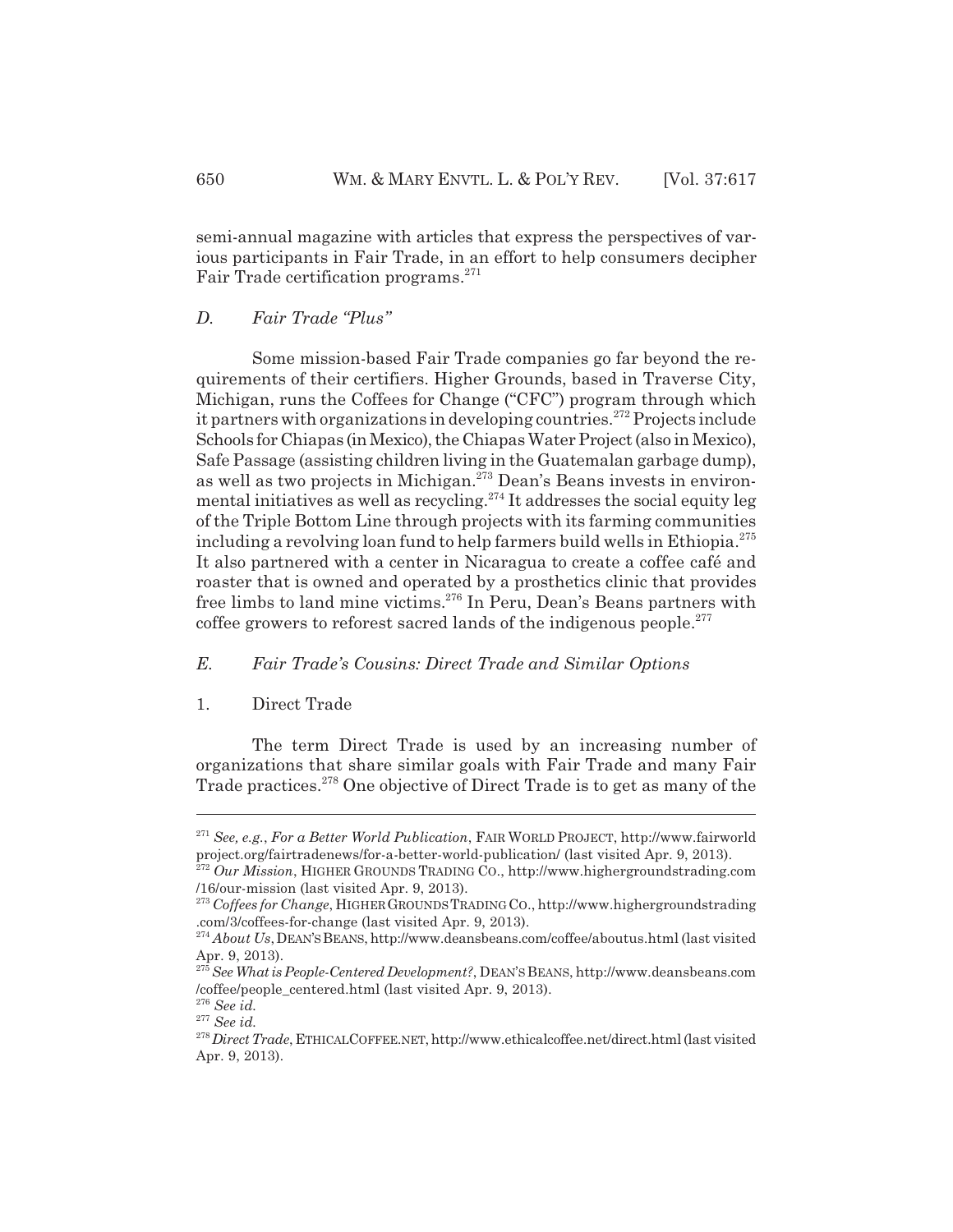semi-annual magazine with articles that express the perspectives of various participants in Fair Trade, in an effort to help consumers decipher Fair Trade certification programs.[271]

### *D. Fair Trade "Plus"*

Some mission-based Fair Trade companies go far beyond the requirements of their certifiers. Higher Grounds, based in Traverse City, Michigan, runs the Coffees for Change ("CFC") program through which it partners with organizations in developing countries.[272] Projects include Schools for Chiapas (in Mexico), the Chiapas Water Project (also in Mexico), Safe Passage (assisting children living in the Guatemalan garbage dump), as well as two projects in Michigan.[273] Dean's Beans invests in environmental initiatives as well as recycling.[274] It addresses the social equity leg of the Triple Bottom Line through projects with its farming communities including a revolving loan fund to help farmers build wells in Ethiopia.[275] It also partnered with a center in Nicaragua to create a coffee café and roaster that is owned and operated by a prosthetics clinic that provides free limbs to land mine victims.[276] In Peru, Dean's Beans partners with coffee growers to reforest sacred lands of the indigenous people.[277]

### *E. Fair Trade's Cousins: Direct Trade and Similar Options*

#### 1. Direct Trade

The term Direct Trade is used by an increasing number of organizations that share similar goals with Fair Trade and many Fair Trade practices.[278] One objective of Direct Trade is to get as many of the

---

[271] *See, e.g.*, *For a Better World Publication*, FAIR WORLD PROJECT, http://www.fairworldproject.org/fairtradenews/for-a-better-world-publication/ (last visited Apr. 9, 2013).

[272] *Our Mission*, HIGHER GROUNDS TRADING CO., http://www.highergroundstrading.com/16/our-mission (last visited Apr. 9, 2013).

[273] *Coffees for Change*, HIGHER GROUNDS TRADING CO., http://www.highergroundstrading.com/3/coffees-for-change (last visited Apr. 9, 2013).

[274] *About Us*, DEAN'S BEANS, http://www.deansbeans.com/coffee/aboutus.html (last visited Apr. 9, 2013).

[275] *See What is People-Centered Development?*, DEAN'S BEANS, http://www.deansbeans.com/coffee/people_centered.html (last visited Apr. 9, 2013).

[276] *See id.*

[277] *See id.*

[278] *Direct Trade*, ETHICALCOFFEE.NET, http://www.ethicalcoffee.net/direct.html (last visited Apr. 9, 2013).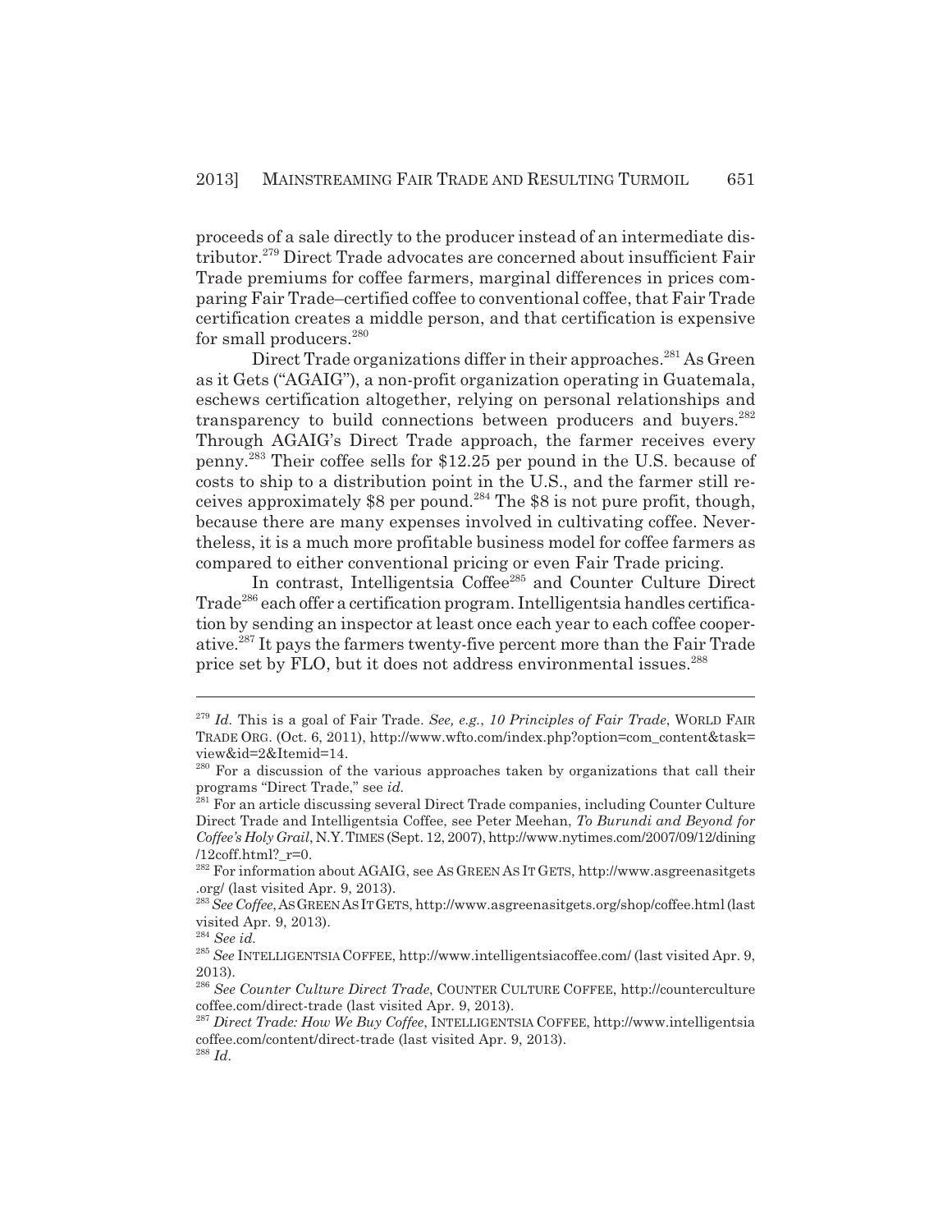proceeds of a sale directly to the producer instead of an intermediate distributor.[279] Direct Trade advocates are concerned about insufficient Fair Trade premiums for coffee farmers, marginal differences in prices comparing Fair Trade–certified coffee to conventional coffee, that Fair Trade certification creates a middle person, and that certification is expensive for small producers.[280]

Direct Trade organizations differ in their approaches.[281] As Green as it Gets ("AGAIG"), a non-profit organization operating in Guatemala, eschews certification altogether, relying on personal relationships and transparency to build connections between producers and buyers.[282] Through AGAIG's Direct Trade approach, the farmer receives every penny.[283] Their coffee sells for $12.25 per pound in the U.S. because of costs to ship to a distribution point in the U.S., and the farmer still receives approximately $8 per pound.[284] The $8 is not pure profit, though, because there are many expenses involved in cultivating coffee. Nevertheless, it is a much more profitable business model for coffee farmers as compared to either conventional pricing or even Fair Trade pricing.

In contrast, Intelligentsia Coffee[285] and Counter Culture Direct Trade[286] each offer a certification program. Intelligentsia handles certification by sending an inspector at least once each year to each coffee cooperative.[287] It pays the farmers twenty-five percent more than the Fair Trade price set by FLO, but it does not address environmental issues.[288]

---

[279] *Id.* This is a goal of Fair Trade. *See, e.g.*, *10 Principles of Fair Trade*, WORLD FAIR TRADE ORG. (Oct. 6, 2011), http://www.wfto.com/index.php?option=com_content&task=view&id=2&Itemid=14.

[280] For a discussion of the various approaches taken by organizations that call their programs "Direct Trade," see *id.*

[281] For an article discussing several Direct Trade companies, including Counter Culture Direct Trade and Intelligentsia Coffee, see Peter Meehan, *To Burundi and Beyond for Coffee's Holy Grail*, N.Y. TIMES (Sept. 12, 2007), http://www.nytimes.com/2007/09/12/dining/12coff.html?_r=0.

[282] For information about AGAIG, see AS GREEN AS IT GETS, http://www.asgreenasitgets.org/ (last visited Apr. 9, 2013).

[283] *See Coffee*, AS GREEN AS IT GETS, http://www.asgreenasitgets.org/shop/coffee.html (last visited Apr. 9, 2013).

[284] *See id.*

[285] *See* INTELLIGENTSIA COFFEE, http://www.intelligentsiacoffee.com/ (last visited Apr. 9, 2013).

[286] *See Counter Culture Direct Trade*, COUNTER CULTURE COFFEE, http://counterculturecoffee.com/direct-trade (last visited Apr. 9, 2013).

[287] *Direct Trade: How We Buy Coffee*, INTELLIGENTSIA COFFEE, http://www.intelligentsiacoffee.com/content/direct-trade (last visited Apr. 9, 2013).

[288] *Id.*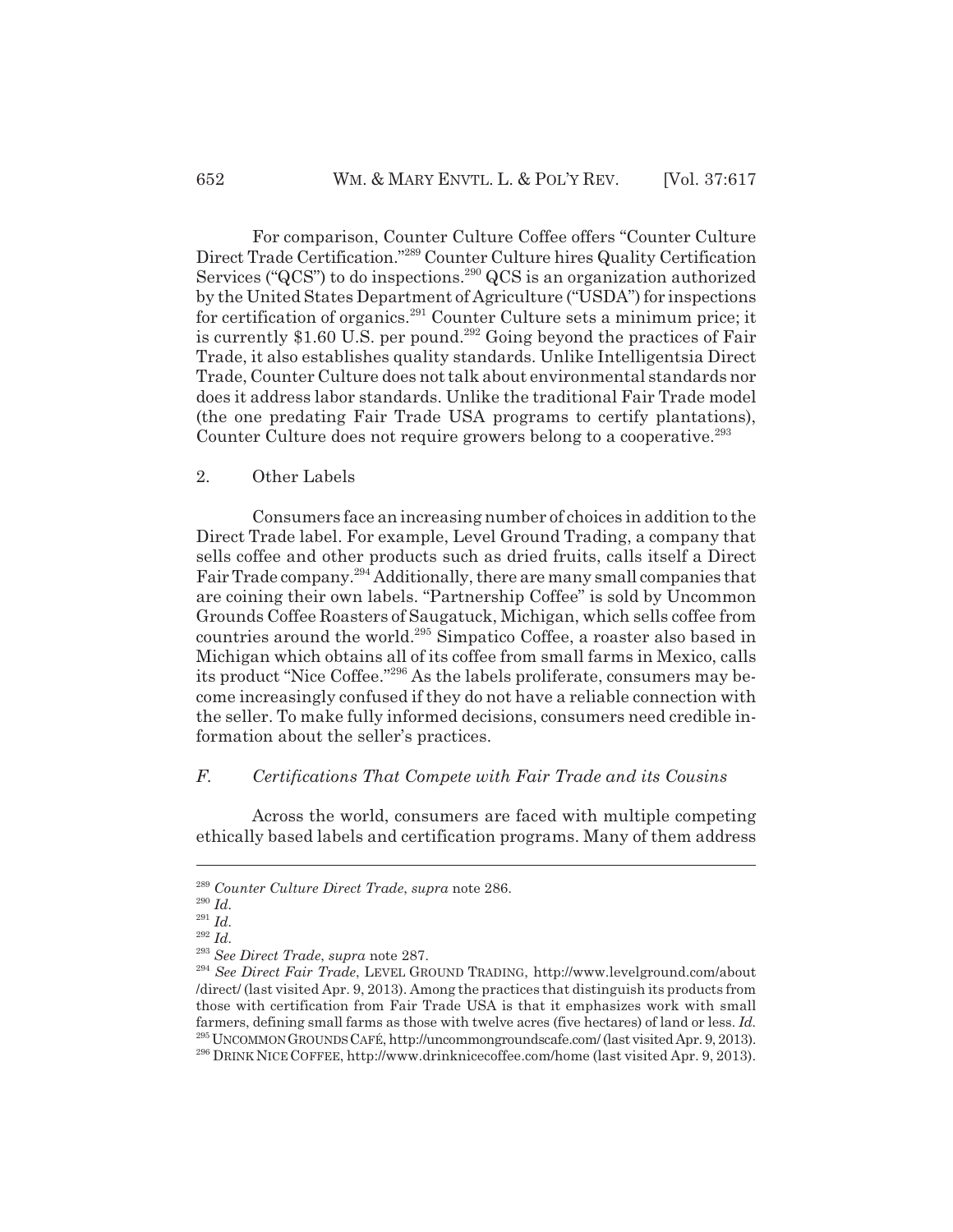For comparison, Counter Culture Coffee offers "Counter Culture Direct Trade Certification."[289] Counter Culture hires Quality Certification Services ("QCS") to do inspections.[290] QCS is an organization authorized by the United States Department of Agriculture ("USDA") for inspections for certification of organics.[291] Counter Culture sets a minimum price; it is currently $1.60 U.S. per pound.[292] Going beyond the practices of Fair Trade, it also establishes quality standards. Unlike Intelligentsia Direct Trade, Counter Culture does not talk about environmental standards nor does it address labor standards. Unlike the traditional Fair Trade model (the one predating Fair Trade USA programs to certify plantations), Counter Culture does not require growers belong to a cooperative.[293]

2. Other Labels

Consumers face an increasing number of choices in addition to the Direct Trade label. For example, Level Ground Trading, a company that sells coffee and other products such as dried fruits, calls itself a Direct Fair Trade company.[294] Additionally, there are many small companies that are coining their own labels. "Partnership Coffee" is sold by Uncommon Grounds Coffee Roasters of Saugatuck, Michigan, which sells coffee from countries around the world.[295] Simpatico Coffee, a roaster also based in Michigan which obtains all of its coffee from small farms in Mexico, calls its product "Nice Coffee."[296] As the labels proliferate, consumers may become increasingly confused if they do not have a reliable connection with the seller. To make fully informed decisions, consumers need credible information about the seller's practices.

### *F. Certifications That Compete with Fair Trade and its Cousins*

Across the world, consumers are faced with multiple competing ethically based labels and certification programs. Many of them address

---

[289] *Counter Culture Direct Trade*, *supra* note 286.

[290] *Id.*

[291] *Id.*

[292] *Id.*

[293] *See Direct Trade*, *supra* note 287.

[294] *See Direct Fair Trade*, LEVEL GROUND TRADING, http://www.levelground.com/about/direct/ (last visited Apr. 9, 2013). Among the practices that distinguish its products from those with certification from Fair Trade USA is that it emphasizes work with small farmers, defining small farms as those with twelve acres (five hectares) of land or less. *Id.*

[295] UNCOMMON GROUNDS CAFÉ, http://uncommongroundscafe.com/ (last visited Apr. 9, 2013).

[296] DRINK NICE COFFEE, http://www.drinknicecoffee.com/home (last visited Apr. 9, 2013).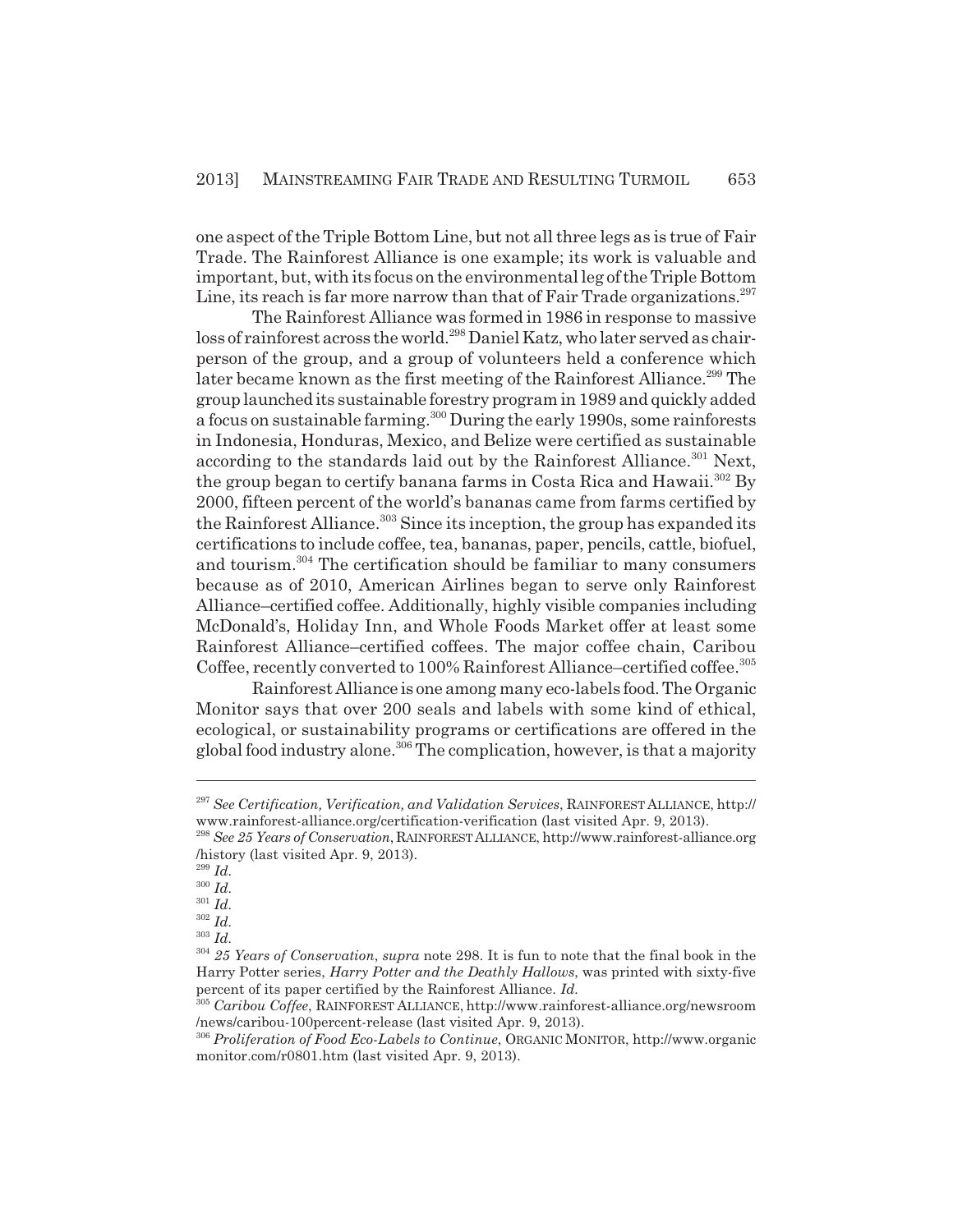one aspect of the Triple Bottom Line, but not all three legs as is true of Fair Trade. The Rainforest Alliance is one example; its work is valuable and important, but, with its focus on the environmental leg of the Triple Bottom Line, its reach is far more narrow than that of Fair Trade organizations.[297]

The Rainforest Alliance was formed in 1986 in response to massive loss of rainforest across the world.[298] Daniel Katz, who later served as chairperson of the group, and a group of volunteers held a conference which later became known as the first meeting of the Rainforest Alliance.[299] The group launched its sustainable forestry program in 1989 and quickly added a focus on sustainable farming.[300] During the early 1990s, some rainforests in Indonesia, Honduras, Mexico, and Belize were certified as sustainable according to the standards laid out by the Rainforest Alliance.[301] Next, the group began to certify banana farms in Costa Rica and Hawaii.[302] By 2000, fifteen percent of the world's bananas came from farms certified by the Rainforest Alliance.[303] Since its inception, the group has expanded its certifications to include coffee, tea, bananas, paper, pencils, cattle, biofuel, and tourism.[304] The certification should be familiar to many consumers because as of 2010, American Airlines began to serve only Rainforest Alliance–certified coffee. Additionally, highly visible companies including McDonald's, Holiday Inn, and Whole Foods Market offer at least some Rainforest Alliance–certified coffees. The major coffee chain, Caribou Coffee, recently converted to 100% Rainforest Alliance–certified coffee.[305]

Rainforest Alliance is one among many eco-labels food. The Organic Monitor says that over 200 seals and labels with some kind of ethical, ecological, or sustainability programs or certifications are offered in the global food industry alone.[306] The complication, however, is that a majority

---

[297] *See Certification, Verification, and Validation Services*, RAINFOREST ALLIANCE, http://www.rainforest-alliance.org/certification-verification (last visited Apr. 9, 2013).

[298] *See 25 Years of Conservation*, RAINFOREST ALLIANCE, http://www.rainforest-alliance.org/history (last visited Apr. 9, 2013).

[299] *Id.*

[300] *Id.*

[301] *Id.*

[302] *Id.*

[303] *Id.*

[304] *25 Years of Conservation*, *supra* note 298. It is fun to note that the final book in the Harry Potter series, *Harry Potter and the Deathly Hallows*, was printed with sixty-five percent of its paper certified by the Rainforest Alliance. *Id.*

[305] *Caribou Coffee*, RAINFOREST ALLIANCE, http://www.rainforest-alliance.org/newsroom/news/caribou-100percent-release (last visited Apr. 9, 2013).

[306] *Proliferation of Food Eco-Labels to Continue*, ORGANIC MONITOR, http://www.organicmonitor.com/r0801.htm (last visited Apr. 9, 2013).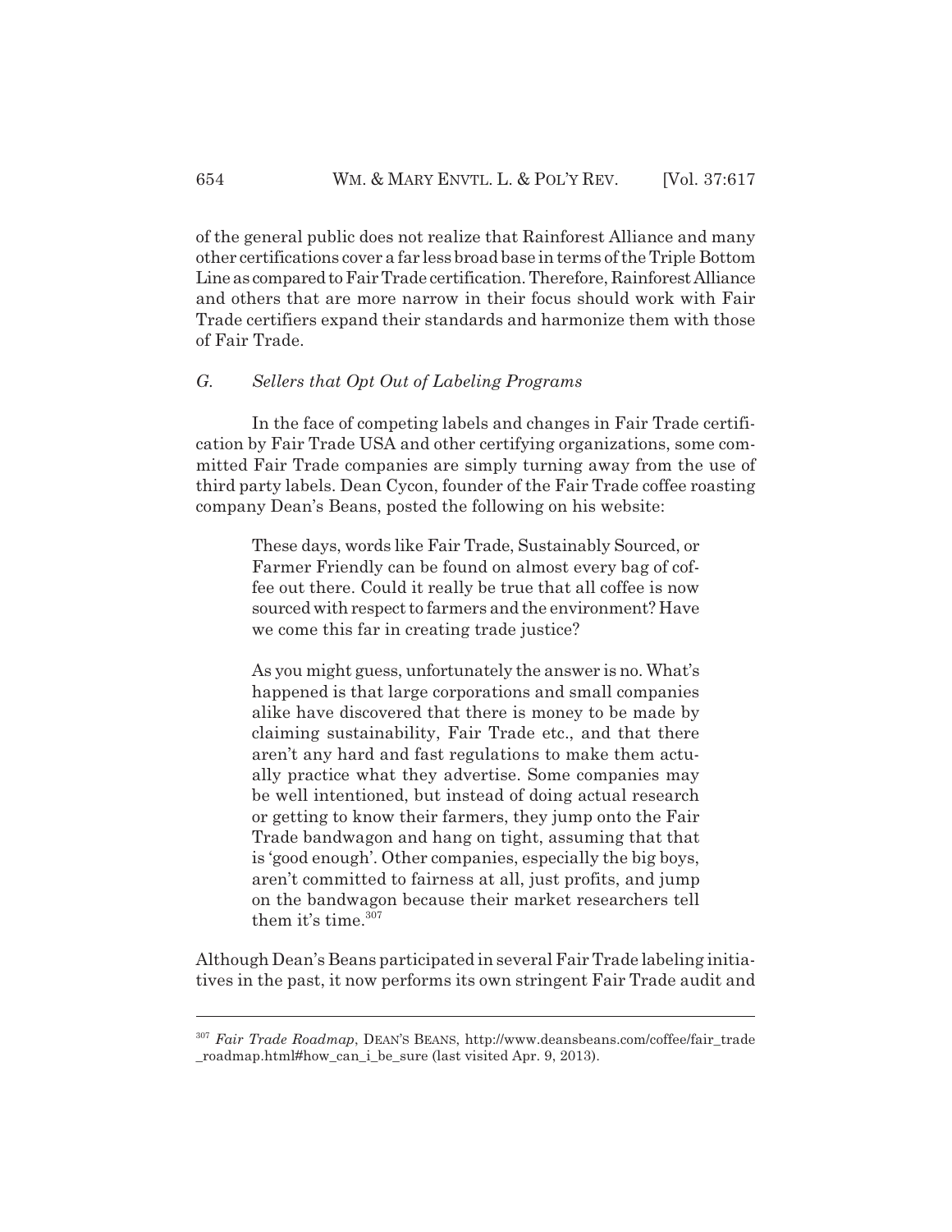of the general public does not realize that Rainforest Alliance and many other certifications cover a far less broad base in terms of the Triple Bottom Line as compared to Fair Trade certification. Therefore, Rainforest Alliance and others that are more narrow in their focus should work with Fair Trade certifiers expand their standards and harmonize them with those of Fair Trade.

### *G. Sellers that Opt Out of Labeling Programs*

In the face of competing labels and changes in Fair Trade certification by Fair Trade USA and other certifying organizations, some committed Fair Trade companies are simply turning away from the use of third party labels. Dean Cycon, founder of the Fair Trade coffee roasting company Dean's Beans, posted the following on his website:

> These days, words like Fair Trade, Sustainably Sourced, or Farmer Friendly can be found on almost every bag of coffee out there. Could it really be true that all coffee is now sourced with respect to farmers and the environment? Have we come this far in creating trade justice?
>
> As you might guess, unfortunately the answer is no. What's happened is that large corporations and small companies alike have discovered that there is money to be made by claiming sustainability, Fair Trade etc., and that there aren't any hard and fast regulations to make them actually practice what they advertise. Some companies may be well intentioned, but instead of doing actual research or getting to know their farmers, they jump onto the Fair Trade bandwagon and hang on tight, assuming that that is 'good enough'. Other companies, especially the big boys, aren't committed to fairness at all, just profits, and jump on the bandwagon because their market researchers tell them it's time.[307]

Although Dean's Beans participated in several Fair Trade labeling initiatives in the past, it now performs its own stringent Fair Trade audit and

---

[307] *Fair Trade Roadmap*, DEAN'S BEANS, http://www.deansbeans.com/coffee/fair_trade_roadmap.html#how_can_i_be_sure (last visited Apr. 9, 2013).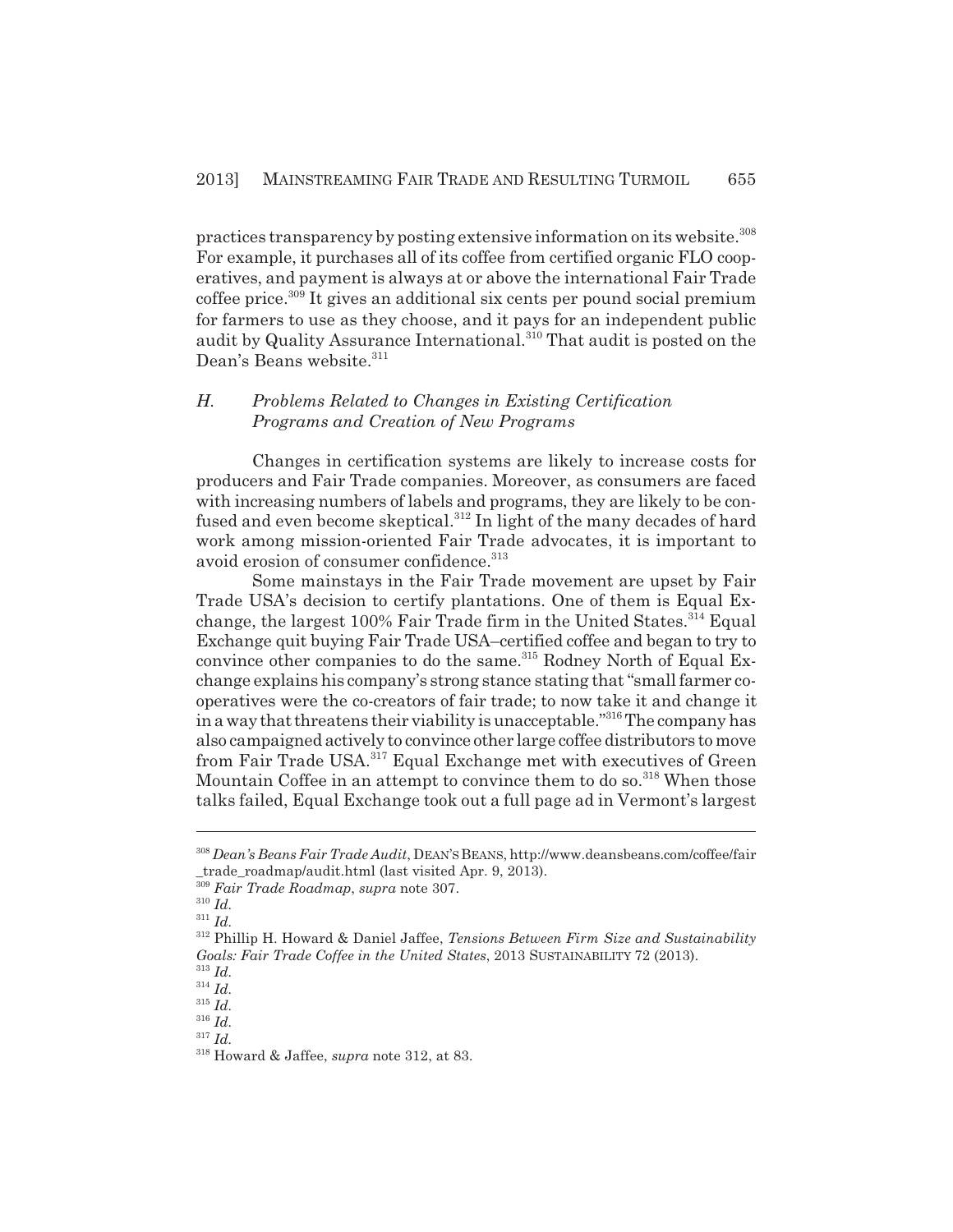practices transparency by posting extensive information on its website.[308] For example, it purchases all of its coffee from certified organic FLO cooperatives, and payment is always at or above the international Fair Trade coffee price.[309] It gives an additional six cents per pound social premium for farmers to use as they choose, and it pays for an independent public audit by Quality Assurance International.[310] That audit is posted on the Dean's Beans website.[311]

### *H. Problems Related to Changes in Existing Certification Programs and Creation of New Programs*

Changes in certification systems are likely to increase costs for producers and Fair Trade companies. Moreover, as consumers are faced with increasing numbers of labels and programs, they are likely to be confused and even become skeptical.[312] In light of the many decades of hard work among mission-oriented Fair Trade advocates, it is important to avoid erosion of consumer confidence.[313]

Some mainstays in the Fair Trade movement are upset by Fair Trade USA's decision to certify plantations. One of them is Equal Exchange, the largest 100% Fair Trade firm in the United States.[314] Equal Exchange quit buying Fair Trade USA–certified coffee and began to try to convince other companies to do the same.[315] Rodney North of Equal Exchange explains his company's strong stance stating that "small farmer cooperatives were the co-creators of fair trade; to now take it and change it in a way that threatens their viability is unacceptable."[316] The company has also campaigned actively to convince other large coffee distributors to move from Fair Trade USA.[317] Equal Exchange met with executives of Green Mountain Coffee in an attempt to convince them to do so.[318] When those talks failed, Equal Exchange took out a full page ad in Vermont's largest

---

[308] *Dean's Beans Fair Trade Audit*, DEAN'S BEANS, http://www.deansbeans.com/coffee/fair_trade_roadmap/audit.html (last visited Apr. 9, 2013).

[309] *Fair Trade Roadmap*, *supra* note 307.

[310] *Id.*

[311] *Id.*

[312] Phillip H. Howard & Daniel Jaffee, *Tensions Between Firm Size and Sustainability Goals: Fair Trade Coffee in the United States*, 2013 SUSTAINABILITY 72 (2013).

[313] *Id.*

[314] *Id.*

[315] *Id.*

[316] *Id.*

[317] *Id.*

[318] Howard & Jaffee, *supra* note 312, at 83.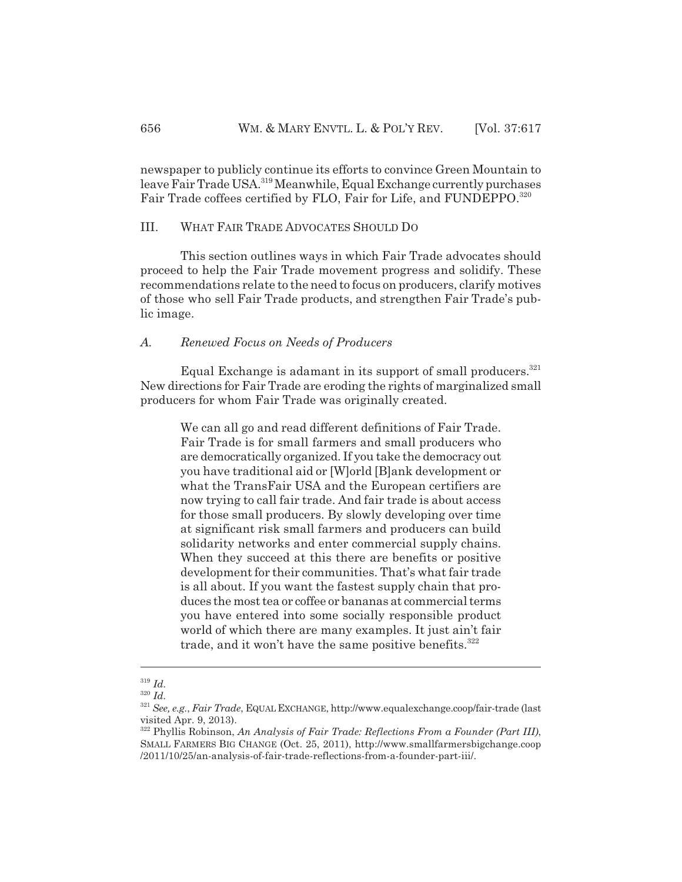newspaper to publicly continue its efforts to convince Green Mountain to leave Fair Trade USA.[319] Meanwhile, Equal Exchange currently purchases Fair Trade coffees certified by FLO, Fair for Life, and FUNDEPPO.[320]

## III. WHAT FAIR TRADE ADVOCATES SHOULD DO

This section outlines ways in which Fair Trade advocates should proceed to help the Fair Trade movement progress and solidify. These recommendations relate to the need to focus on producers, clarify motives of those who sell Fair Trade products, and strengthen Fair Trade's public image.

### *A. Renewed Focus on Needs of Producers*

Equal Exchange is adamant in its support of small producers.[321] New directions for Fair Trade are eroding the rights of marginalized small producers for whom Fair Trade was originally created.

> We can all go and read different definitions of Fair Trade. Fair Trade is for small farmers and small producers who are democratically organized. If you take the democracy out you have traditional aid or [W]orld [B]ank development or what the TransFair USA and the European certifiers are now trying to call fair trade. And fair trade is about access for those small producers. By slowly developing over time at significant risk small farmers and producers can build solidarity networks and enter commercial supply chains. When they succeed at this there are benefits or positive development for their communities. That's what fair trade is all about. If you want the fastest supply chain that produces the most tea or coffee or bananas at commercial terms you have entered into some socially responsible product world of which there are many examples. It just ain't fair trade, and it won't have the same positive benefits.[322]

---

[319] *Id.*

[320] *Id.*

[321] *See, e.g.*, *Fair Trade*, EQUAL EXCHANGE, http://www.equalexchange.coop/fair-trade (last visited Apr. 9, 2013).

[322] Phyllis Robinson, *An Analysis of Fair Trade: Reflections From a Founder (Part III)*, SMALL FARMERS BIG CHANGE (Oct. 25, 2011), http://www.smallfarmersbigchange.coop/2011/10/25/an-analysis-of-fair-trade-reflections-from-a-founder-part-iii/.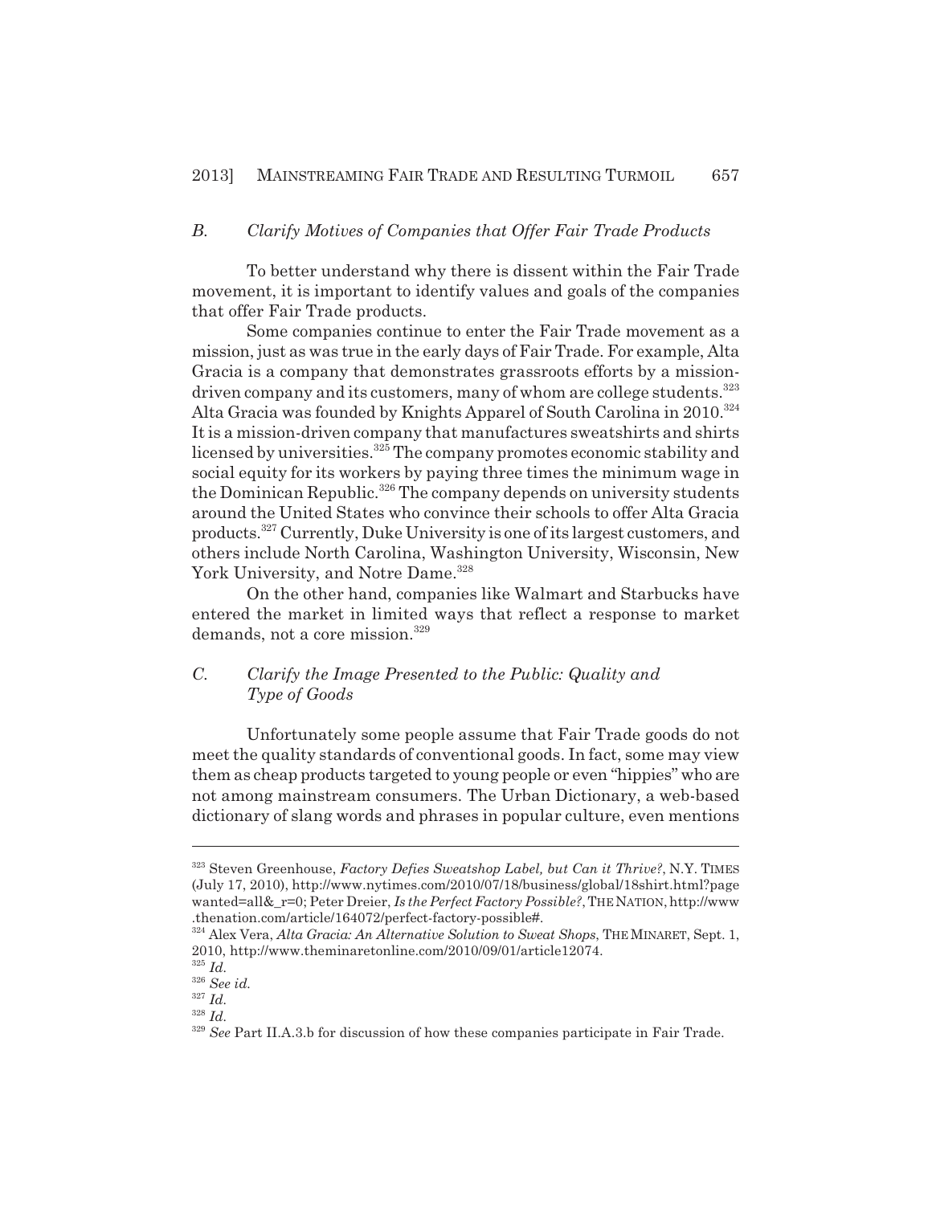### *B. Clarify Motives of Companies that Offer Fair Trade Products*

To better understand why there is dissent within the Fair Trade movement, it is important to identify values and goals of the companies that offer Fair Trade products.

Some companies continue to enter the Fair Trade movement as a mission, just as was true in the early days of Fair Trade. For example, Alta Gracia is a company that demonstrates grassroots efforts by a mission-driven company and its customers, many of whom are college students.[323] Alta Gracia was founded by Knights Apparel of South Carolina in 2010.[324] It is a mission-driven company that manufactures sweatshirts and shirts licensed by universities.[325] The company promotes economic stability and social equity for its workers by paying three times the minimum wage in the Dominican Republic.[326] The company depends on university students around the United States who convince their schools to offer Alta Gracia products.[327] Currently, Duke University is one of its largest customers, and others include North Carolina, Washington University, Wisconsin, New York University, and Notre Dame.[328]

On the other hand, companies like Walmart and Starbucks have entered the market in limited ways that reflect a response to market demands, not a core mission.[329]

### *C. Clarify the Image Presented to the Public: Quality and Type of Goods*

Unfortunately some people assume that Fair Trade goods do not meet the quality standards of conventional goods. In fact, some may view them as cheap products targeted to young people or even "hippies" who are not among mainstream consumers. The Urban Dictionary, a web-based dictionary of slang words and phrases in popular culture, even mentions

---

[323] Steven Greenhouse, *Factory Defies Sweatshop Label, but Can it Thrive?*, N.Y. TIMES (July 17, 2010), http://www.nytimes.com/2010/07/18/business/global/18shirt.html?pagewanted=all&_r=0; Peter Dreier, *Is the Perfect Factory Possible?*, THE NATION, http://www.thenation.com/article/164072/perfect-factory-possible#.

[324] Alex Vera, *Alta Gracia: An Alternative Solution to Sweat Shops*, THE MINARET, Sept. 1, 2010, http://www.theminaretonline.com/2010/09/01/article12074.

[325] *Id.*

[326] *See id.*

[327] *Id.*

[328] *Id.*

[329] *See* Part II.A.3.b for discussion of how these companies participate in Fair Trade.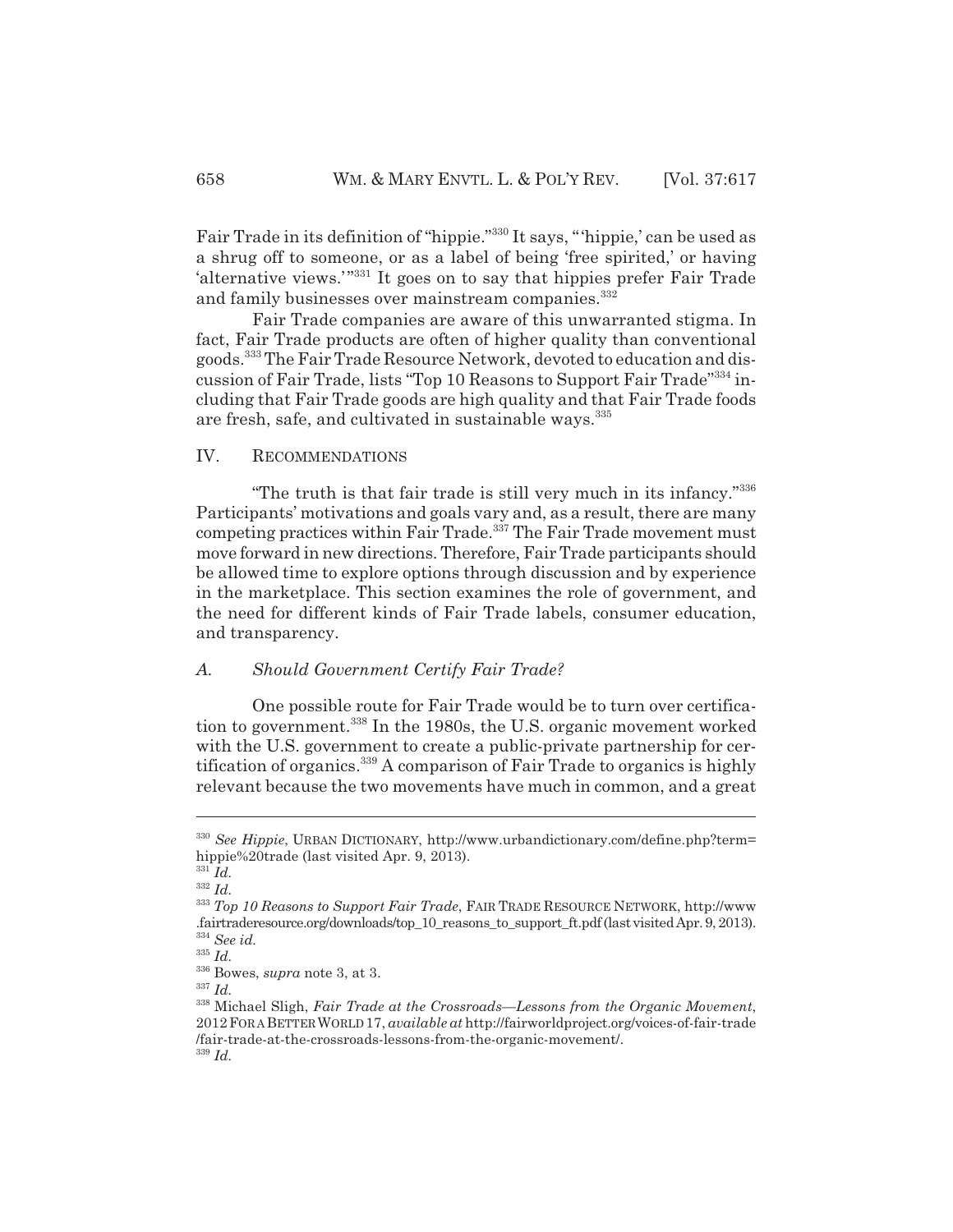Fair Trade in its definition of "hippie."[330] It says, "'hippie,' can be used as a shrug off to someone, or as a label of being 'free spirited,' or having 'alternative views.'"[331] It goes on to say that hippies prefer Fair Trade and family businesses over mainstream companies.[332]

Fair Trade companies are aware of this unwarranted stigma. In fact, Fair Trade products are often of higher quality than conventional goods.[333] The Fair Trade Resource Network, devoted to education and discussion of Fair Trade, lists "Top 10 Reasons to Support Fair Trade"[334] including that Fair Trade goods are high quality and that Fair Trade foods are fresh, safe, and cultivated in sustainable ways.[335]

## IV. RECOMMENDATIONS

"The truth is that fair trade is still very much in its infancy."[336] Participants' motivations and goals vary and, as a result, there are many competing practices within Fair Trade.[337] The Fair Trade movement must move forward in new directions. Therefore, Fair Trade participants should be allowed time to explore options through discussion and by experience in the marketplace. This section examines the role of government, and the need for different kinds of Fair Trade labels, consumer education, and transparency.

### *A. Should Government Certify Fair Trade?*

One possible route for Fair Trade would be to turn over certification to government.[338] In the 1980s, the U.S. organic movement worked with the U.S. government to create a public-private partnership for certification of organics.[339] A comparison of Fair Trade to organics is highly relevant because the two movements have much in common, and a great

---

[330] *See Hippie*, URBAN DICTIONARY, http://www.urbandictionary.com/define.php?term=hippie%20trade (last visited Apr. 9, 2013).

[331] *Id.*

[332] *Id.*

[333] *Top 10 Reasons to Support Fair Trade*, FAIR TRADE RESOURCE NETWORK, http://www.fairtraderesource.org/downloads/top_10_reasons_to_support_ft.pdf (last visited Apr. 9, 2013).

[334] *See id.*

[335] *Id.*

[336] Bowes, *supra* note 3, at 3.

[337] *Id.*

[338] Michael Sligh, *Fair Trade at the Crossroads—Lessons from the Organic Movement*, 2012 FOR A BETTER WORLD 17, *available at* http://fairworldproject.org/voices-of-fair-trade/fair-trade-at-the-crossroads-lessons-from-the-organic-movement/.

[339] *Id.*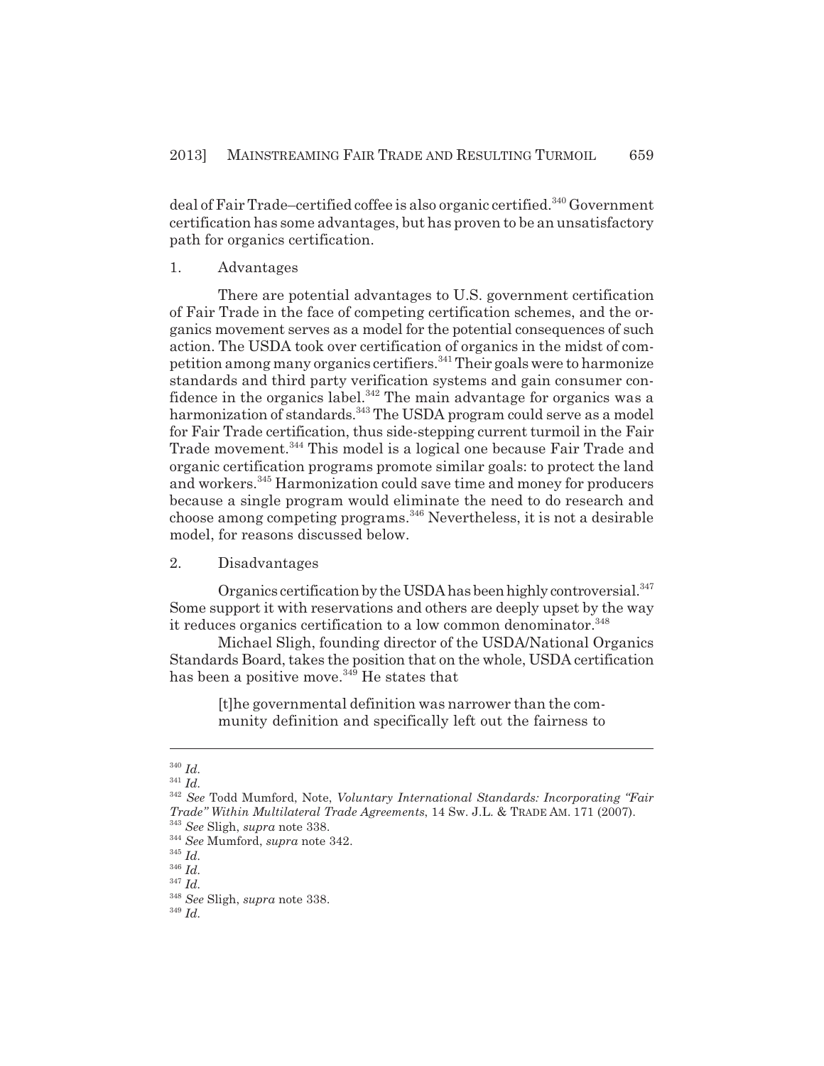deal of Fair Trade–certified coffee is also organic certified.[340] Government certification has some advantages, but has proven to be an unsatisfactory path for organics certification.

### 1. Advantages

There are potential advantages to U.S. government certification of Fair Trade in the face of competing certification schemes, and the organics movement serves as a model for the potential consequences of such action. The USDA took over certification of organics in the midst of competition among many organics certifiers.[341] Their goals were to harmonize standards and third party verification systems and gain consumer confidence in the organics label.[342] The main advantage for organics was a harmonization of standards.[343] The USDA program could serve as a model for Fair Trade certification, thus side-stepping current turmoil in the Fair Trade movement.[344] This model is a logical one because Fair Trade and organic certification programs promote similar goals: to protect the land and workers.[345] Harmonization could save time and money for producers because a single program would eliminate the need to do research and choose among competing programs.[346] Nevertheless, it is not a desirable model, for reasons discussed below.

### 2. Disadvantages

Organics certification by the USDA has been highly controversial.[347] Some support it with reservations and others are deeply upset by the way it reduces organics certification to a low common denominator.[348]

Michael Sligh, founding director of the USDA/National Organics Standards Board, takes the position that on the whole, USDA certification has been a positive move.[349] He states that

> [t]he governmental definition was narrower than the community definition and specifically left out the fairness to

---

[340] *Id.*

[341] *Id.*

[342] *See* Todd Mumford, Note, *Voluntary International Standards: Incorporating "Fair Trade" Within Multilateral Trade Agreements*, 14 Sw. J.L. & TRADE AM. 171 (2007).

[343] *See* Sligh, *supra* note 338.

[344] *See* Mumford, *supra* note 342.

[345] *Id.*

[346] *Id.*

[347] *Id.*

[348] *See* Sligh, *supra* note 338.

[349] *Id.*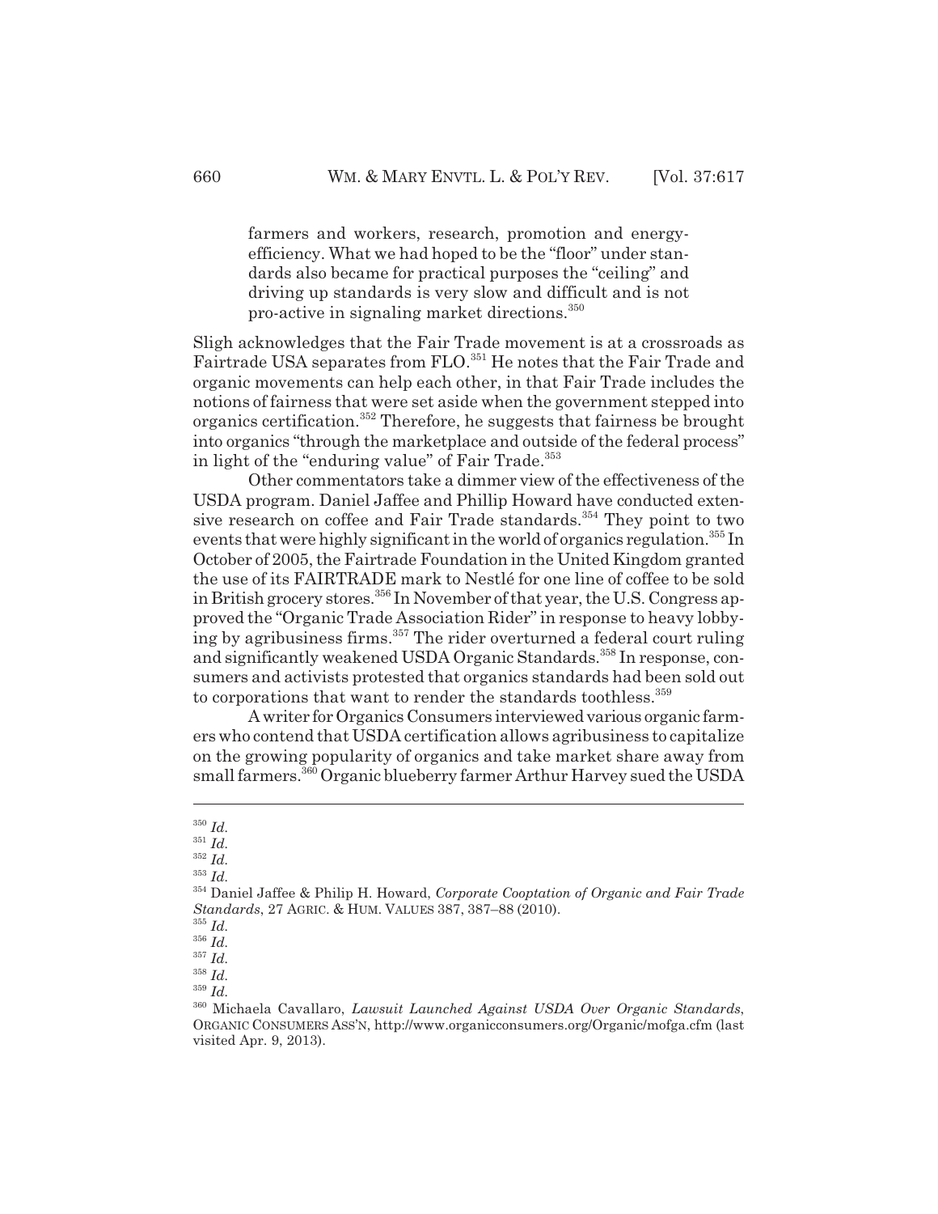> farmers and workers, research, promotion and energy-efficiency. What we had hoped to be the "floor" under standards also became for practical purposes the "ceiling" and driving up standards is very slow and difficult and is not pro-active in signaling market directions.[350]

Sligh acknowledges that the Fair Trade movement is at a crossroads as Fairtrade USA separates from FLO.[351] He notes that the Fair Trade and organic movements can help each other, in that Fair Trade includes the notions of fairness that were set aside when the government stepped into organics certification.[352] Therefore, he suggests that fairness be brought into organics "through the marketplace and outside of the federal process" in light of the "enduring value" of Fair Trade.[353]

Other commentators take a dimmer view of the effectiveness of the USDA program. Daniel Jaffee and Phillip Howard have conducted extensive research on coffee and Fair Trade standards.[354] They point to two events that were highly significant in the world of organics regulation.[355] In October of 2005, the Fairtrade Foundation in the United Kingdom granted the use of its FAIRTRADE mark to Nestlé for one line of coffee to be sold in British grocery stores.[356] In November of that year, the U.S. Congress approved the "Organic Trade Association Rider" in response to heavy lobbying by agribusiness firms.[357] The rider overturned a federal court ruling and significantly weakened USDA Organic Standards.[358] In response, consumers and activists protested that organics standards had been sold out to corporations that want to render the standards toothless.[359]

A writer for Organics Consumers interviewed various organic farmers who contend that USDA certification allows agribusiness to capitalize on the growing popularity of organics and take market share away from small farmers.[360] Organic blueberry farmer Arthur Harvey sued the USDA

---

[350] *Id.*
[351] *Id.*
[352] *Id.*
[353] *Id.*
[354] Daniel Jaffee & Philip H. Howard, *Corporate Cooptation of Organic and Fair Trade Standards*, 27 AGRIC. & HUM. VALUES 387, 387–88 (2010).
[355] *Id.*
[356] *Id.*
[357] *Id.*
[358] *Id.*
[359] *Id.*
[360] Michaela Cavallaro, *Lawsuit Launched Against USDA Over Organic Standards*, ORGANIC CONSUMERS ASS'N, http://www.organicconsumers.org/Organic/mofga.cfm (last visited Apr. 9, 2013).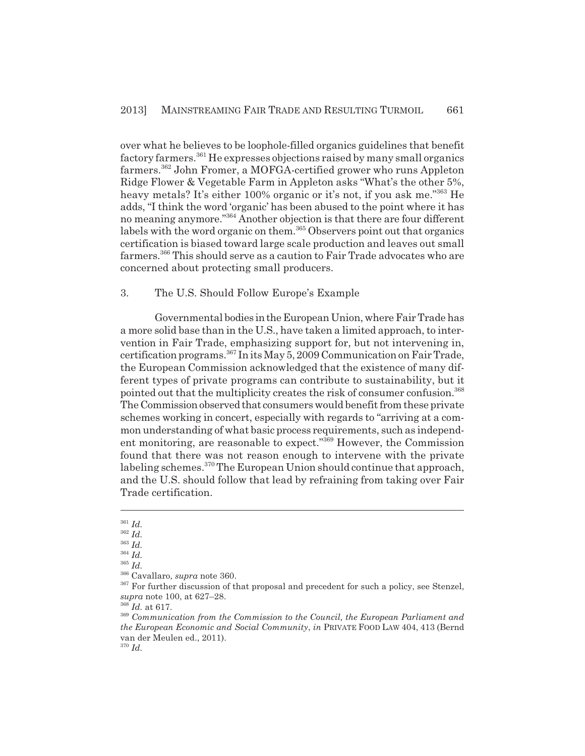over what he believes to be loophole-filled organics guidelines that benefit factory farmers.[361] He expresses objections raised by many small organics farmers.[362] John Fromer, a MOFGA-certified grower who runs Appleton Ridge Flower & Vegetable Farm in Appleton asks "What's the other 5%, heavy metals? It's either 100% organic or it's not, if you ask me."[363] He adds, "I think the word 'organic' has been abused to the point where it has no meaning anymore."[364] Another objection is that there are four different labels with the word organic on them.[365] Observers point out that organics certification is biased toward large scale production and leaves out small farmers.[366] This should serve as a caution to Fair Trade advocates who are concerned about protecting small producers.

### 3. The U.S. Should Follow Europe's Example

Governmental bodies in the European Union, where Fair Trade has a more solid base than in the U.S., have taken a limited approach, to intervention in Fair Trade, emphasizing support for, but not intervening in, certification programs.[367] In its May 5, 2009 Communication on Fair Trade, the European Commission acknowledged that the existence of many different types of private programs can contribute to sustainability, but it pointed out that the multiplicity creates the risk of consumer confusion.[368] The Commission observed that consumers would benefit from these private schemes working in concert, especially with regards to "arriving at a common understanding of what basic process requirements, such as independent monitoring, are reasonable to expect."[369] However, the Commission found that there was not reason enough to intervene with the private labeling schemes.[370] The European Union should continue that approach, and the U.S. should follow that lead by refraining from taking over Fair Trade certification.

---

[361] *Id.*

[362] *Id.*

[363] *Id.*

[364] *Id.*

[365] *Id.*

[366] Cavallaro, *supra* note 360.

[367] For further discussion of that proposal and precedent for such a policy, see Stenzel, *supra* note 100, at 627–28.

[368] *Id.* at 617.

[369] *Communication from the Commission to the Council, the European Parliament and the European Economic and Social Community*, *in* PRIVATE FOOD LAW 404, 413 (Bernd van der Meulen ed., 2011).

[370] *Id.*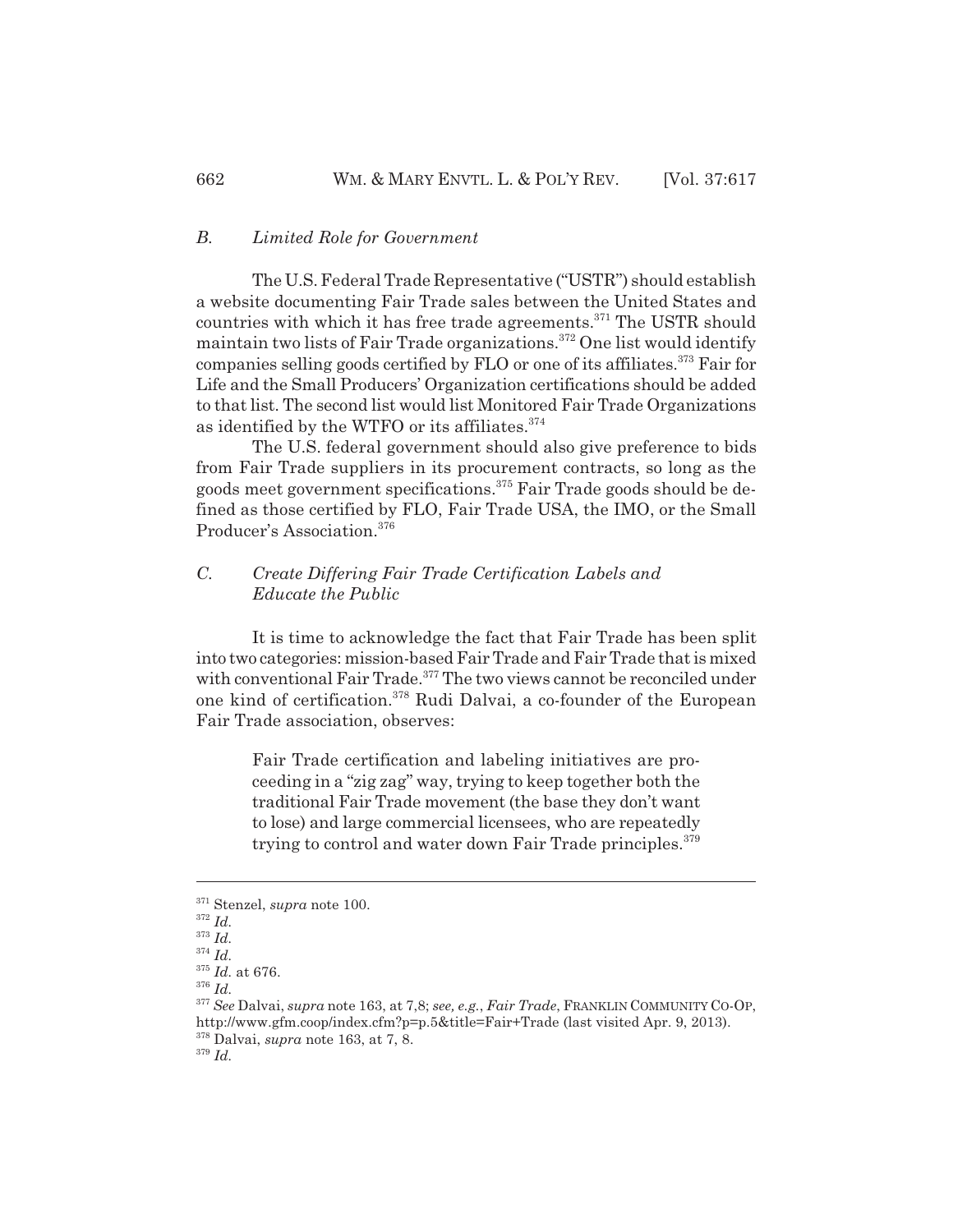### *B. Limited Role for Government*

The U.S. Federal Trade Representative ("USTR") should establish a website documenting Fair Trade sales between the United States and countries with which it has free trade agreements.[371] The USTR should maintain two lists of Fair Trade organizations.[372] One list would identify companies selling goods certified by FLO or one of its affiliates.[373] Fair for Life and the Small Producers' Organization certifications should be added to that list. The second list would list Monitored Fair Trade Organizations as identified by the WTFO or its affiliates.[374]

The U.S. federal government should also give preference to bids from Fair Trade suppliers in its procurement contracts, so long as the goods meet government specifications.[375] Fair Trade goods should be defined as those certified by FLO, Fair Trade USA, the IMO, or the Small Producer's Association.[376]

### *C. Create Differing Fair Trade Certification Labels and Educate the Public*

It is time to acknowledge the fact that Fair Trade has been split into two categories: mission-based Fair Trade and Fair Trade that is mixed with conventional Fair Trade.[377] The two views cannot be reconciled under one kind of certification.[378] Rudi Dalvai, a co-founder of the European Fair Trade association, observes:

> Fair Trade certification and labeling initiatives are proceeding in a "zig zag" way, trying to keep together both the traditional Fair Trade movement (the base they don't want to lose) and large commercial licensees, who are repeatedly trying to control and water down Fair Trade principles.[379]

---

[371] Stenzel, *supra* note 100.
[372] *Id.*
[373] *Id.*
[374] *Id.*
[375] *Id.* at 676.
[376] *Id.*
[377] *See* Dalvai, *supra* note 163, at 7,8; *see, e.g.*, *Fair Trade*, FRANKLIN COMMUNITY CO-OP, http://www.gfm.coop/index.cfm?p=p.5&title=Fair+Trade (last visited Apr. 9, 2013).
[378] Dalvai, *supra* note 163, at 7, 8.
[379] *Id.*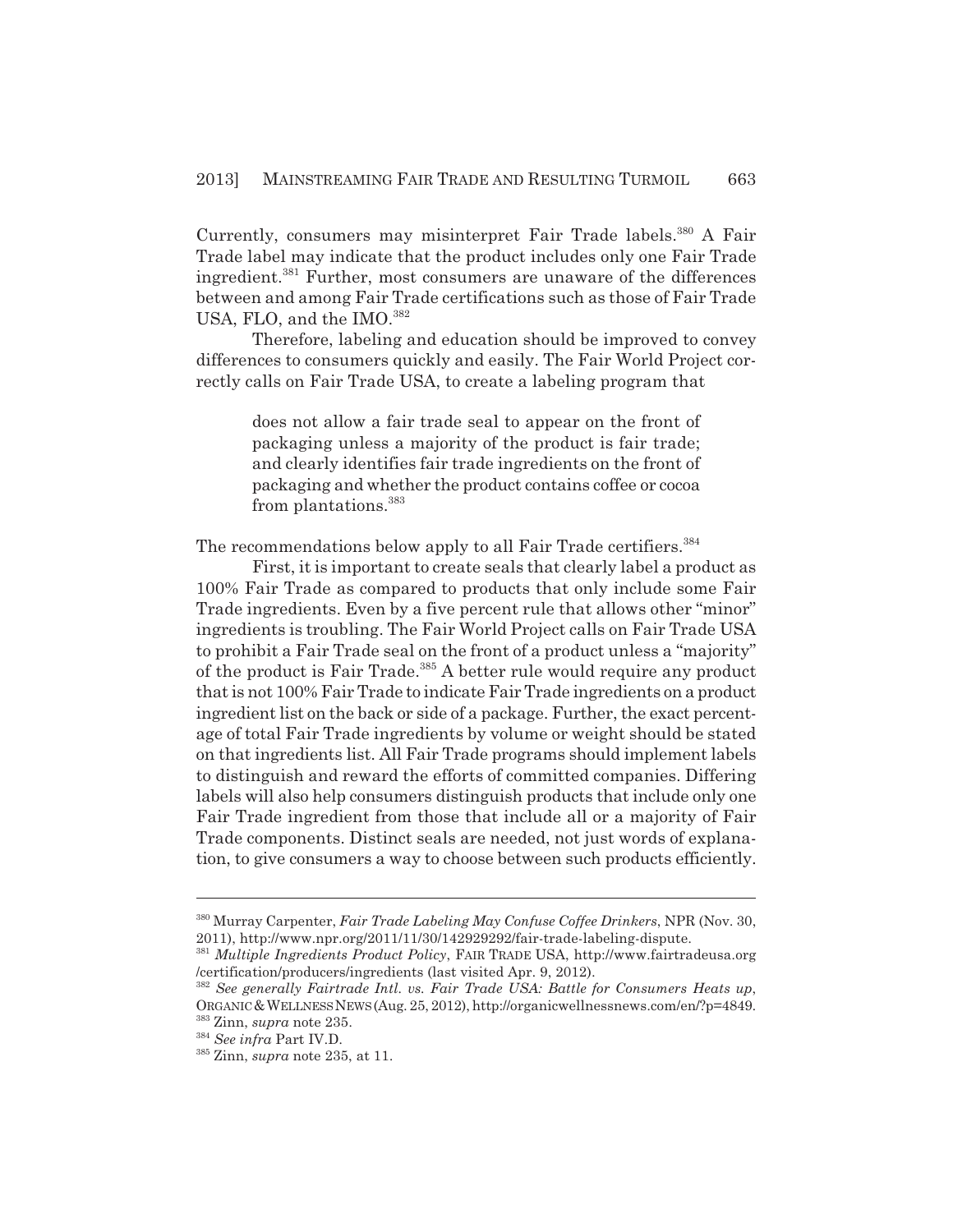Currently, consumers may misinterpret Fair Trade labels.[380] A Fair Trade label may indicate that the product includes only one Fair Trade ingredient.[381] Further, most consumers are unaware of the differences between and among Fair Trade certifications such as those of Fair Trade USA, FLO, and the IMO.[382]

Therefore, labeling and education should be improved to convey differences to consumers quickly and easily. The Fair World Project correctly calls on Fair Trade USA, to create a labeling program that

> does not allow a fair trade seal to appear on the front of packaging unless a majority of the product is fair trade; and clearly identifies fair trade ingredients on the front of packaging and whether the product contains coffee or cocoa from plantations.[383]

The recommendations below apply to all Fair Trade certifiers.[384]

First, it is important to create seals that clearly label a product as 100% Fair Trade as compared to products that only include some Fair Trade ingredients. Even by a five percent rule that allows other "minor" ingredients is troubling. The Fair World Project calls on Fair Trade USA to prohibit a Fair Trade seal on the front of a product unless a "majority" of the product is Fair Trade.[385] A better rule would require any product that is not 100% Fair Trade to indicate Fair Trade ingredients on a product ingredient list on the back or side of a package. Further, the exact percentage of total Fair Trade ingredients by volume or weight should be stated on that ingredients list. All Fair Trade programs should implement labels to distinguish and reward the efforts of committed companies. Differing labels will also help consumers distinguish products that include only one Fair Trade ingredient from those that include all or a majority of Fair Trade components. Distinct seals are needed, not just words of explanation, to give consumers a way to choose between such products efficiently.

---

[380] Murray Carpenter, *Fair Trade Labeling May Confuse Coffee Drinkers*, NPR (Nov. 30, 2011), http://www.npr.org/2011/11/30/142929292/fair-trade-labeling-dispute.

[381] *Multiple Ingredients Product Policy*, FAIR TRADE USA, http://www.fairtradeusa.org/certification/producers/ingredients (last visited Apr. 9, 2012).

[382] *See generally Fairtrade Intl. vs. Fair Trade USA: Battle for Consumers Heats up*, ORGANIC & WELLNESS NEWS (Aug. 25, 2012), http://organicwellnessnews.com/en/?p=4849.

[383] Zinn, *supra* note 235.

[384] *See infra* Part IV.D.

[385] Zinn, *supra* note 235, at 11.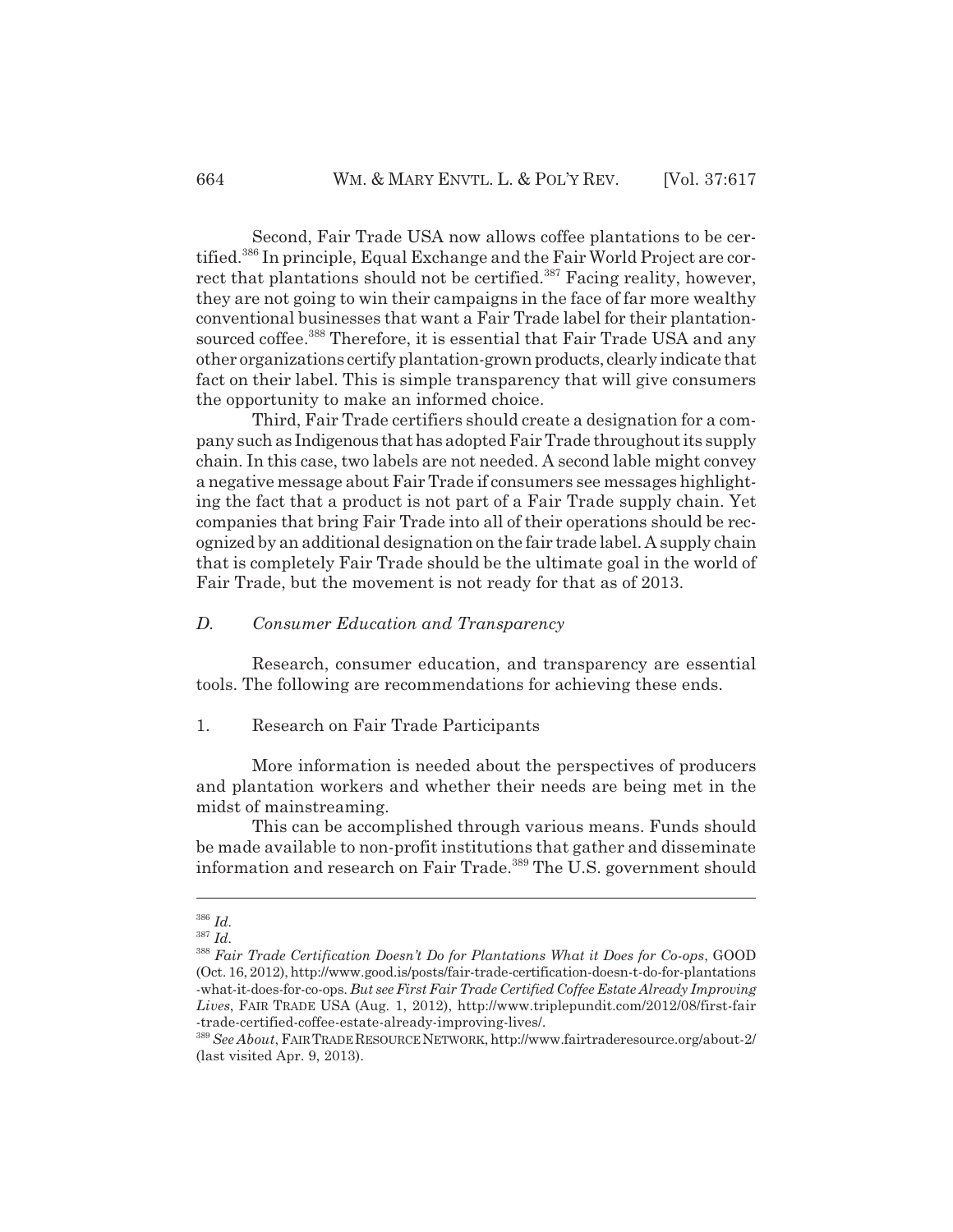Second, Fair Trade USA now allows coffee plantations to be certified.[386] In principle, Equal Exchange and the Fair World Project are correct that plantations should not be certified.[387] Facing reality, however, they are not going to win their campaigns in the face of far more wealthy conventional businesses that want a Fair Trade label for their plantation-sourced coffee.[388] Therefore, it is essential that Fair Trade USA and any other organizations certify plantation-grown products, clearly indicate that fact on their label. This is simple transparency that will give consumers the opportunity to make an informed choice.

Third, Fair Trade certifiers should create a designation for a company such as Indigenous that has adopted Fair Trade throughout its supply chain. In this case, two labels are not needed. A second lable might convey a negative message about Fair Trade if consumers see messages highlighting the fact that a product is not part of a Fair Trade supply chain. Yet companies that bring Fair Trade into all of their operations should be recognized by an additional designation on the fair trade label. A supply chain that is completely Fair Trade should be the ultimate goal in the world of Fair Trade, but the movement is not ready for that as of 2013.

### *D. Consumer Education and Transparency*

Research, consumer education, and transparency are essential tools. The following are recommendations for achieving these ends.

#### 1. Research on Fair Trade Participants

More information is needed about the perspectives of producers and plantation workers and whether their needs are being met in the midst of mainstreaming.

This can be accomplished through various means. Funds should be made available to non-profit institutions that gather and disseminate information and research on Fair Trade.[389] The U.S. government should

---

[386] *Id.*

[387] *Id.*

[388] *Fair Trade Certification Doesn't Do for Plantations What it Does for Co-ops*, GOOD (Oct. 16, 2012), http://www.good.is/posts/fair-trade-certification-doesn-t-do-for-plantations-what-it-does-for-co-ops. *But see First Fair Trade Certified Coffee Estate Already Improving Lives*, FAIR TRADE USA (Aug. 1, 2012), http://www.triplepundit.com/2012/08/first-fair-trade-certified-coffee-estate-already-improving-lives/.

[389] *See About*, FAIR TRADE RESOURCE NETWORK, http://www.fairtraderesource.org/about-2/ (last visited Apr. 9, 2013).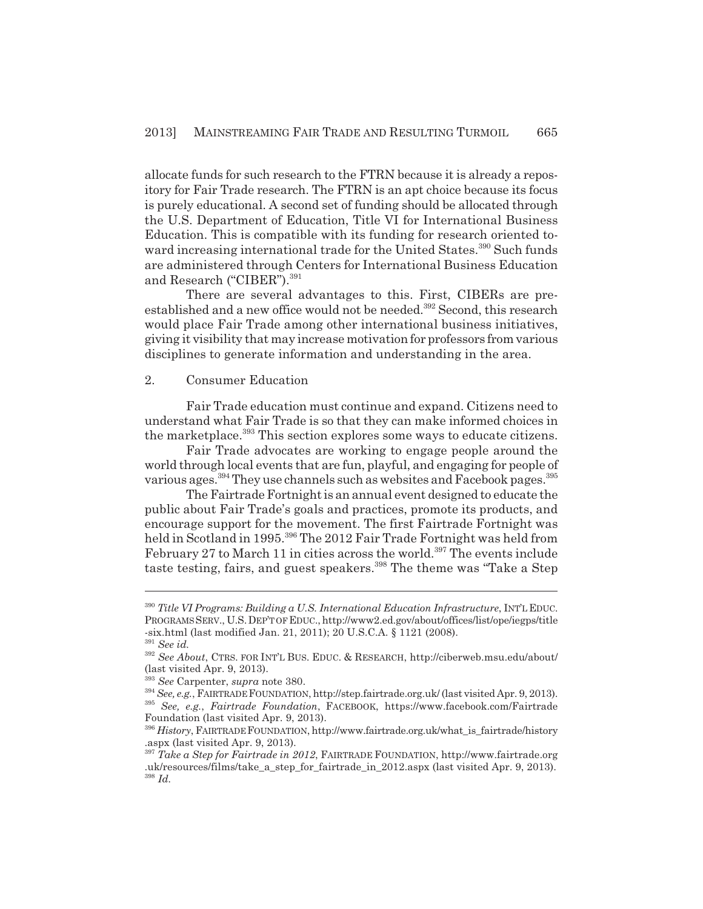allocate funds for such research to the FTRN because it is already a repository for Fair Trade research. The FTRN is an apt choice because its focus is purely educational. A second set of funding should be allocated through the U.S. Department of Education, Title VI for International Business Education. This is compatible with its funding for research oriented toward increasing international trade for the United States.[390] Such funds are administered through Centers for International Business Education and Research ("CIBER").[391]

There are several advantages to this. First, CIBERs are pre-established and a new office would not be needed.[392] Second, this research would place Fair Trade among other international business initiatives, giving it visibility that may increase motivation for professors from various disciplines to generate information and understanding in the area.

2. Consumer Education

Fair Trade education must continue and expand. Citizens need to understand what Fair Trade is so that they can make informed choices in the marketplace.[393] This section explores some ways to educate citizens.

Fair Trade advocates are working to engage people around the world through local events that are fun, playful, and engaging for people of various ages.[394] They use channels such as websites and Facebook pages.[395]

The Fairtrade Fortnight is an annual event designed to educate the public about Fair Trade's goals and practices, promote its products, and encourage support for the movement. The first Fairtrade Fortnight was held in Scotland in 1995.[396] The 2012 Fair Trade Fortnight was held from February 27 to March 11 in cities across the world.[397] The events include taste testing, fairs, and guest speakers.[398] The theme was "Take a Step

---

[390] *Title VI Programs: Building a U.S. International Education Infrastructure*, INT'L EDUC. PROGRAMS SERV., U.S. DEP'T OF EDUC., http://www2.ed.gov/about/offices/list/ope/iegps/title-six.html (last modified Jan. 21, 2011); 20 U.S.C.A. § 1121 (2008).

[391] *See id.*

[392] *See About*, CTRS. FOR INT'L BUS. EDUC. & RESEARCH, http://ciberweb.msu.edu/about/ (last visited Apr. 9, 2013).

[393] *See* Carpenter, *supra* note 380.

[394] *See, e.g.*, FAIRTRADE FOUNDATION, http://step.fairtrade.org.uk/ (last visited Apr. 9, 2013).

[395] *See, e.g.*, *Fairtrade Foundation*, FACEBOOK, https://www.facebook.com/FairtradeFoundation (last visited Apr. 9, 2013).

[396] *History*, FAIRTRADE FOUNDATION, http://www.fairtrade.org.uk/what_is_fairtrade/history.aspx (last visited Apr. 9, 2013).

[397] *Take a Step for Fairtrade in 2012*, FAIRTRADE FOUNDATION, http://www.fairtrade.org.uk/resources/films/take_a_step_for_fairtrade_in_2012.aspx (last visited Apr. 9, 2013).

[398] *Id.*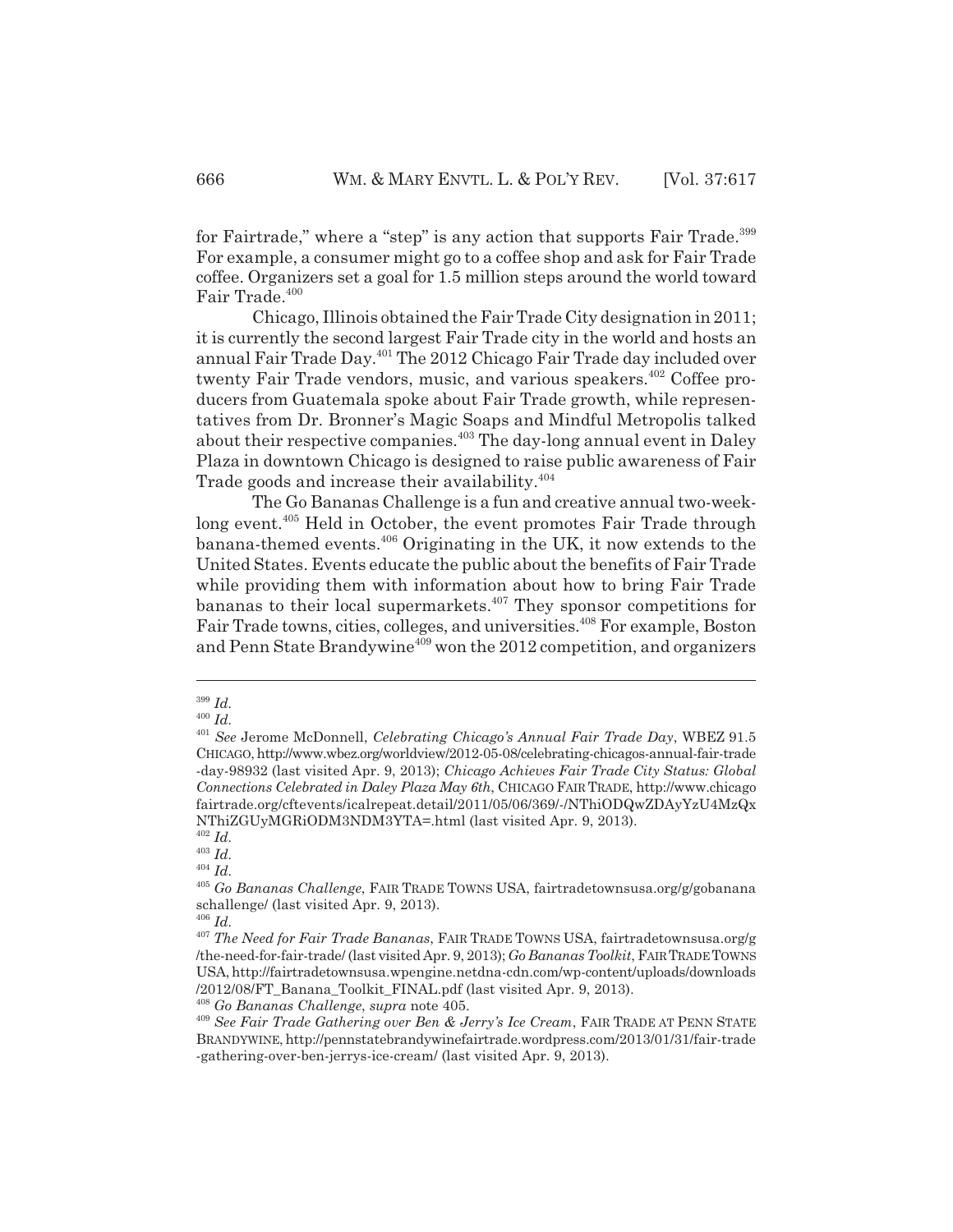for Fairtrade," where a "step" is any action that supports Fair Trade.[399] For example, a consumer might go to a coffee shop and ask for Fair Trade coffee. Organizers set a goal for 1.5 million steps around the world toward Fair Trade.[400]

Chicago, Illinois obtained the Fair Trade City designation in 2011; it is currently the second largest Fair Trade city in the world and hosts an annual Fair Trade Day.[401] The 2012 Chicago Fair Trade day included over twenty Fair Trade vendors, music, and various speakers.[402] Coffee producers from Guatemala spoke about Fair Trade growth, while representatives from Dr. Bronner's Magic Soaps and Mindful Metropolis talked about their respective companies.[403] The day-long annual event in Daley Plaza in downtown Chicago is designed to raise public awareness of Fair Trade goods and increase their availability.[404]

The Go Bananas Challenge is a fun and creative annual two-week-long event.[405] Held in October, the event promotes Fair Trade through banana-themed events.[406] Originating in the UK, it now extends to the United States. Events educate the public about the benefits of Fair Trade while providing them with information about how to bring Fair Trade bananas to their local supermarkets.[407] They sponsor competitions for Fair Trade towns, cities, colleges, and universities.[408] For example, Boston and Penn State Brandywine[409] won the 2012 competition, and organizers

---

[399] *Id.*

[400] *Id.*

[401] *See* Jerome McDonnell, *Celebrating Chicago's Annual Fair Trade Day*, WBEZ 91.5 CHICAGO, http://www.wbez.org/worldview/2012-05-08/celebrating-chicagos-annual-fair-trade-day-98932 (last visited Apr. 9, 2013); *Chicago Achieves Fair Trade City Status: Global Connections Celebrated in Daley Plaza May 6th*, CHICAGO FAIR TRADE, http://www.chicagofairtrade.org/cftevents/icalrepeat.detail/2011/05/06/369/-/NThiODQwZDAyYzU4MzQxNThiZGUyMGRiODM3NDM3YTA=.html (last visited Apr. 9, 2013).

[402] *Id.*

[403] *Id.*

[404] *Id.*

[405] *Go Bananas Challenge*, FAIR TRADE TOWNS USA, fairtradetownsusa.org/g/gobananaschallenge/ (last visited Apr. 9, 2013).

[406] *Id.*

[407] *The Need for Fair Trade Bananas*, FAIR TRADE TOWNS USA, fairtradetownsusa.org/g/the-need-for-fair-trade/ (last visited Apr. 9, 2013); *Go Bananas Toolkit*, FAIR TRADE TOWNS USA, http://fairtradetownsusa.wpengine.netdna-cdn.com/wp-content/uploads/downloads/2012/08/FT_Banana_Toolkit_FINAL.pdf (last visited Apr. 9, 2013).

[408] *Go Bananas Challenge*, *supra* note 405.

[409] *See Fair Trade Gathering over Ben & Jerry's Ice Cream*, FAIR TRADE AT PENN STATE BRANDYWINE, http://pennstatebrandywinefairtrade.wordpress.com/2013/01/31/fair-trade-gathering-over-ben-jerrys-ice-cream/ (last visited Apr. 9, 2013).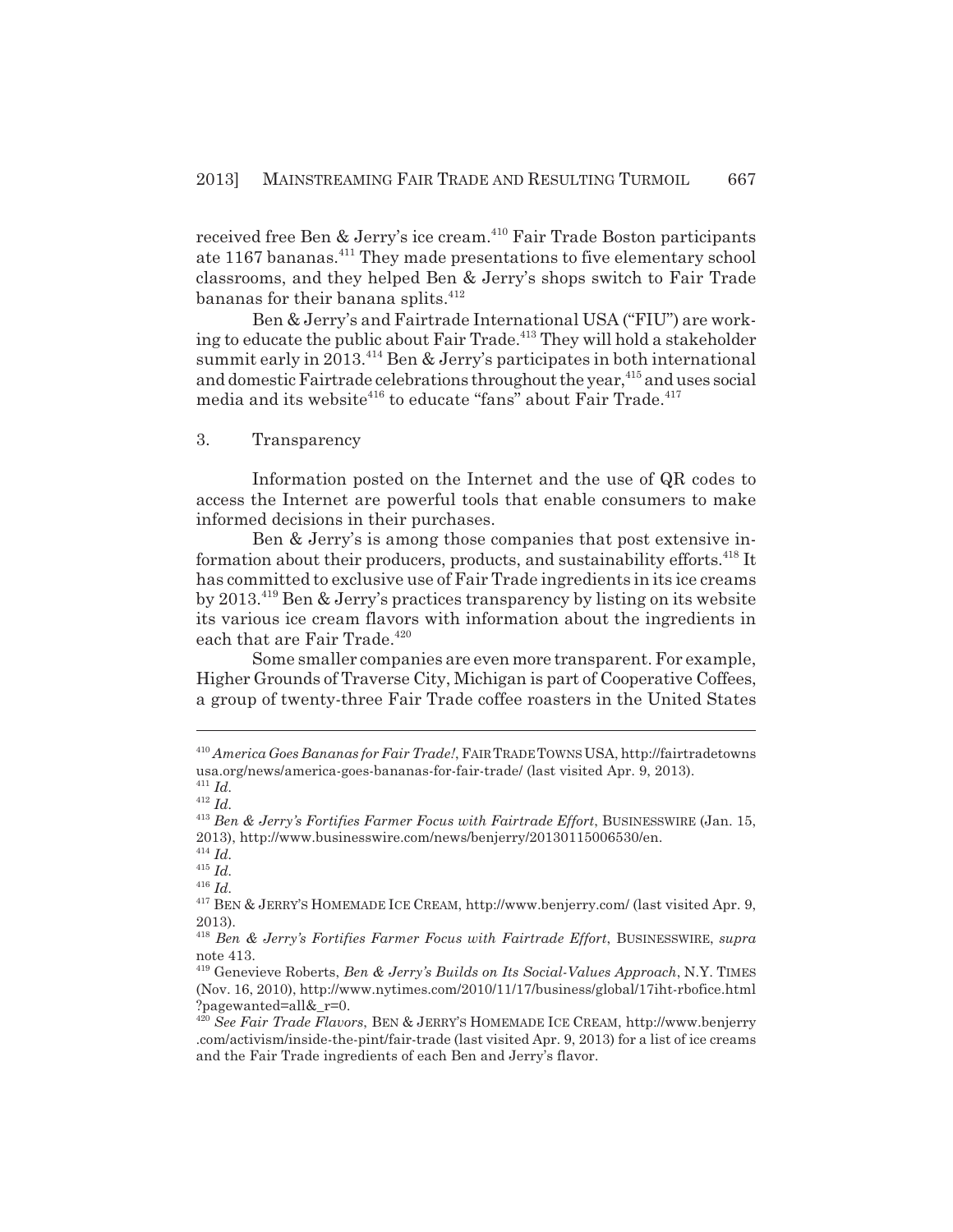received free Ben & Jerry's ice cream.[410] Fair Trade Boston participants ate 1167 bananas.[411] They made presentations to five elementary school classrooms, and they helped Ben & Jerry's shops switch to Fair Trade bananas for their banana splits.[412]

Ben & Jerry's and Fairtrade International USA ("FIU") are working to educate the public about Fair Trade.[413] They will hold a stakeholder summit early in 2013.[414] Ben & Jerry's participates in both international and domestic Fairtrade celebrations throughout the year,[415] and uses social media and its website[416] to educate "fans" about Fair Trade.[417]

### 3. Transparency

Information posted on the Internet and the use of QR codes to access the Internet are powerful tools that enable consumers to make informed decisions in their purchases.

Ben & Jerry's is among those companies that post extensive information about their producers, products, and sustainability efforts.[418] It has committed to exclusive use of Fair Trade ingredients in its ice creams by 2013.[419] Ben & Jerry's practices transparency by listing on its website its various ice cream flavors with information about the ingredients in each that are Fair Trade.[420]

Some smaller companies are even more transparent. For example, Higher Grounds of Traverse City, Michigan is part of Cooperative Coffees, a group of twenty-three Fair Trade coffee roasters in the United States

---

[410] *America Goes Bananas for Fair Trade!*, FAIR TRADE TOWNS USA, http://fairtradetownsusa.org/news/america-goes-bananas-for-fair-trade/ (last visited Apr. 9, 2013).

[411] *Id.*

[412] *Id.*

[413] *Ben & Jerry's Fortifies Farmer Focus with Fairtrade Effort*, BUSINESSWIRE (Jan. 15, 2013), http://www.businesswire.com/news/benjerry/20130115006530/en.

[414] *Id.*

[415] *Id.*

[416] *Id.*

[417] BEN & JERRY'S HOMEMADE ICE CREAM, http://www.benjerry.com/ (last visited Apr. 9, 2013).

[418] *Ben & Jerry's Fortifies Farmer Focus with Fairtrade Effort*, BUSINESSWIRE, *supra* note 413.

[419] Genevieve Roberts, *Ben & Jerry's Builds on Its Social-Values Approach*, N.Y. TIMES (Nov. 16, 2010), http://www.nytimes.com/2010/11/17/business/global/17iht-rbofice.html?pagewanted=all&_r=0.

[420] *See Fair Trade Flavors*, BEN & JERRY'S HOMEMADE ICE CREAM, http://www.benjerry.com/activism/inside-the-pint/fair-trade (last visited Apr. 9, 2013) for a list of ice creams and the Fair Trade ingredients of each Ben and Jerry's flavor.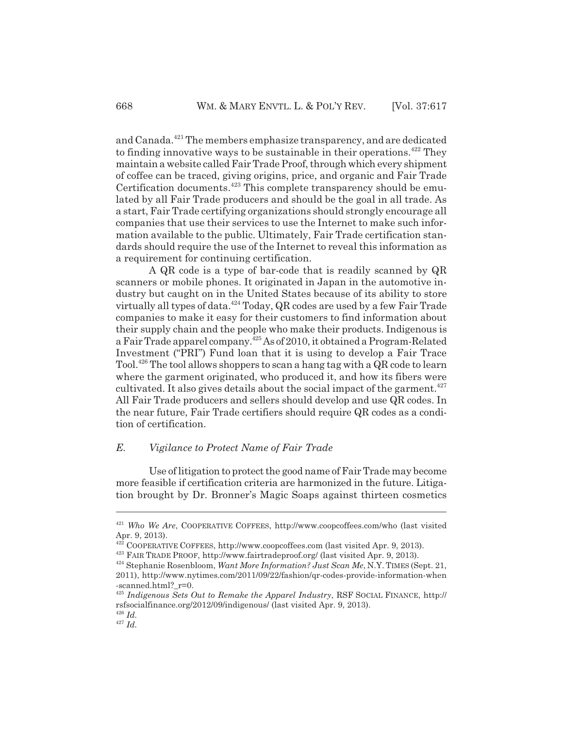and Canada.[421] The members emphasize transparency, and are dedicated to finding innovative ways to be sustainable in their operations.[422] They maintain a website called Fair Trade Proof, through which every shipment of coffee can be traced, giving origins, price, and organic and Fair Trade Certification documents.[423] This complete transparency should be emulated by all Fair Trade producers and should be the goal in all trade. As a start, Fair Trade certifying organizations should strongly encourage all companies that use their services to use the Internet to make such information available to the public. Ultimately, Fair Trade certification standards should require the use of the Internet to reveal this information as a requirement for continuing certification.

A QR code is a type of bar-code that is readily scanned by QR scanners or mobile phones. It originated in Japan in the automotive industry but caught on in the United States because of its ability to store virtually all types of data.[424] Today, QR codes are used by a few Fair Trade companies to make it easy for their customers to find information about their supply chain and the people who make their products. Indigenous is a Fair Trade apparel company.[425] As of 2010, it obtained a Program-Related Investment ("PRI") Fund loan that it is using to develop a Fair Trace Tool.[426] The tool allows shoppers to scan a hang tag with a QR code to learn where the garment originated, who produced it, and how its fibers were cultivated. It also gives details about the social impact of the garment.[427] All Fair Trade producers and sellers should develop and use QR codes. In the near future, Fair Trade certifiers should require QR codes as a condition of certification.

### *E. Vigilance to Protect Name of Fair Trade*

Use of litigation to protect the good name of Fair Trade may become more feasible if certification criteria are harmonized in the future. Litigation brought by Dr. Bronner's Magic Soaps against thirteen cosmetics

---

[421] *Who We Are*, COOPERATIVE COFFEES, http://www.coopcoffees.com/who (last visited Apr. 9, 2013).

[422] COOPERATIVE COFFEES, http://www.coopcoffees.com (last visited Apr. 9, 2013).

[423] FAIR TRADE PROOF, http://www.fairtradeproof.org/ (last visited Apr. 9, 2013).

[424] Stephanie Rosenbloom, *Want More Information? Just Scan Me*, N.Y. TIMES (Sept. 21, 2011), http://www.nytimes.com/2011/09/22/fashion/qr-codes-provide-information-when-scanned.html?_r=0.

[425] *Indigenous Sets Out to Remake the Apparel Industry*, RSF SOCIAL FINANCE, http://rsfsocialfinance.org/2012/09/indigenous/ (last visited Apr. 9, 2013).

[426] *Id.*

[427] *Id.*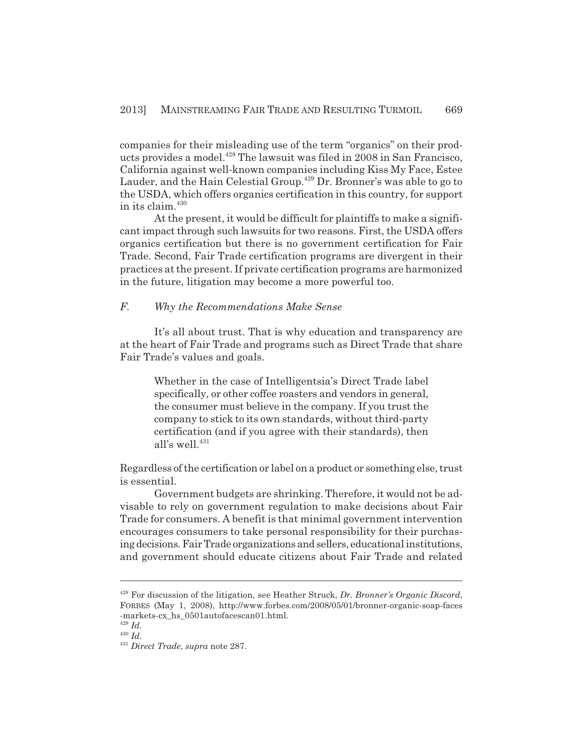companies for their misleading use of the term "organics" on their products provides a model.[428] The lawsuit was filed in 2008 in San Francisco, California against well-known companies including Kiss My Face, Estee Lauder, and the Hain Celestial Group.[429] Dr. Bronner's was able to go to the USDA, which offers organics certification in this country, for support in its claim.[430]

At the present, it would be difficult for plaintiffs to make a significant impact through such lawsuits for two reasons. First, the USDA offers organics certification but there is no government certification for Fair Trade. Second, Fair Trade certification programs are divergent in their practices at the present. If private certification programs are harmonized in the future, litigation may become a more powerful too.

### *F. Why the Recommendations Make Sense*

It's all about trust. That is why education and transparency are at the heart of Fair Trade and programs such as Direct Trade that share Fair Trade's values and goals.

> Whether in the case of Intelligentsia's Direct Trade label specifically, or other coffee roasters and vendors in general, the consumer must believe in the company. If you trust the company to stick to its own standards, without third-party certification (and if you agree with their standards), then all's well.[431]

Regardless of the certification or label on a product or something else, trust is essential.

Government budgets are shrinking. Therefore, it would not be advisable to rely on government regulation to make decisions about Fair Trade for consumers. A benefit is that minimal government intervention encourages consumers to take personal responsibility for their purchasing decisions. Fair Trade organizations and sellers, educational institutions, and government should educate citizens about Fair Trade and related

---

[428] For discussion of the litigation, see Heather Struck, *Dr. Bronner's Organic Discord*, FORBES (May 1, 2008), http://www.forbes.com/2008/05/01/bronner-organic-soap-faces-markets-cx_hs_0501autofacescan01.html.

[429] *Id.*

[430] *Id.*

[431] *Direct Trade*, *supra* note 287.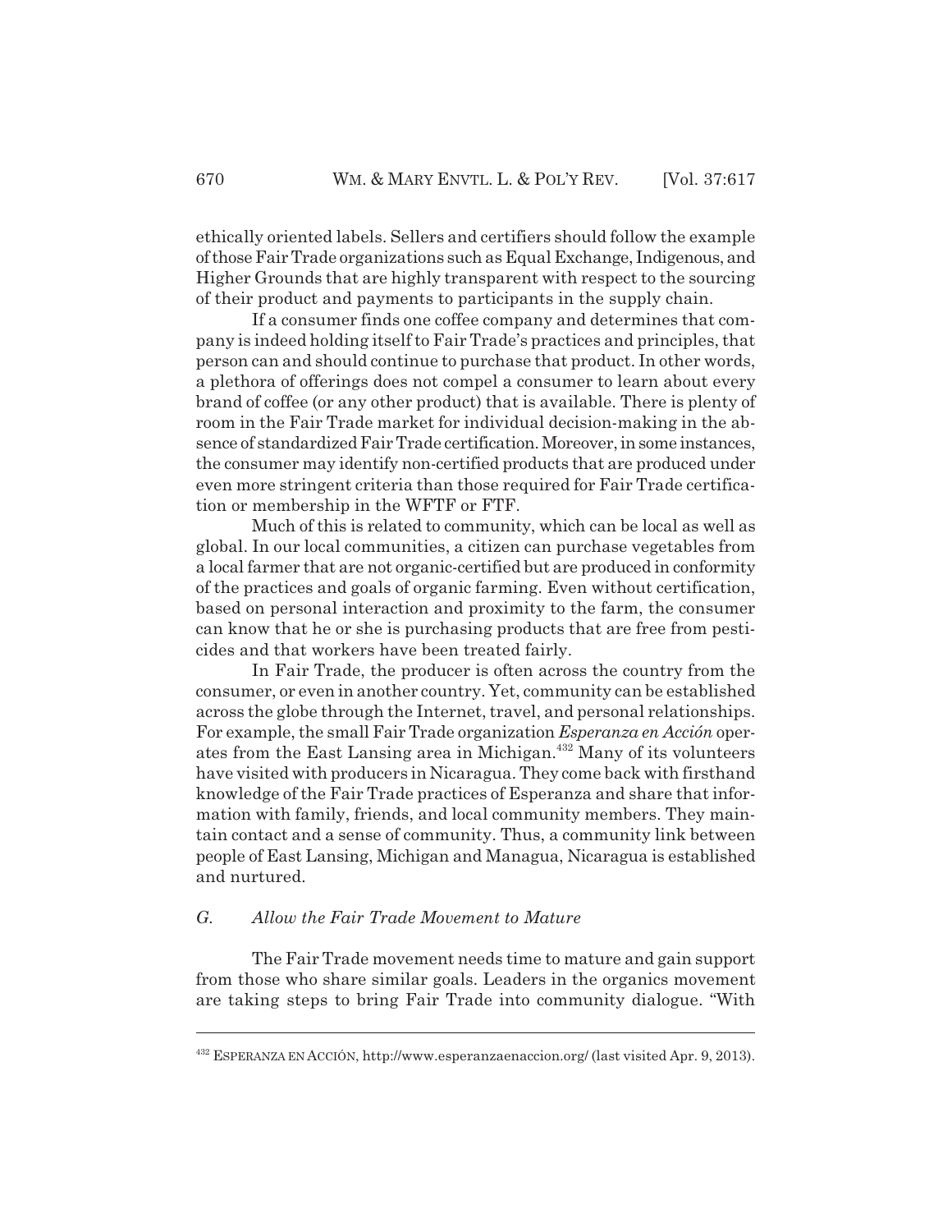ethically oriented labels. Sellers and certifiers should follow the example of those Fair Trade organizations such as Equal Exchange, Indigenous, and Higher Grounds that are highly transparent with respect to the sourcing of their product and payments to participants in the supply chain.

If a consumer finds one coffee company and determines that company is indeed holding itself to Fair Trade's practices and principles, that person can and should continue to purchase that product. In other words, a plethora of offerings does not compel a consumer to learn about every brand of coffee (or any other product) that is available. There is plenty of room in the Fair Trade market for individual decision-making in the absence of standardized Fair Trade certification. Moreover, in some instances, the consumer may identify non-certified products that are produced under even more stringent criteria than those required for Fair Trade certification or membership in the WFTF or FTF.

Much of this is related to community, which can be local as well as global. In our local communities, a citizen can purchase vegetables from a local farmer that are not organic-certified but are produced in conformity of the practices and goals of organic farming. Even without certification, based on personal interaction and proximity to the farm, the consumer can know that he or she is purchasing products that are free from pesticides and that workers have been treated fairly.

In Fair Trade, the producer is often across the country from the consumer, or even in another country. Yet, community can be established across the globe through the Internet, travel, and personal relationships. For example, the small Fair Trade organization *Esperanza en Acción* operates from the East Lansing area in Michigan.[432] Many of its volunteers have visited with producers in Nicaragua. They come back with firsthand knowledge of the Fair Trade practices of Esperanza and share that information with family, friends, and local community members. They maintain contact and a sense of community. Thus, a community link between people of East Lansing, Michigan and Managua, Nicaragua is established and nurtured.

### *G. Allow the Fair Trade Movement to Mature*

The Fair Trade movement needs time to mature and gain support from those who share similar goals. Leaders in the organics movement are taking steps to bring Fair Trade into community dialogue. "With

---

[432] ESPERANZA EN ACCIÓN, http://www.esperanzaenaccion.org/ (last visited Apr. 9, 2013).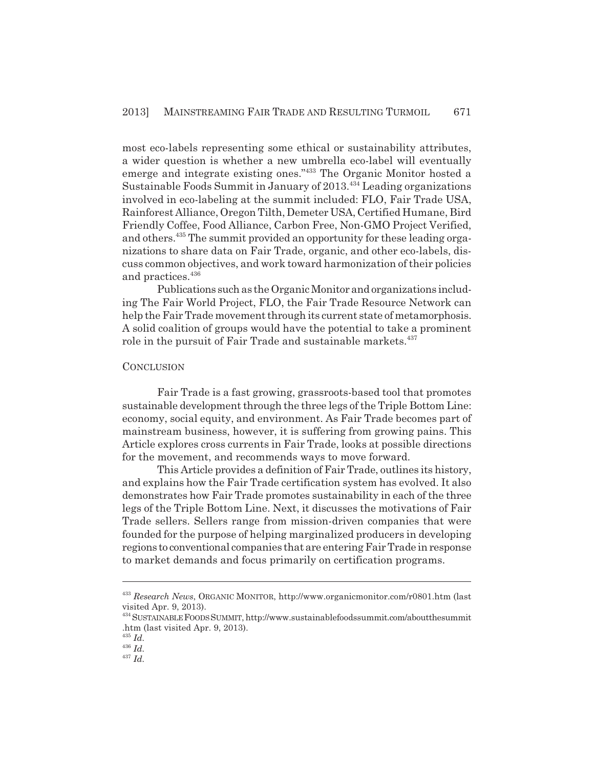most eco-labels representing some ethical or sustainability attributes, a wider question is whether a new umbrella eco-label will eventually emerge and integrate existing ones."[433] The Organic Monitor hosted a Sustainable Foods Summit in January of 2013.[434] Leading organizations involved in eco-labeling at the summit included: FLO, Fair Trade USA, Rainforest Alliance, Oregon Tilth, Demeter USA, Certified Humane, Bird Friendly Coffee, Food Alliance, Carbon Free, Non-GMO Project Verified, and others.[435] The summit provided an opportunity for these leading organizations to share data on Fair Trade, organic, and other eco-labels, discuss common objectives, and work toward harmonization of their policies and practices.[436]

Publications such as the Organic Monitor and organizations including The Fair World Project, FLO, the Fair Trade Resource Network can help the Fair Trade movement through its current state of metamorphosis. A solid coalition of groups would have the potential to take a prominent role in the pursuit of Fair Trade and sustainable markets.[437]

## CONCLUSION

Fair Trade is a fast growing, grassroots-based tool that promotes sustainable development through the three legs of the Triple Bottom Line: economy, social equity, and environment. As Fair Trade becomes part of mainstream business, however, it is suffering from growing pains. This Article explores cross currents in Fair Trade, looks at possible directions for the movement, and recommends ways to move forward.

This Article provides a definition of Fair Trade, outlines its history, and explains how the Fair Trade certification system has evolved. It also demonstrates how Fair Trade promotes sustainability in each of the three legs of the Triple Bottom Line. Next, it discusses the motivations of Fair Trade sellers. Sellers range from mission-driven companies that were founded for the purpose of helping marginalized producers in developing regions to conventional companies that are entering Fair Trade in response to market demands and focus primarily on certification programs.

---

[433] *Research News*, ORGANIC MONITOR, http://www.organicmonitor.com/r0801.htm (last visited Apr. 9, 2013).

[434] SUSTAINABLE FOODS SUMMIT, http://www.sustainablefoodssummit.com/aboutthesummit.htm (last visited Apr. 9, 2013).

[435] *Id.*

[436] *Id.*

[437] *Id.*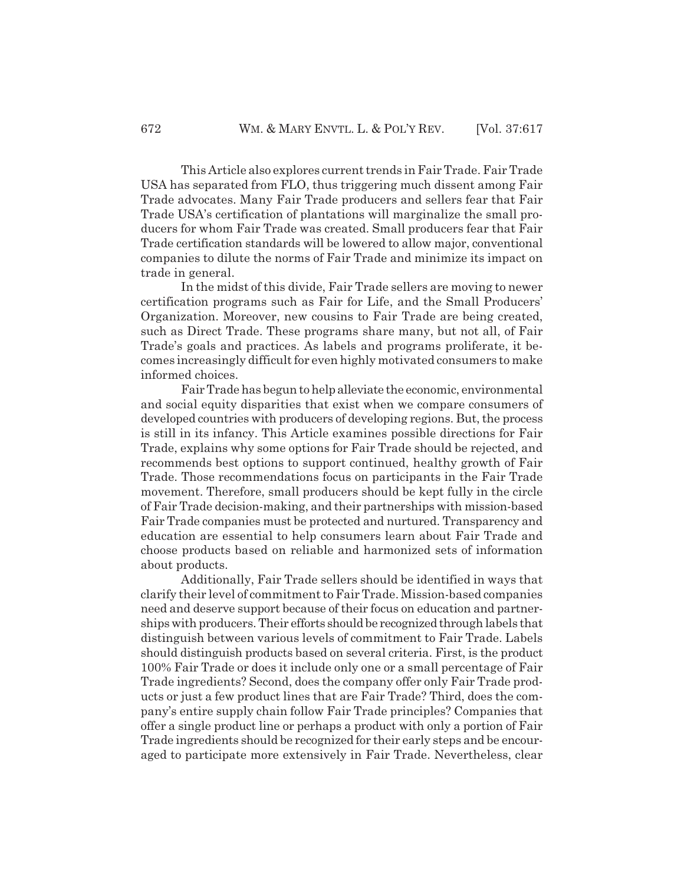This Article also explores current trends in Fair Trade. Fair Trade USA has separated from FLO, thus triggering much dissent among Fair Trade advocates. Many Fair Trade producers and sellers fear that Fair Trade USA's certification of plantations will marginalize the small producers for whom Fair Trade was created. Small producers fear that Fair Trade certification standards will be lowered to allow major, conventional companies to dilute the norms of Fair Trade and minimize its impact on trade in general.

In the midst of this divide, Fair Trade sellers are moving to newer certification programs such as Fair for Life, and the Small Producers' Organization. Moreover, new cousins to Fair Trade are being created, such as Direct Trade. These programs share many, but not all, of Fair Trade's goals and practices. As labels and programs proliferate, it becomes increasingly difficult for even highly motivated consumers to make informed choices.

Fair Trade has begun to help alleviate the economic, environmental and social equity disparities that exist when we compare consumers of developed countries with producers of developing regions. But, the process is still in its infancy. This Article examines possible directions for Fair Trade, explains why some options for Fair Trade should be rejected, and recommends best options to support continued, healthy growth of Fair Trade. Those recommendations focus on participants in the Fair Trade movement. Therefore, small producers should be kept fully in the circle of Fair Trade decision-making, and their partnerships with mission-based Fair Trade companies must be protected and nurtured. Transparency and education are essential to help consumers learn about Fair Trade and choose products based on reliable and harmonized sets of information about products.

Additionally, Fair Trade sellers should be identified in ways that clarify their level of commitment to Fair Trade. Mission-based companies need and deserve support because of their focus on education and partnerships with producers. Their efforts should be recognized through labels that distinguish between various levels of commitment to Fair Trade. Labels should distinguish products based on several criteria. First, is the product 100% Fair Trade or does it include only one or a small percentage of Fair Trade ingredients? Second, does the company offer only Fair Trade products or just a few product lines that are Fair Trade? Third, does the company's entire supply chain follow Fair Trade principles? Companies that offer a single product line or perhaps a product with only a portion of Fair Trade ingredients should be recognized for their early steps and be encouraged to participate more extensively in Fair Trade. Nevertheless, clear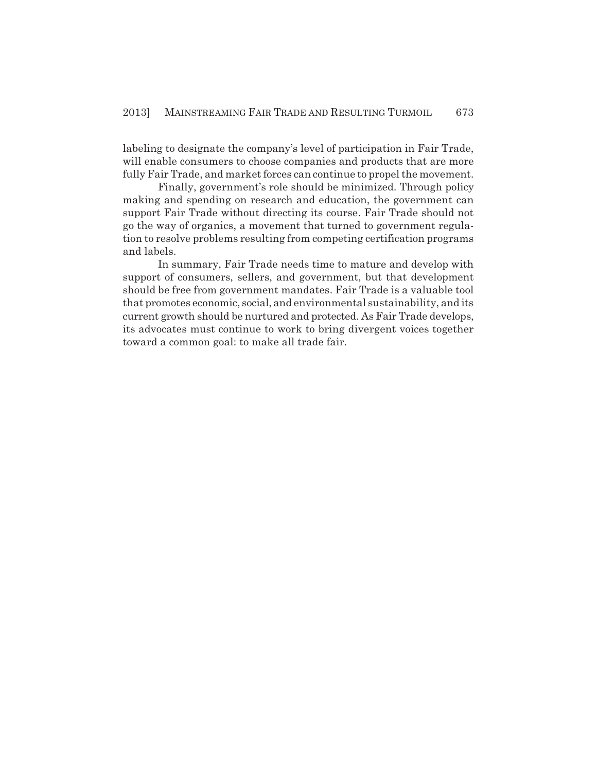labeling to designate the company's level of participation in Fair Trade, will enable consumers to choose companies and products that are more fully Fair Trade, and market forces can continue to propel the movement.

Finally, government's role should be minimized. Through policy making and spending on research and education, the government can support Fair Trade without directing its course. Fair Trade should not go the way of organics, a movement that turned to government regulation to resolve problems resulting from competing certification programs and labels.

In summary, Fair Trade needs time to mature and develop with support of consumers, sellers, and government, but that development should be free from government mandates. Fair Trade is a valuable tool that promotes economic, social, and environmental sustainability, and its current growth should be nurtured and protected. As Fair Trade develops, its advocates must continue to work to bring divergent voices together toward a common goal: to make all trade fair.